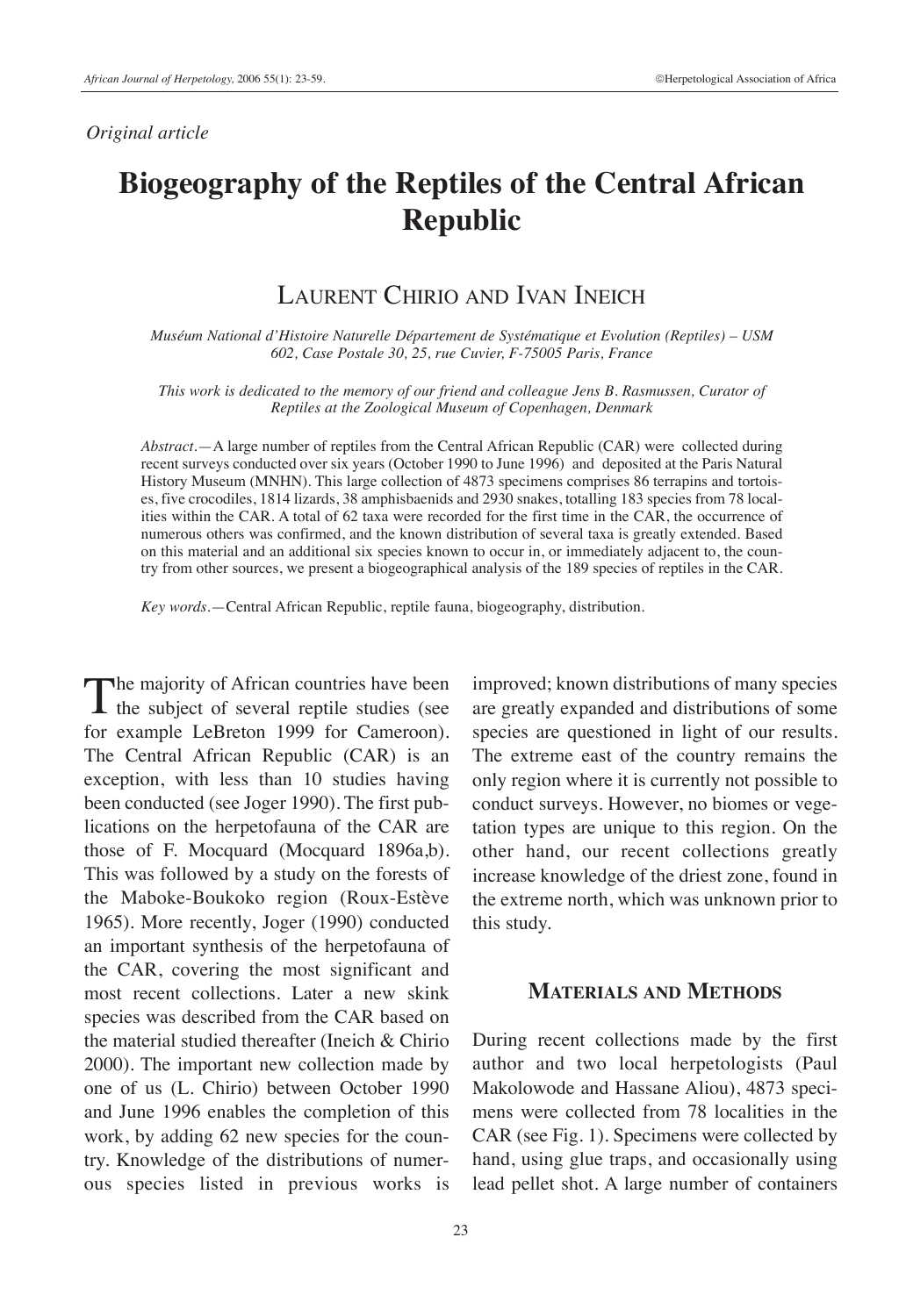*Original article*

# Biogeography of the Reptiles of the Central African Republic

LAURENT CHIRIO AND IVAN INEICH

*Muséum National d'Histoire Naturelle Département de Systématique et Evolution (Reptiles) – USM 602, Case Postale 30, 25, rue Cuvier, F-75005 Paris, France*

*This work is dedicated to the memory of our friend and colleague Jens B. Rasmussen, Curator of Reptiles at the Zoological Museum of Copenhagen, Denmark*

*Abstract.*—A large number of reptiles from the Central African Republic (CAR) were collected during recent surveys conducted over six years (October 1990 to June 1996) and deposited at the Paris Natural History Museum (MNHN). This large collection of 4873 specimens comprises 86 terrapins and tortoises, five crocodiles, 1814 lizards, 38 amphisbaenids and 2930 snakes, totalling 183 species from 78 localities within the CAR. A total of 62 taxa were recorded for the first time in the CAR, the occurrence of numerous others was confirmed, and the known distribution of several taxa is greatly extended. Based on this material and an additional six species known to occur in, or immediately adjacent to, the country from other sources, we present a biogeographical analysis of the 189 species of reptiles in the CAR.

*Key words.*—Central African Republic, reptile fauna, biogeography, distribution.

The majority of African countries have been the subject of several reptile studies (see for example LeBreton 1999 for Cameroon). The Central African Republic (CAR) is an exception, with less than 10 studies having been conducted (see Joger 1990). The first publications on the herpetofauna of the CAR are those of F. Mocquard (Mocquard 1896a,b). This was followed by a study on the forests of the Maboke-Boukoko region (Roux-Estève 1965). More recently, Joger (1990) conducted an important synthesis of the herpetofauna of the CAR, covering the most significant and most recent collections. Later a new skink species was described from the CAR based on the material studied thereafter (Ineich & Chirio 2000). The important new collection made by one of us (L. Chirio) between October 1990 and June 1996 enables the completion of this work, by adding 62 new species for the country. Knowledge of the distributions of numerous species listed in previous works is improved; known distributions of many species are greatly expanded and distributions of some species are questioned in light of our results. The extreme east of the country remains the only region where it is currently not possible to conduct surveys. However, no biomes or vegetation types are unique to this region. On the other hand, our recent collections greatly increase knowledge of the driest zone, found in the extreme north, which was unknown prior to this study.

## MATERIALS AND METHODS

During recent collections made by the first author and two local herpetologists (Paul Makolowode and Hassane Aliou), 4873 specimens were collected from 78 localities in the CAR (see Fig. 1). Specimens were collected by hand, using glue traps, and occasionally using lead pellet shot. A large number of containers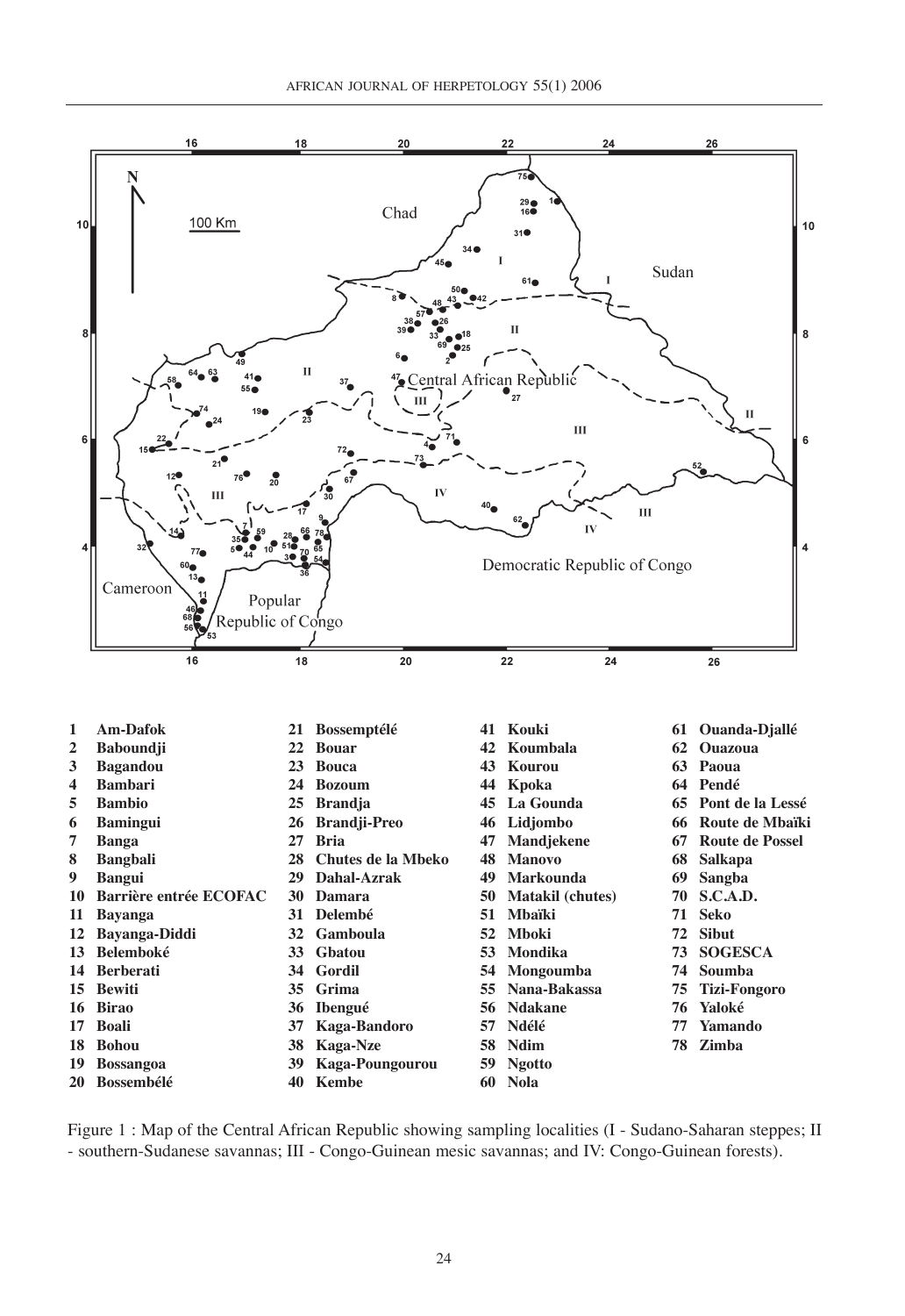| | | | | | | | |
|---|---|---|---|---|---|---|---|
| 1 | **Am-Dafok** | 21 | **Bossemptélé** | 41 | **Kouki** | 61 | **Ouanda-Djallé** |
| 2 | **Baboundji** | 22 | **Bouar** | 42 | **Koumbala** | 62 | **Ouazoua** |
| 3 | **Bagandou** | 23 | **Bouca** | 43 | **Kourou** | 63 | **Paoua** |
| 4 | **Bambari** | 24 | **Bozoum** | 44 | **Kpoka** | 64 | **Pendé** |
| 5 | **Bambio** | 25 | **Brandja** | 45 | **La Gounda** | 65 | **Pont de la Lessé** |
| 6 | **Bamingui** | 26 | **Brandji-Preo** | 46 | **Lidjombo** | 66 | **Route de Mbaïki** |
| 7 | **Banga** | 27 | **Bria** | 47 | **Mandjekene** | 67 | **Route de Possel** |
| 8 | **Bangbali** | 28 | **Chutes de la Mbeko** | 48 | **Manovo** | 68 | **Salkapa** |
| 9 | **Bangui** | 29 | **Dahal-Azrak** | 49 | **Markounda** | 69 | **Sangba** |
| 10 | **Barrière entrée ECOFAC** | 30 | **Damara** | 50 | **Matakil (chutes)** | 70 | **S.C.A.D.** |
| 11 | **Bayanga** | 31 | **Delembé** | 51 | **Mbaïki** | 71 | **Seko** |
| 12 | **Bayanga-Diddi** | 32 | **Gamboula** | 52 | **Mboki** | 72 | **Sibut** |
| 13 | **Belemboké** | 33 | **Gbatou** | 53 | **Mondika** | 73 | **SOGESCA** |
| 14 | **Berberati** | 34 | **Gordil** | 54 | **Mongoumba** | 74 | **Soumba** |
| 15 | **Bewiti** | 35 | **Grima** | 55 | **Nana-Bakassa** | 75 | **Tizi-Fongoro** |
| 16 | **Birao** | 36 | **Ibengué** | 56 | **Ndakane** | 76 | **Yaloké** |
| 17 | **Boali** | 37 | **Kaga-Bandoro** | 57 | **Ndélé** | 77 | **Yamando** |
| 18 | **Bohou** | 38 | **Kaga-Nze** | 58 | **Ndim** | 78 | **Zimba** |
| 19 | **Bossangoa** | 39 | **Kaga-Poungourou** | 59 | **Ngotto** | | |
| 20 | **Bossembélé** | 40 | **Kembe** | 60 | **Nola** | | |

Figure 1 : Map of the Central African Republic showing sampling localities (I - Sudano-Saharan steppes; II - southern-Sudanese savannas; III - Congo-Guinean mesic savannas; and IV: Congo-Guinean forests).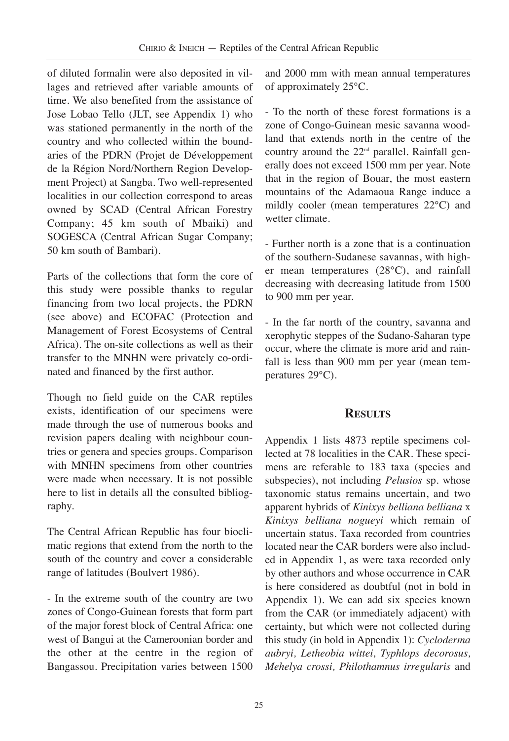of diluted formalin were also deposited in villages and retrieved after variable amounts of time. We also benefited from the assistance of Jose Lobao Tello (JLT, see Appendix 1) who was stationed permanently in the north of the country and who collected within the boundaries of the PDRN (Projet de Développement de la Région Nord/Northern Region Development Project) at Sangba. Two well-represented localities in our collection correspond to areas owned by SCAD (Central African Forestry Company; 45 km south of Mbaiki) and SOGESCA (Central African Sugar Company; 50 km south of Bambari).

Parts of the collections that form the core of this study were possible thanks to regular financing from two local projects, the PDRN (see above) and ECOFAC (Protection and Management of Forest Ecosystems of Central Africa). The on-site collections as well as their transfer to the MNHN were privately co-ordinated and financed by the first author.

Though no field guide on the CAR reptiles exists, identification of our specimens were made through the use of numerous books and revision papers dealing with neighbour countries or genera and species groups. Comparison with MNHN specimens from other countries were made when necessary. It is not possible here to list in details all the consulted bibliography.

The Central African Republic has four bioclimatic regions that extend from the north to the south of the country and cover a considerable range of latitudes (Boulvert 1986).

- In the extreme south of the country are two zones of Congo-Guinean forests that form part of the major forest block of Central Africa: one west of Bangui at the Cameroonian border and the other at the centre in the region of Bangassou. Precipitation varies between 1500 and 2000 mm with mean annual temperatures of approximately 25°C.

- To the north of these forest formations is a zone of Congo-Guinean mesic savanna woodland that extends north in the centre of the country around the 22nd parallel. Rainfall generally does not exceed 1500 mm per year. Note that in the region of Bouar, the most eastern mountains of the Adamaoua Range induce a mildly cooler (mean temperatures 22°C) and wetter climate.

- Further north is a zone that is a continuation of the southern-Sudanese savannas, with higher mean temperatures (28°C), and rainfall decreasing with decreasing latitude from 1500 to 900 mm per year.

- In the far north of the country, savanna and xerophytic steppes of the Sudano-Saharan type occur, where the climate is more arid and rainfall is less than 900 mm per year (mean temperatures 29°C).

## RESULTS

Appendix 1 lists 4873 reptile specimens collected at 78 localities in the CAR. These specimens are referable to 183 taxa (species and subspecies), not including *Pelusios* sp. whose taxonomic status remains uncertain, and two apparent hybrids of *Kinixys belliana belliana* x *Kinixys belliana nogueyi* which remain of uncertain status. Taxa recorded from countries located near the CAR borders were also included in Appendix 1, as were taxa recorded only by other authors and whose occurrence in CAR is here considered as doubtful (not in bold in Appendix 1). We can add six species known from the CAR (or immediately adjacent) with certainty, but which were not collected during this study (in bold in Appendix 1): *Cycloderma aubryi, Letheobia wittei, Typhlops decorosus, Mehelya crossi, Philothamnus irregularis* and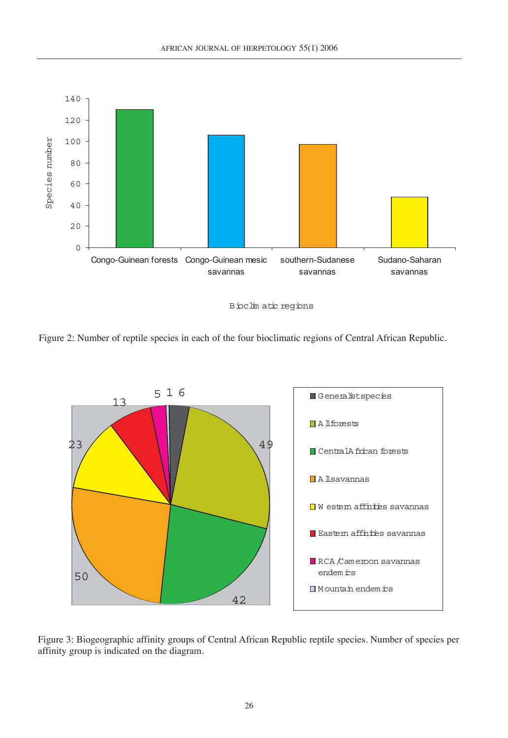Figure 2: Number of reptile species in each of the four bioclimatic regions of Central African Republic.

Figure 3: Biogeographic affinity groups of Central African Republic reptile species. Number of species per affinity group is indicated on the diagram.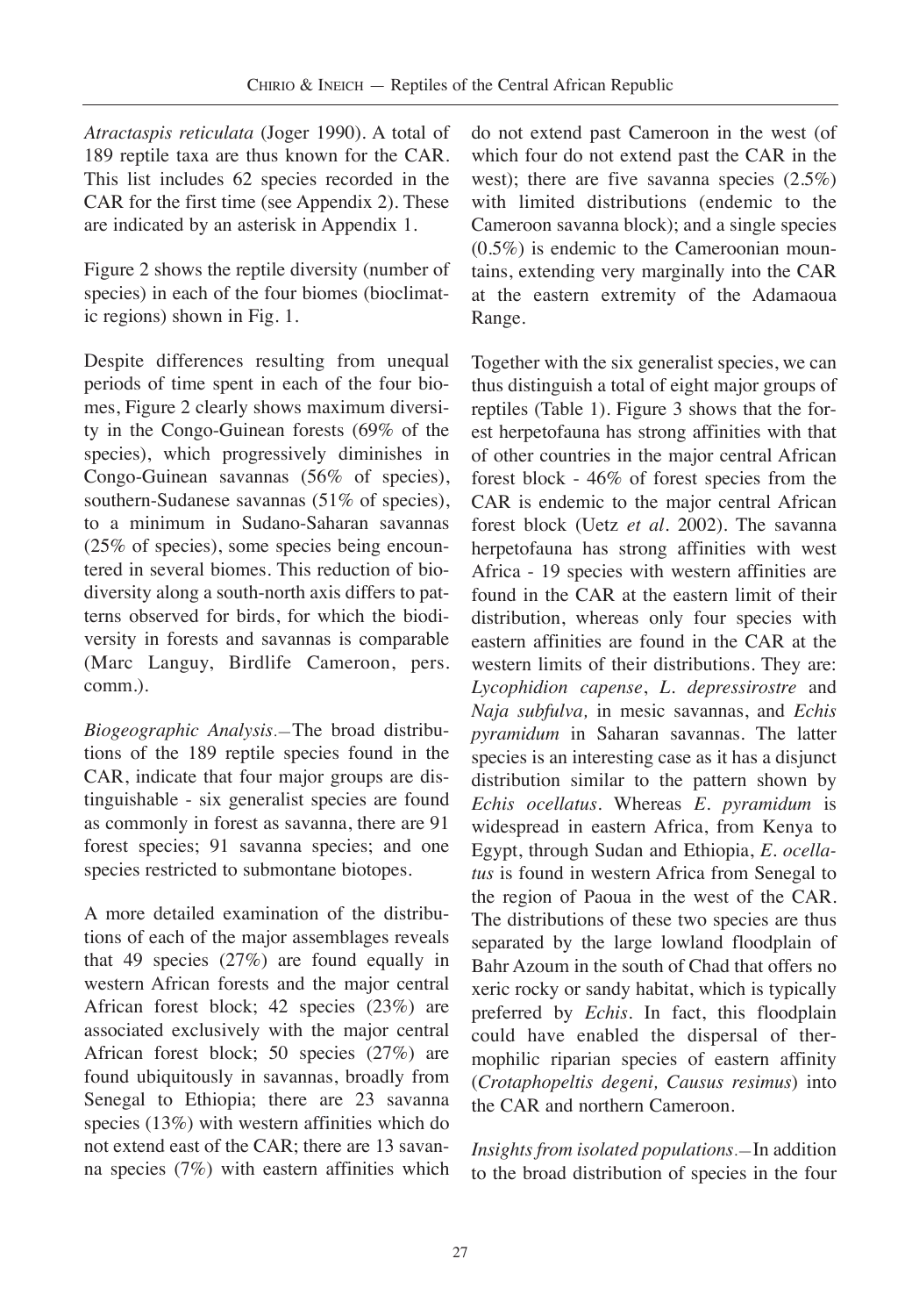*Atractaspis reticulata* (Joger 1990). A total of 189 reptile taxa are thus known for the CAR. This list includes 62 species recorded in the CAR for the first time (see Appendix 2). These are indicated by an asterisk in Appendix 1.

Figure 2 shows the reptile diversity (number of species) in each of the four biomes (bioclimatic regions) shown in Fig. 1.

Despite differences resulting from unequal periods of time spent in each of the four biomes, Figure 2 clearly shows maximum diversity in the Congo-Guinean forests (69% of the species), which progressively diminishes in Congo-Guinean savannas (56% of species), southern-Sudanese savannas (51% of species), to a minimum in Sudano-Saharan savannas (25% of species), some species being encountered in several biomes. This reduction of biodiversity along a south-north axis differs to patterns observed for birds, for which the biodiversity in forests and savannas is comparable (Marc Languy, Birdlife Cameroon, pers. comm.).

*Biogeographic Analysis.—*The broad distributions of the 189 reptile species found in the CAR, indicate that four major groups are distinguishable - six generalist species are found as commonly in forest as savanna, there are 91 forest species; 91 savanna species; and one species restricted to submontane biotopes.

A more detailed examination of the distributions of each of the major assemblages reveals that 49 species (27%) are found equally in western African forests and the major central African forest block; 42 species (23%) are associated exclusively with the major central African forest block; 50 species (27%) are found ubiquitously in savannas, broadly from Senegal to Ethiopia; there are 23 savanna species (13%) with western affinities which do not extend east of the CAR; there are 13 savanna species (7%) with eastern affinities which do not extend past Cameroon in the west (of which four do not extend past the CAR in the west); there are five savanna species (2.5%) with limited distributions (endemic to the Cameroon savanna block); and a single species (0.5%) is endemic to the Cameroonian mountains, extending very marginally into the CAR at the eastern extremity of the Adamaoua Range.

Together with the six generalist species, we can thus distinguish a total of eight major groups of reptiles (Table 1). Figure 3 shows that the forest herpetofauna has strong affinities with that of other countries in the major central African forest block - 46% of forest species from the CAR is endemic to the major central African forest block (Uetz *et al.* 2002). The savanna herpetofauna has strong affinities with west Africa - 19 species with western affinities are found in the CAR at the eastern limit of their distribution, whereas only four species with eastern affinities are found in the CAR at the western limits of their distributions. They are: *Lycophidion capense*, *L. depressirostre* and *Naja subfulva,* in mesic savannas, and *Echis pyramidum* in Saharan savannas. The latter species is an interesting case as it has a disjunct distribution similar to the pattern shown by *Echis ocellatus*. Whereas *E. pyramidum* is widespread in eastern Africa, from Kenya to Egypt, through Sudan and Ethiopia, *E. ocellatus* is found in western Africa from Senegal to the region of Paoua in the west of the CAR. The distributions of these two species are thus separated by the large lowland floodplain of Bahr Azoum in the south of Chad that offers no xeric rocky or sandy habitat, which is typically preferred by *Echis*. In fact, this floodplain could have enabled the dispersal of thermophilic riparian species of eastern affinity (*Crotaphopeltis degeni, Causus resimus*) into the CAR and northern Cameroon.

*Insights from isolated populations.—*In addition to the broad distribution of species in the four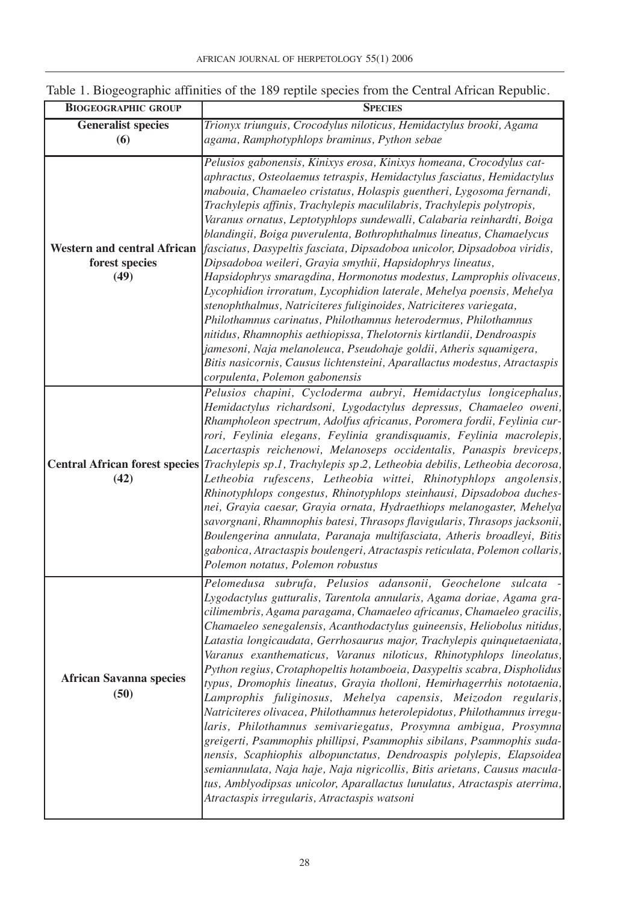Table 1. Biogeographic affinities of the 189 reptile species from the Central African Republic.

| **Biogeographic group** | **Species** |
|---|---|
| **Generalist species (6)** | *Trionyx triunguis, Crocodylus niloticus, Hemidactylus brooki, Agama agama, Ramphotyphlops braminus, Python sebae* |
| **Western and central African forest species (49)** | *Pelusios gabonensis, Kinixys erosa, Kinixys homeana, Crocodylus cataphractus, Osteolaemus tetraspis, Hemidactylus fasciatus, Hemidactylus mabouia, Chamaeleo cristatus, Holaspis guentheri, Lygosoma fernandi, Trachylepis affinis, Trachylepis maculilabris, Trachylepis polytropis, Varanus ornatus, Leptotyphlops sundewalli, Calabaria reinhardti, Boiga blandingii, Boiga puverulenta, Bothrophthalmus lineatus, Chamaelycus fasciatus, Dasypeltis fasciata, Dipsadoboa unicolor, Dipsadoboa viridis, Dipsadoboa weileri, Grayia smythii, Hapsidophrys lineatus, Hapsidophrys smaragdina, Hormonotus modestus, Lamprophis olivaceus, Lycophidion irroratum, Lycophidion laterale, Mehelya poensis, Mehelya stenophthalmus, Natriciteres fuliginoides, Natriciteres variegata, Philothamnus carinatus, Philothamnus heterodermus, Philothamnus nitidus, Rhamnophis aethiopissa, Thelotornis kirtlandii, Dendroaspis jamesoni, Naja melanoleuca, Pseudohaje goldii, Atheris squamigera, Bitis nasicornis, Causus lichtensteini, Aparallactus modestus, Atractaspis corpulenta, Polemon gabonensis* |
| **Central African forest species (42)** | *Pelusios chapini, Cycloderma aubryi, Hemidactylus longicephalus, Hemidactylus richardsoni, Lygodactylus depressus, Chamaeleo oweni, Rhampholeon spectrum, Adolfus africanus, Poromera fordii, Feylinia currori, Feylinia elegans, Feylinia grandisquamis, Feylinia macrolepis, Lacertaspis reichenowi, Melanoseps occidentalis, Panaspis breviceps, Trachylepis sp.1, Trachylepis sp.2, Letheobia debilis, Letheobia decorosa, Letheobia rufescens, Letheobia wittei, Rhinotyphlops angolensis, Rhinotyphlops congestus, Rhinotyphlops steinhausi, Dipsadoboa duchesnei, Grayia caesar, Grayia ornata, Hydraethiops melanogaster, Mehelya savorgnani, Rhamnophis batesi, Thrasops flavigularis, Thrasops jacksonii, Boulengerina annulata, Paranaja multifasciata, Atheris broadleyi, Bitis gabonica, Atractaspis boulengeri, Atractaspis reticulata, Polemon collaris, Polemon notatus, Polemon robustus* |
| **African Savanna species (50)** | *Pelomedusa subrufa, Pelusios adansonii, Geochelone sulcata - Lygodactylus gutturalis, Tarentola annularis, Agama doriae, Agama gracilimembris, Agama paragama, Chamaeleo africanus, Chamaeleo gracilis, Chamaeleo senegalensis, Acanthodactylus guineensis, Heliobolus nitidus, Latastia longicaudata, Gerrhosaurus major, Trachylepis quinquetaeniata, Varanus exanthematicus, Varanus niloticus, Rhinotyphlops lineolatus, Python regius, Crotaphopeltis hotamboeia, Dasypeltis scabra, Dispholidus typus, Dromophis lineatus, Grayia tholloni, Hemirhagerrhis nototaenia, Lamprophis fuliginosus, Mehelya capensis, Meizodon regularis, Natriciteres olivacea, Philothamnus heterolepidotus, Philothamnus irregularis, Philothamnus semivariegatus, Prosymna ambigua, Prosymna greigerti, Psammophis phillipsi, Psammophis sibilans, Psammophis sudanensis, Scaphiophis albopunctatus, Dendroaspis polylepis, Elapsoidea semiannulata, Naja haje, Naja nigricollis, Bitis arietans, Causus maculatus, Amblyodipsas unicolor, Aparallactus lunulatus, Atractaspis aterrima, Atractaspis irregularis, Atractaspis watsoni* |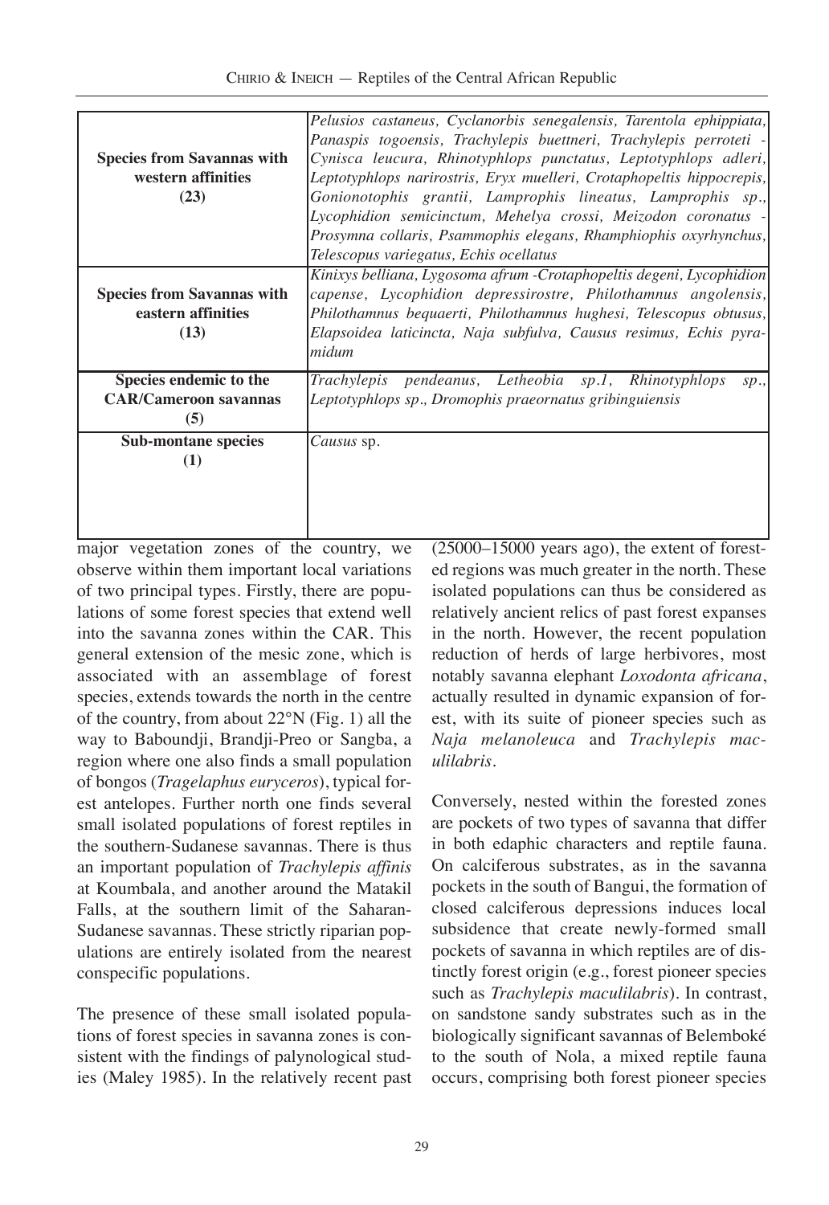| | |
|---|---|
| **Species from Savannas with western affinities (23)** | *Pelusios castaneus, Cyclanorbis senegalensis, Tarentola ephippiata, Panaspis togoensis, Trachylepis buettneri, Trachylepis perroteti - Cynisca leucura, Rhinotyphlops punctatus, Leptotyphlops adleri, Leptotyphlops narirostris, Eryx muelleri, Crotaphopeltis hippocrepis, Gonionotophis grantii, Lamprophis lineatus, Lamprophis sp., Lycophidion semicinctum, Mehelya crossi, Meizodon coronatus - Prosymna collaris, Psammophis elegans, Rhamphiophis oxyrhynchus, Telescopus variegatus, Echis ocellatus* |
| **Species from Savannas with eastern affinities (13)** | *Kinixys belliana, Lygosoma afrum -Crotaphopeltis degeni, Lycophidion capense, Lycophidion depressirostre, Philothamnus angolensis, Philothamnus bequaerti, Philothamnus hughesi, Telescopus obtusus, Elapsoidea laticincta, Naja subfulva, Causus resimus, Echis pyramidum* |
| **Species endemic to the CAR/Cameroon savannas (5)** | *Trachylepis pendeanus, Letheobia sp.1, Rhinotyphlops sp., Leptotyphlops sp., Dromophis praeornatus gribinguiensis* |
| **Sub-montane species (1)** | *Causus* sp. |

major vegetation zones of the country, we observe within them important local variations of two principal types. Firstly, there are populations of some forest species that extend well into the savanna zones within the CAR. This general extension of the mesic zone, which is associated with an assemblage of forest species, extends towards the north in the centre of the country, from about 22°N (Fig. 1) all the way to Baboundji, Brandji-Preo or Sangba, a region where one also finds a small population of bongos (*Tragelaphus euryceros*), typical forest antelopes. Further north one finds several small isolated populations of forest reptiles in the southern-Sudanese savannas. There is thus an important population of *Trachylepis affinis* at Koumbala, and another around the Matakil Falls, at the southern limit of the Saharan-Sudanese savannas. These strictly riparian populations are entirely isolated from the nearest conspecific populations.

The presence of these small isolated populations of forest species in savanna zones is consistent with the findings of palynological studies (Maley 1985). In the relatively recent past (25000–15000 years ago), the extent of forested regions was much greater in the north. These isolated populations can thus be considered as relatively ancient relics of past forest expanses in the north. However, the recent population reduction of herds of large herbivores, most notably savanna elephant *Loxodonta africana*, actually resulted in dynamic expansion of forest, with its suite of pioneer species such as *Naja melanoleuca* and *Trachylepis maculilabris*.

Conversely, nested within the forested zones are pockets of two types of savanna that differ in both edaphic characters and reptile fauna. On calciferous substrates, as in the savanna pockets in the south of Bangui, the formation of closed calciferous depressions induces local subsidence that create newly-formed small pockets of savanna in which reptiles are of distinctly forest origin (e.g., forest pioneer species such as *Trachylepis maculilabris*). In contrast, on sandstone sandy substrates such as in the biologically significant savannas of Belemboké to the south of Nola, a mixed reptile fauna occurs, comprising both forest pioneer species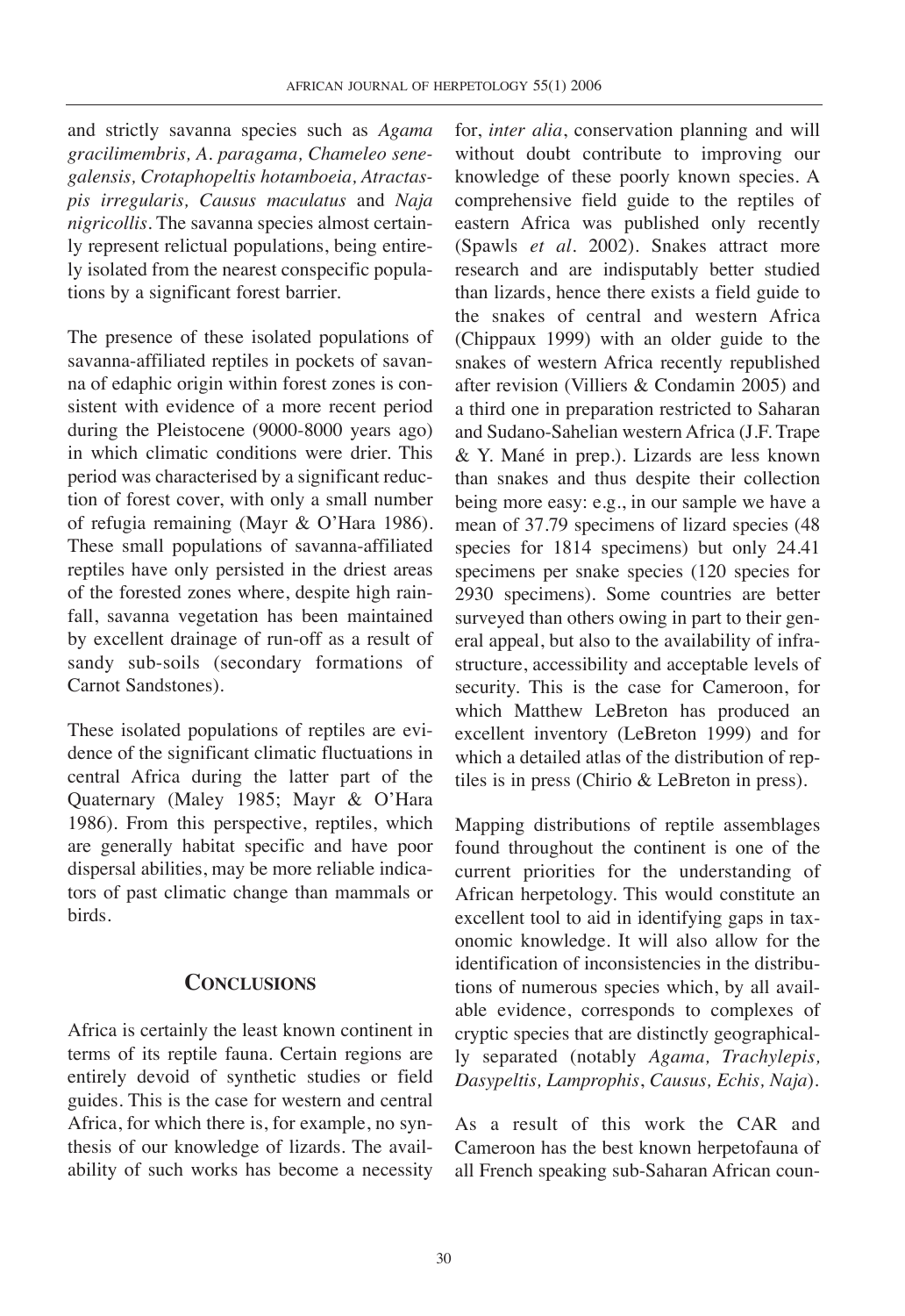and strictly savanna species such as *Agama gracilimembris, A. paragama, Chameleo senegalensis, Crotaphopeltis hotamboeia, Atractaspis irregularis, Causus maculatus* and *Naja nigricollis*. The savanna species almost certainly represent relictual populations, being entirely isolated from the nearest conspecific populations by a significant forest barrier.

The presence of these isolated populations of savanna-affiliated reptiles in pockets of savanna of edaphic origin within forest zones is consistent with evidence of a more recent period during the Pleistocene (9000-8000 years ago) in which climatic conditions were drier. This period was characterised by a significant reduction of forest cover, with only a small number of refugia remaining (Mayr & O'Hara 1986). These small populations of savanna-affiliated reptiles have only persisted in the driest areas of the forested zones where, despite high rainfall, savanna vegetation has been maintained by excellent drainage of run-off as a result of sandy sub-soils (secondary formations of Carnot Sandstones).

These isolated populations of reptiles are evidence of the significant climatic fluctuations in central Africa during the latter part of the Quaternary (Maley 1985; Mayr & O'Hara 1986). From this perspective, reptiles, which are generally habitat specific and have poor dispersal abilities, may be more reliable indicators of past climatic change than mammals or birds.

## CONCLUSIONS

Africa is certainly the least known continent in terms of its reptile fauna. Certain regions are entirely devoid of synthetic studies or field guides. This is the case for western and central Africa, for which there is, for example, no synthesis of our knowledge of lizards. The availability of such works has become a necessity for, *inter alia*, conservation planning and will without doubt contribute to improving our knowledge of these poorly known species. A comprehensive field guide to the reptiles of eastern Africa was published only recently (Spawls *et al*. 2002). Snakes attract more research and are indisputably better studied than lizards, hence there exists a field guide to the snakes of central and western Africa (Chippaux 1999) with an older guide to the snakes of western Africa recently republished after revision (Villiers & Condamin 2005) and a third one in preparation restricted to Saharan and Sudano-Sahelian western Africa (J.F. Trape & Y. Mané in prep.). Lizards are less known than snakes and thus despite their collection being more easy: e.g., in our sample we have a mean of 37.79 specimens of lizard species (48 species for 1814 specimens) but only 24.41 specimens per snake species (120 species for 2930 specimens). Some countries are better surveyed than others owing in part to their general appeal, but also to the availability of infrastructure, accessibility and acceptable levels of security. This is the case for Cameroon, for which Matthew LeBreton has produced an excellent inventory (LeBreton 1999) and for which a detailed atlas of the distribution of reptiles is in press (Chirio & LeBreton in press).

Mapping distributions of reptile assemblages found throughout the continent is one of the current priorities for the understanding of African herpetology. This would constitute an excellent tool to aid in identifying gaps in taxonomic knowledge. It will also allow for the identification of inconsistencies in the distributions of numerous species which, by all available evidence, corresponds to complexes of cryptic species that are distinctly geographically separated (notably *Agama, Trachylepis, Dasypeltis, Lamprophis*, *Causus, Echis, Naja*).

As a result of this work the CAR and Cameroon has the best known herpetofauna of all French speaking sub-Saharan African coun-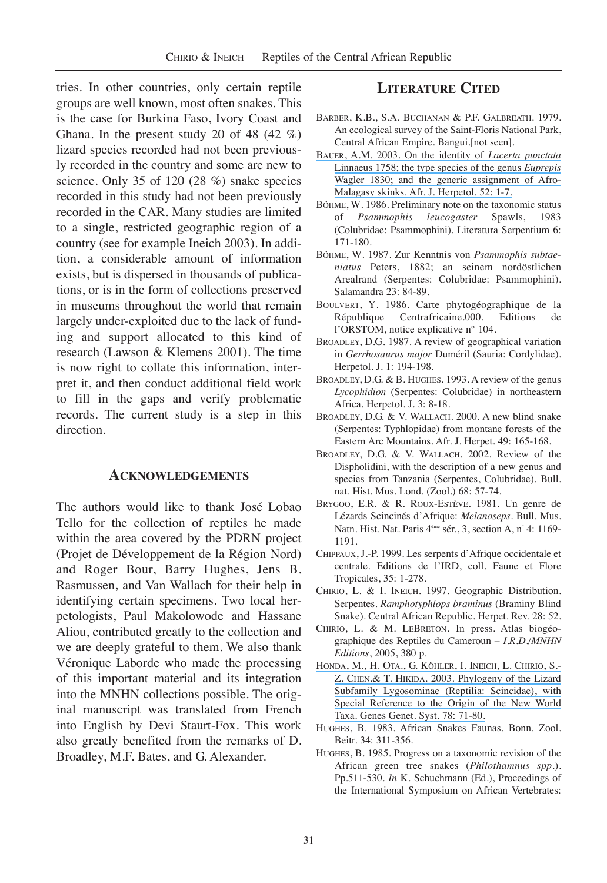tries. In other countries, only certain reptile groups are well known, most often snakes. This is the case for Burkina Faso, Ivory Coast and Ghana. In the present study 20 of 48 (42 %) lizard species recorded had not been previously recorded in the country and some are new to science. Only 35 of 120 (28 %) snake species recorded in this study had not been previously recorded in the CAR. Many studies are limited to a single, restricted geographic region of a country (see for example Ineich 2003). In addition, a considerable amount of information exists, but is dispersed in thousands of publications, or is in the form of collections preserved in museums throughout the world that remain largely under-exploited due to the lack of funding and support allocated to this kind of research (Lawson & Klemens 2001). The time is now right to collate this information, interpret it, and then conduct additional field work to fill in the gaps and verify problematic records. The current study is a step in this direction.

## Acknowledgements

The authors would like to thank José Lobao Tello for the collection of reptiles he made within the area covered by the PDRN project (Projet de Développement de la Région Nord) and Roger Bour, Barry Hughes, Jens B. Rasmussen, and Van Wallach for their help in identifying certain specimens. Two local herpetologists, Paul Makolowode and Hassane Aliou, contributed greatly to the collection and we are deeply grateful to them. We also thank Véronique Laborde who made the processing of this important material and its integration into the MNHN collections possible. The original manuscript was translated from French into English by Devi Staurt-Fox. This work also greatly benefited from the remarks of D. Broadley, M.F. Bates, and G. Alexander.

## Literature Cited

Barber, K.B., S.A. Buchanan & P.F. Galbreath. 1979. An ecological survey of the Saint-Floris National Park, Central African Empire. Bangui.[not seen].

Bauer, A.M. 2003. On the identity of *Lacerta punctata* Linnaeus 1758; the type species of the genus *Euprepis* Wagler 1830; and the generic assignment of Afro-Malagasy skinks. Afr. J. Herpetol. 52: 1-7.

Böhme, W. 1986. Preliminary note on the taxonomic status of *Psammophis leucogaster* Spawls, 1983 (Colubridae: Psammophini). Literatura Serpentium 6: 171-180.

Böhme, W. 1987. Zur Kenntnis von *Psammophis subtaeniatus* Peters, 1882; an seinem nordöstlichen Arealrand (Serpentes: Colubridae: Psammophini). Salamandra 23: 84-89.

Boulvert, Y. 1986. Carte phytogéographique de la République Centrafricaine.000. Editions de l'ORSTOM, notice explicative n° 104.

Broadley, D.G. 1987. A review of geographical variation in *Gerrhosaurus major* Duméril (Sauria: Cordylidae). Herpetol. J. 1: 194-198.

Broadley, D.G. & B. Hughes. 1993. A review of the genus *Lycophidion* (Serpentes: Colubridae) in northeastern Africa. Herpetol. J. 3: 8-18.

Broadley, D.G. & V. Wallach. 2000. A new blind snake (Serpentes: Typhlopidae) from montane forests of the Eastern Arc Mountains. Afr. J. Herpet. 49: 165-168.

Broadley, D.G. & V. Wallach. 2002. Review of the Dispholidini, with the description of a new genus and species from Tanzania (Serpentes, Colubridae). Bull. nat. Hist. Mus. Lond. (Zool.) 68: 57-74.

Brygoo, E.R. & R. Roux-Estève. 1981. Un genre de Lézards Scincinés d'Afrique: *Melanoseps*. Bull. Mus. Natn. Hist. Nat. Paris 4ème sér., 3, section A, n° 4: 1169-1191.

Chippaux, J.-P. 1999. Les serpents d'Afrique occidentale et centrale. Editions de l'IRD, coll. Faune et Flore Tropicales, 35: 1-278.

Chirio, L. & I. Ineich. 1997. Geographic Distribution. Serpentes. *Ramphotyphlops braminus* (Braminy Blind Snake). Central African Republic. Herpet. Rev. 28: 52.

Chirio, L. & M. LeBreton. In press. Atlas biogéographique des Reptiles du Cameroun – *I.R.D./MNHN Editions*, 2005, 380 p.

Honda, M., H. Ota., G. Köhler, I. Ineich, L. Chirio, S.-Z. Chen.& T. Hikida. 2003. Phylogeny of the Lizard Subfamily Lygosominae (Reptilia: Scincidae), with Special Reference to the Origin of the New World Taxa. Genes Genet. Syst. 78: 71-80.

Hughes, B. 1983. African Snakes Faunas. Bonn. Zool. Beitr. 34: 311-356.

Hughes, B. 1985. Progress on a taxonomic revision of the African green tree snakes (*Philothamnus spp*.). Pp.511-530. *In* K. Schuchmann (Ed.), Proceedings of the International Symposium on African Vertebrates: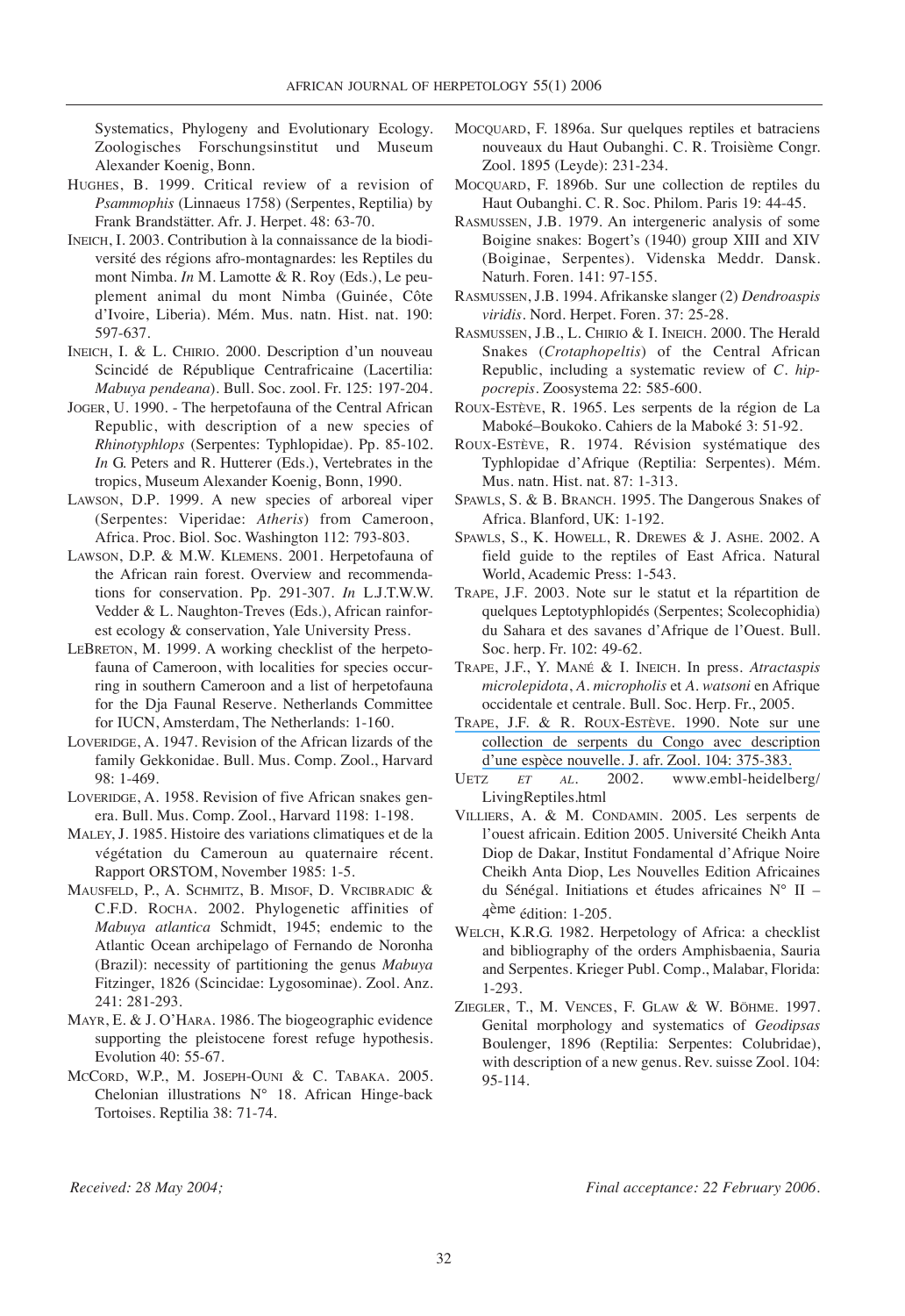Systematics, Phylogeny and Evolutionary Ecology. Zoologisches Forschungsinstitut und Museum Alexander Koenig, Bonn.

HUGHES, B. 1999. Critical review of a revision of *Psammophis* (Linnaeus 1758) (Serpentes, Reptilia) by Frank Brandstätter. Afr. J. Herpet. 48: 63-70.

INEICH, I. 2003. Contribution à la connaissance de la biodiversité des régions afro-montagnardes: les Reptiles du mont Nimba. *In* M. Lamotte & R. Roy (Eds.), Le peuplement animal du mont Nimba (Guinée, Côte d'Ivoire, Liberia). Mém. Mus. natn. Hist. nat. 190: 597-637.

INEICH, I. & L. CHIRIO. 2000. Description d'un nouveau Scincidé de République Centrafricaine (Lacertilia: *Mabuya pendeana*). Bull. Soc. zool. Fr. 125: 197-204.

JOGER, U. 1990. - The herpetofauna of the Central African Republic, with description of a new species of *Rhinotyphlops* (Serpentes: Typhlopidae). Pp. 85-102. *In* G. Peters and R. Hutterer (Eds.), Vertebrates in the tropics, Museum Alexander Koenig, Bonn, 1990.

LAWSON, D.P. 1999. A new species of arboreal viper (Serpentes: Viperidae: *Atheris*) from Cameroon, Africa. Proc. Biol. Soc. Washington 112: 793-803.

LAWSON, D.P. & M.W. KLEMENS. 2001. Herpetofauna of the African rain forest. Overview and recommendations for conservation. Pp. 291-307. *In* L.J.T.W.W. Vedder & L. Naughton-Treves (Eds.), African rainforest ecology & conservation, Yale University Press.

LEBRETON, M. 1999. A working checklist of the herpetofauna of Cameroon, with localities for species occurring in southern Cameroon and a list of herpetofauna for the Dja Faunal Reserve. Netherlands Committee for IUCN, Amsterdam, The Netherlands: 1-160.

LOVERIDGE, A. 1947. Revision of the African lizards of the family Gekkonidae. Bull. Mus. Comp. Zool., Harvard 98: 1-469.

LOVERIDGE, A. 1958. Revision of five African snakes genera. Bull. Mus. Comp. Zool., Harvard 1198: 1-198.

MALEY, J. 1985. Histoire des variations climatiques et de la végétation du Cameroun au quaternaire récent. Rapport ORSTOM, November 1985: 1-5.

MAUSFELD, P., A. SCHMITZ, B. MISOF, D. VRCIBRADIC & C.F.D. ROCHA. 2002. Phylogenetic affinities of *Mabuya atlantica* Schmidt, 1945; endemic to the Atlantic Ocean archipelago of Fernando de Noronha (Brazil): necessity of partitioning the genus *Mabuya* Fitzinger, 1826 (Scincidae: Lygosominae). Zool. Anz. 241: 281-293.

MAYR, E. & J. O'HARA. 1986. The biogeographic evidence supporting the pleistocene forest refuge hypothesis. Evolution 40: 55-67.

MCCORD, W.P., M. JOSEPH-OUNI & C. TABAKA. 2005. Chelonian illustrations N° 18. African Hinge-back Tortoises. Reptilia 38: 71-74.

MOCQUARD, F. 1896a. Sur quelques reptiles et batraciens nouveaux du Haut Oubanghi. C. R. Troisième Congr. Zool. 1895 (Leyde): 231-234.

MOCQUARD, F. 1896b. Sur une collection de reptiles du Haut Oubanghi. C. R. Soc. Philom. Paris 19: 44-45.

RASMUSSEN, J.B. 1979. An intergeneric analysis of some Boigine snakes: Bogert's (1940) group XIII and XIV (Boiginae, Serpentes). Videnska Meddr. Dansk. Naturh. Foren. 141: 97-155.

RASMUSSEN, J.B. 1994. Afrikanske slanger (2) *Dendroaspis viridis*. Nord. Herpet. Foren. 37: 25-28.

RASMUSSEN, J.B., L. CHIRIO & I. INEICH. 2000. The Herald Snakes (*Crotaphopeltis*) of the Central African Republic, including a systematic review of *C. hippocrepis*. Zoosystema 22: 585-600.

ROUX-ESTÈVE, R. 1965. Les serpents de la région de La Maboké–Boukoko. Cahiers de la Maboké 3: 51-92.

ROUX-ESTÈVE, R. 1974. Révision systématique des Typhlopidae d'Afrique (Reptilia: Serpentes). Mém. Mus. natn. Hist. nat. 87: 1-313.

SPAWLS, S. & B. BRANCH. 1995. The Dangerous Snakes of Africa. Blanford, UK: 1-192.

SPAWLS, S., K. HOWELL, R. DREWES & J. ASHE. 2002. A field guide to the reptiles of East Africa. Natural World, Academic Press: 1-543.

TRAPE, J.F. 2003. Note sur le statut et la répartition de quelques Leptotyphlopidés (Serpentes; Scolecophidia) du Sahara et des savanes d'Afrique de l'Ouest. Bull. Soc. herp. Fr. 102: 49-62.

TRAPE, J.F., Y. MANÉ & I. INEICH. In press. *Atractaspis microlepidota*, *A. micropholis* et *A. watsoni* en Afrique occidentale et centrale. Bull. Soc. Herp. Fr., 2005.

TRAPE, J.F. & R. ROUX-ESTÈVE. 1990. Note sur une collection de serpents du Congo avec description d'une espèce nouvelle. J. afr. Zool. 104: 375-383.

UETZ *ET AL.* 2002. www.embl-heidelberg/LivingReptiles.html

VILLIERS, A. & M. CONDAMIN. 2005. Les serpents de l'ouest africain. Edition 2005. Université Cheikh Anta Diop de Dakar, Institut Fondamental d'Afrique Noire Cheikh Anta Diop, Les Nouvelles Edition Africaines du Sénégal. Initiations et études africaines N° II – 4ème édition: 1-205.

WELCH, K.R.G. 1982. Herpetology of Africa: a checklist and bibliography of the orders Amphisbaenia, Sauria and Serpentes. Krieger Publ. Comp., Malabar, Florida: 1-293.

ZIEGLER, T., M. VENCES, F. GLAW & W. BÖHME. 1997. Genital morphology and systematics of *Geodipsas* Boulenger, 1896 (Reptilia: Serpentes: Colubridae), with description of a new genus. Rev. suisse Zool. 104: 95-114.

*Received: 28 May 2004;* *Final acceptance: 22 February 2006.*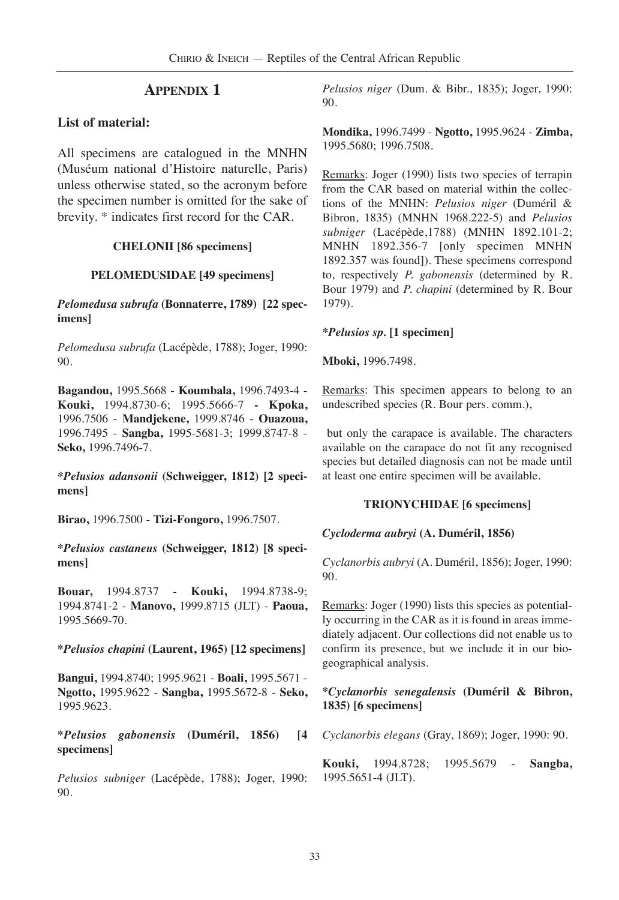## Appendix 1

### List of material:

All specimens are catalogued in the MNHN (Muséum national d'Histoire naturelle, Paris) unless otherwise stated, so the acronym before the specimen number is omitted for the sake of brevity. * indicates first record for the CAR.

**CHELONII [86 specimens]**

**PELOMEDUSIDAE [49 specimens]**

***Pelomedusa subrufa* (Bonnaterre, 1789) [22 specimens]**

*Pelomedusa subrufa* (Lacépède, 1788); Joger, 1990: 90.

**Bagandou,** 1995.5668 - **Koumbala,** 1996.7493-4 - **Kouki,** 1994.8730-6; 1995.5666-7 **- Kpoka,** 1996.7506 - **Mandjekene,** 1999.8746 - **Ouazoua,** 1996.7495 - **Sangba,** 1995-5681-3; 1999.8747-8 - **Seko,** 1996.7496-7.

***Pelusios adansonii* (Schweigger, 1812) [2 specimens]**

**Birao,** 1996.7500 - **Tizi-Fongoro,** 1996.7507.

***Pelusios castaneus* (Schweigger, 1812) [8 specimens]**

**Bouar,** 1994.8737 - **Kouki,** 1994.8738-9; 1994.8741-2 - **Manovo,** 1999.8715 (JLT) - **Paoua,** 1995.5669-70.

***Pelusios chapini* (Laurent, 1965) [12 specimens]**

**Bangui,** 1994.8740; 1995.9621 - **Boali,** 1995.5671 - **Ngotto,** 1995.9622 - **Sangba,** 1995.5672-8 - **Seko,** 1995.9623.

***Pelusios gabonensis* (Duméril, 1856) [4 specimens]**

*Pelusios subniger* (Lacépède, 1788); Joger, 1990: 90.

*Pelusios niger* (Dum. & Bibr., 1835); Joger, 1990: 90.

**Mondika,** 1996.7499 - **Ngotto,** 1995.9624 - **Zimba,** 1995.5680; 1996.7508.

Remarks: Joger (1990) lists two species of terrapin from the CAR based on material within the collections of the MNHN: *Pelusios niger* (Duméril & Bibron, 1835) (MNHN 1968.222-5) and *Pelusios subniger* (Lacépède,1788) (MNHN 1892.101-2; MNHN 1892.356-7 [only specimen MNHN 1892.357 was found]). These specimens correspond to, respectively *P. gabonensis* (determined by R. Bour 1979) and *P. chapini* (determined by R. Bour 1979).

***Pelusios sp.* [1 specimen]**

**Mboki,** 1996.7498.

Remarks: This specimen appears to belong to an undescribed species (R. Bour pers. comm.), but only the carapace is available. The characters available on the carapace do not fit any recognised species but detailed diagnosis can not be made until at least one entire specimen will be available.

**TRIONYCHIDAE [6 specimens]**

***Cycloderma aubryi* (A. Duméril, 1856)**

*Cyclanorbis aubryi* (A. Duméril, 1856); Joger, 1990: 90.

Remarks: Joger (1990) lists this species as potentially occurring in the CAR as it is found in areas immediately adjacent. Our collections did not enable us to confirm its presence, but we include it in our biogeographical analysis.

***Cyclanorbis senegalensis* (Duméril & Bibron, 1835) [6 specimens]**

*Cyclanorbis elegans* (Gray, 1869); Joger, 1990: 90.

**Kouki,** 1994.8728; 1995.5679 - **Sangba,** 1995.5651-4 (JLT).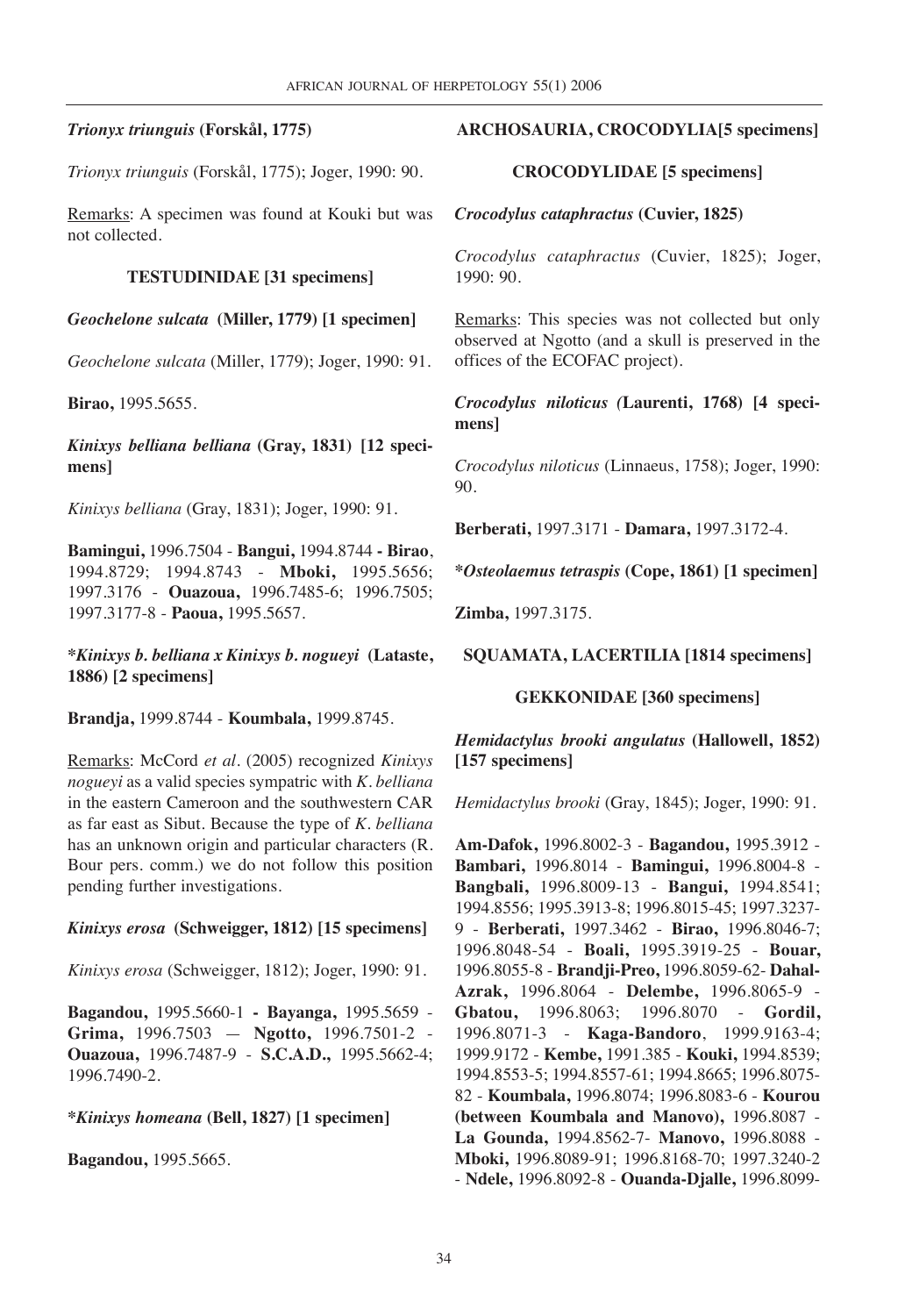***Trionyx triunguis* (Forskål, 1775)**

*Trionyx triunguis* (Forskål, 1775); Joger, 1990: 90.

Remarks: A specimen was found at Kouki but was not collected.

### TESTUDINIDAE [31 specimens]

***Geochelone sulcata* (Miller, 1779) [1 specimen]**

*Geochelone sulcata* (Miller, 1779); Joger, 1990: 91.

**Birao,** 1995.5655.

***Kinixys belliana belliana* (Gray, 1831) [12 specimens]**

*Kinixys belliana* (Gray, 1831); Joger, 1990: 91.

**Bamingui,** 1996.7504 - **Bangui,** 1994.8744 **- Birao**, 1994.8729; 1994.8743 - **Mboki,** 1995.5656; 1997.3176 - **Ouazoua,** 1996.7485-6; 1996.7505; 1997.3177-8 - **Paoua,** 1995.5657.

**\**Kinixys b. belliana x Kinixys b. nogueyi* (Lataste, 1886) [2 specimens]**

**Brandja,** 1999.8744 - **Koumbala,** 1999.8745.

Remarks: McCord *et al*. (2005) recognized *Kinixys nogueyi* as a valid species sympatric with *K. belliana* in the eastern Cameroon and the southwestern CAR as far east as Sibut. Because the type of *K. belliana* has an unknown origin and particular characters (R. Bour pers. comm.) we do not follow this position pending further investigations.

***Kinixys erosa* (Schweigger, 1812) [15 specimens]**

*Kinixys erosa* (Schweigger, 1812); Joger, 1990: 91.

**Bagandou,** 1995.5660-1 **- Bayanga,** 1995.5659 - **Grima,** 1996.7503 — **Ngotto,** 1996.7501-2 - **Ouazoua,** 1996.7487-9 - **S.C.A.D.,** 1995.5662-4; 1996.7490-2.

**\**Kinixys homeana* (Bell, 1827) [1 specimen]**

**Bagandou,** 1995.5665.

### ARCHOSAURIA, CROCODYLIA[5 specimens]

### CROCODYLIDAE [5 specimens]

***Crocodylus cataphractus* (Cuvier, 1825)**

*Crocodylus cataphractus* (Cuvier, 1825); Joger, 1990: 90.

Remarks: This species was not collected but only observed at Ngotto (and a skull is preserved in the offices of the ECOFAC project).

***Crocodylus niloticus* (Laurenti, 1768) [4 specimens]**

*Crocodylus niloticus* (Linnaeus, 1758); Joger, 1990: 90.

**Berberati,** 1997.3171 - **Damara,** 1997.3172-4.

**\**Osteolaemus tetraspis* (Cope, 1861) [1 specimen]**

**Zimba,** 1997.3175.

### SQUAMATA, LACERTILIA [1814 specimens]

### GEKKONIDAE [360 specimens]

***Hemidactylus brooki angulatus* (Hallowell, 1852) [157 specimens]**

*Hemidactylus brooki* (Gray, 1845); Joger, 1990: 91.

**Am-Dafok,** 1996.8002-3 - **Bagandou,** 1995.3912 - **Bambari,** 1996.8014 - **Bamingui,** 1996.8004-8 - **Bangbali,** 1996.8009-13 - **Bangui,** 1994.8541; 1994.8556; 1995.3913-8; 1996.8015-45; 1997.3237-9 - **Berberati,** 1997.3462 - **Birao,** 1996.8046-7; 1996.8048-54 - **Boali,** 1995.3919-25 - **Bouar,** 1996.8055-8 - **Brandji-Preo,** 1996.8059-62- **Dahal-Azrak,** 1996.8064 - **Delembe,** 1996.8065-9 - **Gbatou,** 1996.8063; 1996.8070 - **Gordil,** 1996.8071-3 - **Kaga-Bandoro**, 1999.9163-4; 1999.9172 - **Kembe,** 1991.385 - **Kouki,** 1994.8539; 1994.8553-5; 1994.8557-61; 1994.8665; 1996.8075-82 - **Koumbala,** 1996.8074; 1996.8083-6 - **Kourou (between Koumbala and Manovo),** 1996.8087 - **La Gounda,** 1994.8562-7- **Manovo,** 1996.8088 - **Mboki,** 1996.8089-91; 1996.8168-70; 1997.3240-2 - **Ndele,** 1996.8092-8 - **Ouanda-Djalle,** 1996.8099-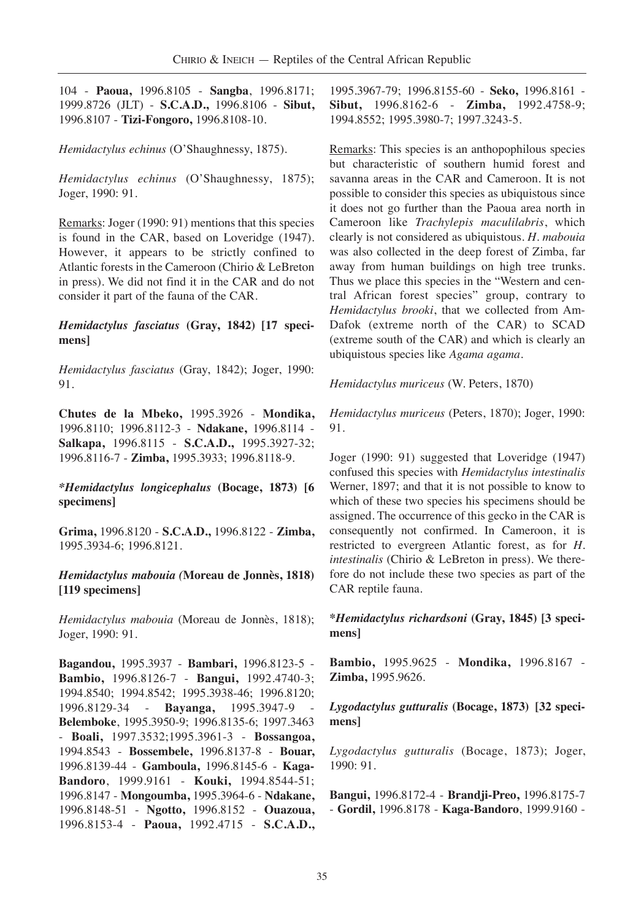104 - **Paoua,** 1996.8105 - **Sangba**, 1996.8171; 1999.8726 (JLT) - **S.C.A.D.,** 1996.8106 - **Sibut,** 1996.8107 - **Tizi-Fongoro,** 1996.8108-10.

*Hemidactylus echinus* (O'Shaughnessy, 1875).

*Hemidactylus echinus* (O'Shaughnessy, 1875); Joger, 1990: 91.

Remarks: Joger (1990: 91) mentions that this species is found in the CAR, based on Loveridge (1947). However, it appears to be strictly confined to Atlantic forests in the Cameroon (Chirio & LeBreton in press). We did not find it in the CAR and do not consider it part of the fauna of the CAR.

***Hemidactylus fasciatus* (Gray, 1842) [17 specimens]**

*Hemidactylus fasciatus* (Gray, 1842); Joger, 1990: 91.

**Chutes de la Mbeko,** 1995.3926 - **Mondika,** 1996.8110; 1996.8112-3 - **Ndakane,** 1996.8114 - **Salkapa,** 1996.8115 - **S.C.A.D.,** 1995.3927-32; 1996.8116-7 - **Zimba,** 1995.3933; 1996.8118-9.

**\*Hemidactylus longicephalus* (Bocage, 1873) [6 specimens]**

**Grima,** 1996.8120 - **S.C.A.D.,** 1996.8122 - **Zimba,** 1995.3934-6; 1996.8121.

***Hemidactylus mabouia* (Moreau de Jonnès, 1818) [119 specimens]**

*Hemidactylus mabouia* (Moreau de Jonnès, 1818); Joger, 1990: 91.

**Bagandou,** 1995.3937 - **Bambari,** 1996.8123-5 - **Bambio,** 1996.8126-7 - **Bangui,** 1992.4740-3; 1994.8540; 1994.8542; 1995.3938-46; 1996.8120; 1996.8129-34 - **Bayanga,** 1995.3947-9 - **Belemboke**, 1995.3950-9; 1996.8135-6; 1997.3463 - **Boali,** 1997.3532;1995.3961-3 - **Bossangoa,** 1994.8543 - **Bossembele,** 1996.8137-8 - **Bouar,** 1996.8139-44 - **Gamboula,** 1996.8145-6 - **Kaga-Bandoro**, 1999.9161 - **Kouki,** 1994.8544-51; 1996.8147 - **Mongoumba,** 1995.3964-6 - **Ndakane,** 1996.8148-51 - **Ngotto,** 1996.8152 - **Ouazoua,** 1996.8153-4 - **Paoua,** 1992.4715 - **S.C.A.D.,** 1995.3967-79; 1996.8155-60 - **Seko,** 1996.8161 - **Sibut,** 1996.8162-6 - **Zimba,** 1992.4758-9; 1994.8552; 1995.3980-7; 1997.3243-5.

Remarks: This species is an anthopophilous species but characteristic of southern humid forest and savanna areas in the CAR and Cameroon. It is not possible to consider this species as ubiquistous since it does not go further than the Paoua area north in Cameroon like *Trachylepis maculilabris*, which clearly is not considered as ubiquistous. *H. mabouia* was also collected in the deep forest of Zimba, far away from human buildings on high tree trunks. Thus we place this species in the "Western and central African forest species" group, contrary to *Hemidactylus brooki*, that we collected from Am-Dafok (extreme north of the CAR) to SCAD (extreme south of the CAR) and which is clearly an ubiquistous species like *Agama agama*.

*Hemidactylus muriceus* (W. Peters, 1870)

*Hemidactylus muriceus* (Peters, 1870); Joger, 1990: 91.

Joger (1990: 91) suggested that Loveridge (1947) confused this species with *Hemidactylus intestinalis* Werner, 1897; and that it is not possible to know to which of these two species his specimens should be assigned. The occurrence of this gecko in the CAR is consequently not confirmed. In Cameroon, it is restricted to evergreen Atlantic forest, as for *H. intestinalis* (Chirio & LeBreton in press). We therefore do not include these two species as part of the CAR reptile fauna.

**\*Hemidactylus richardsoni* (Gray, 1845) [3 specimens]**

**Bambio,** 1995.9625 - **Mondika,** 1996.8167 - **Zimba,** 1995.9626.

***Lygodactylus gutturalis* (Bocage, 1873) [32 specimens]**

*Lygodactylus gutturalis* (Bocage, 1873); Joger, 1990: 91.

**Bangui,** 1996.8172-4 - **Brandji-Preo,** 1996.8175-7 - **Gordil,** 1996.8178 - **Kaga-Bandoro**, 1999.9160 -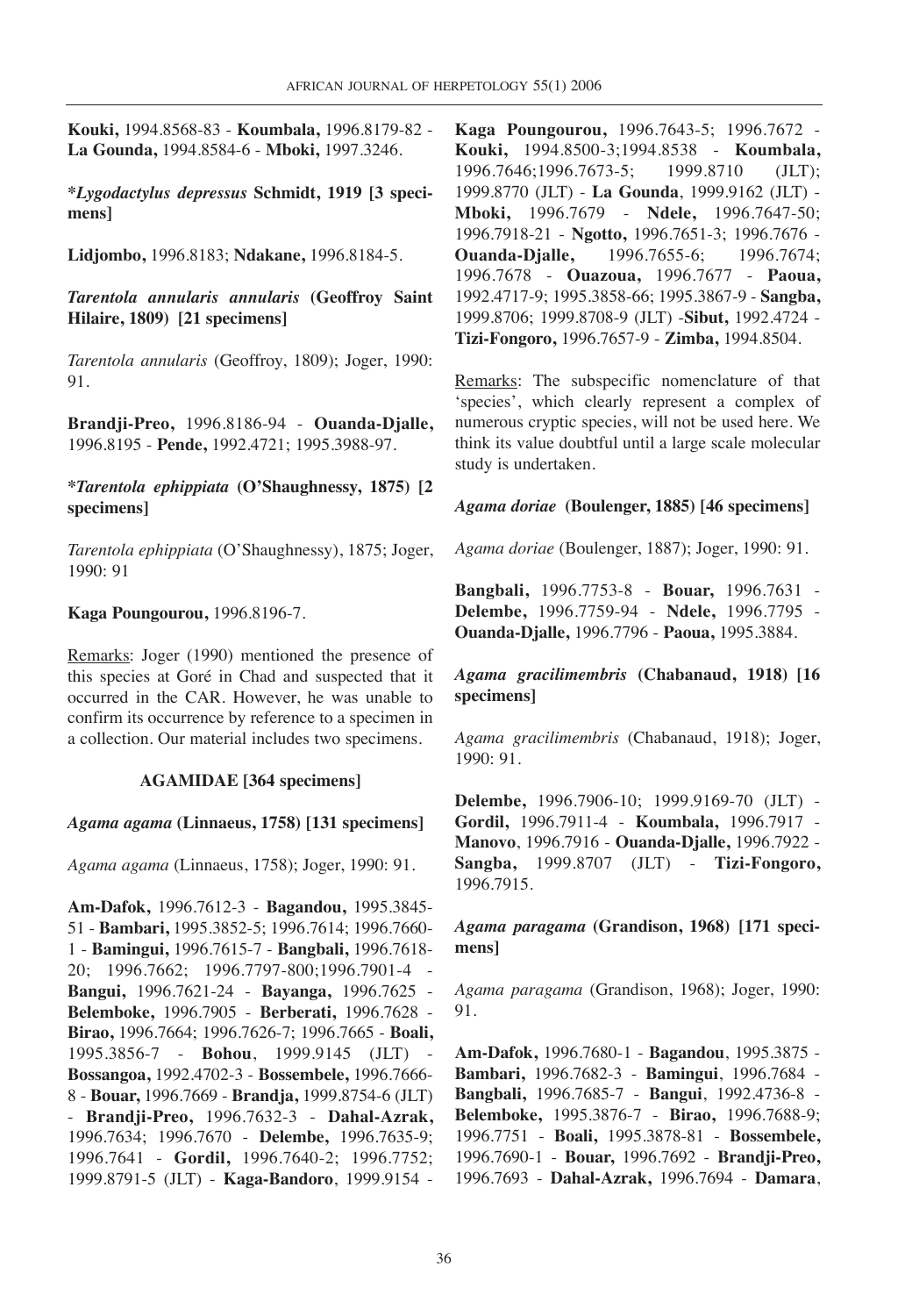**Kouki,** 1994.8568-83 - **Koumbala,** 1996.8179-82 - **La Gounda,** 1994.8584-6 - **Mboki,** 1997.3246.

**\****Lygodactylus depressus* **Schmidt, 1919 [3 specimens]**

**Lidjombo,** 1996.8183; **Ndakane,** 1996.8184-5.

***Tarentola annularis annularis*** **(Geoffroy Saint Hilaire, 1809) [21 specimens]**

*Tarentola annularis* (Geoffroy, 1809); Joger, 1990: 91.

**Brandji-Preo,** 1996.8186-94 - **Ouanda-Djalle,** 1996.8195 - **Pende,** 1992.4721; 1995.3988-97.

**\****Tarentola ephippiata* **(O'Shaughnessy, 1875) [2 specimens]**

*Tarentola ephippiata* (O'Shaughnessy), 1875; Joger, 1990: 91

**Kaga Poungourou,** 1996.8196-7.

Remarks: Joger (1990) mentioned the presence of this species at Goré in Chad and suspected that it occurred in the CAR. However, he was unable to confirm its occurrence by reference to a specimen in a collection. Our material includes two specimens.

## AGAMIDAE [364 specimens]

***Agama agama*** **(Linnaeus, 1758) [131 specimens]**

*Agama agama* (Linnaeus, 1758); Joger, 1990: 91.

**Am-Dafok,** 1996.7612-3 - **Bagandou,** 1995.3845-51 - **Bambari,** 1995.3852-5; 1996.7614; 1996.7660-1 - **Bamingui,** 1996.7615-7 - **Bangbali,** 1996.7618-20; 1996.7662; 1996.7797-800;1996.7901-4 - **Bangui,** 1996.7621-24 - **Bayanga,** 1996.7625 - **Belemboke,** 1996.7905 - **Berberati,** 1996.7628 - **Birao,** 1996.7664; 1996.7626-7; 1996.7665 - **Boali,** 1995.3856-7 - **Bohou**, 1999.9145 (JLT) - **Bossangoa,** 1992.4702-3 - **Bossembele,** 1996.7666-8 - **Bouar,** 1996.7669 - **Brandja,** 1999.8754-6 (JLT) - **Brandji-Preo,** 1996.7632-3 - **Dahal-Azrak,** 1996.7634; 1996.7670 - **Delembe,** 1996.7635-9; 1996.7641 - **Gordil,** 1996.7640-2; 1996.7752; 1999.8791-5 (JLT) - **Kaga-Bandoro**, 1999.9154 - **Kaga Poungourou,** 1996.7643-5; 1996.7672 - **Kouki,** 1994.8500-3;1994.8538 - **Koumbala,** 1996.7646;1996.7673-5; 1999.8710 (JLT); 1999.8770 (JLT) - **La Gounda**, 1999.9162 (JLT) - **Mboki,** 1996.7679 - **Ndele,** 1996.7647-50; 1996.7918-21 - **Ngotto,** 1996.7651-3; 1996.7676 - **Ouanda-Djalle,** 1996.7655-6; 1996.7674; 1996.7678 - **Ouazoua,** 1996.7677 - **Paoua,** 1992.4717-9; 1995.3858-66; 1995.3867-9 - **Sangba,** 1999.8706; 1999.8708-9 (JLT) -**Sibut,** 1992.4724 - **Tizi-Fongoro,** 1996.7657-9 - **Zimba,** 1994.8504.

Remarks: The subspecific nomenclature of that 'species', which clearly represent a complex of numerous cryptic species, will not be used here. We think its value doubtful until a large scale molecular study is undertaken.

***Agama doriae*** **(Boulenger, 1885) [46 specimens]**

*Agama doriae* (Boulenger, 1887); Joger, 1990: 91.

**Bangbali,** 1996.7753-8 - **Bouar,** 1996.7631 - **Delembe,** 1996.7759-94 - **Ndele,** 1996.7795 - **Ouanda-Djalle,** 1996.7796 - **Paoua,** 1995.3884.

***Agama gracilimembris*** **(Chabanaud, 1918) [16 specimens]**

*Agama gracilimembris* (Chabanaud, 1918); Joger, 1990: 91.

**Delembe,** 1996.7906-10; 1999.9169-70 (JLT) - **Gordil,** 1996.7911-4 - **Koumbala,** 1996.7917 - **Manovo**, 1996.7916 - **Ouanda-Djalle,** 1996.7922 - **Sangba,** 1999.8707 (JLT) - **Tizi-Fongoro,** 1996.7915.

***Agama paragama*** **(Grandison, 1968) [171 specimens]**

*Agama paragama* (Grandison, 1968); Joger, 1990: 91.

**Am-Dafok,** 1996.7680-1 - **Bagandou**, 1995.3875 - **Bambari,** 1996.7682-3 - **Bamingui**, 1996.7684 - **Bangbali,** 1996.7685-7 - **Bangui**, 1992.4736-8 - **Belemboke,** 1995.3876-7 - **Birao,** 1996.7688-9; 1996.7751 - **Boali,** 1995.3878-81 - **Bossembele,** 1996.7690-1 - **Bouar,** 1996.7692 - **Brandji-Preo,** 1996.7693 - **Dahal-Azrak,** 1996.7694 - **Damara**,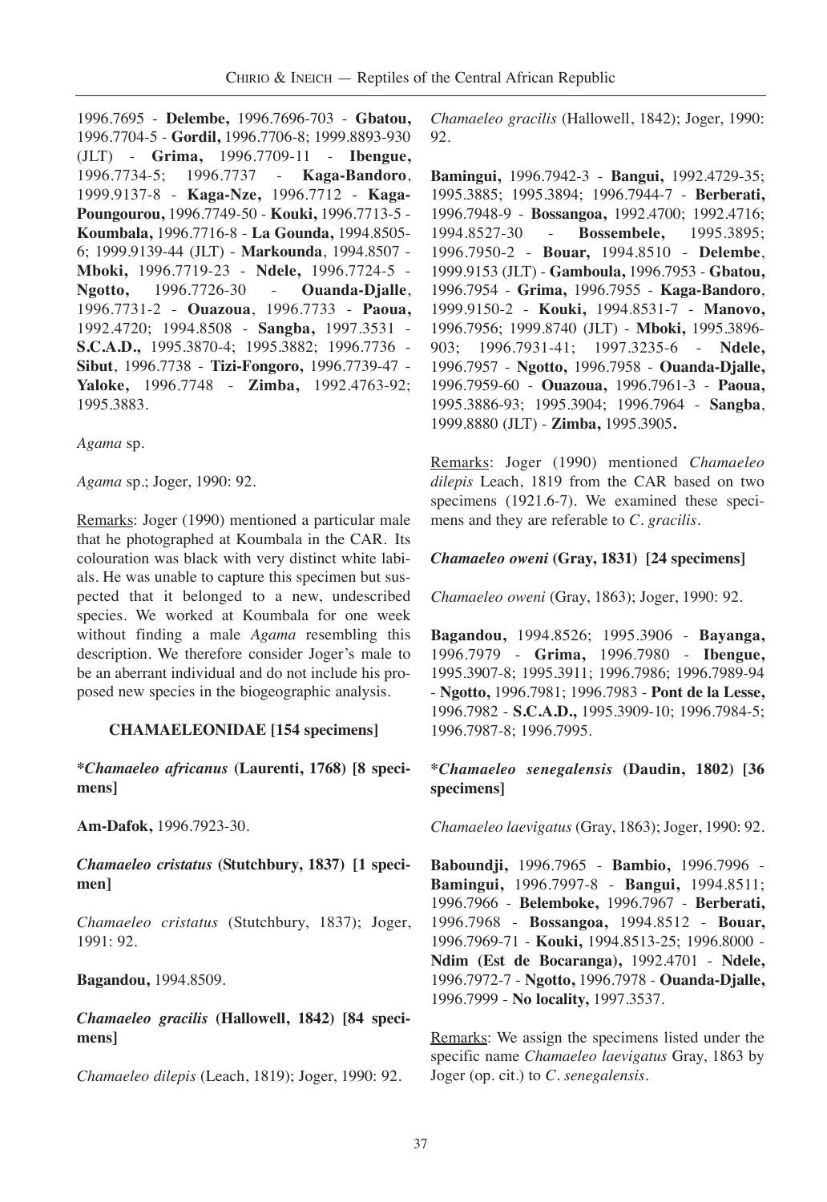1996.7695 - **Delembe,** 1996.7696-703 - **Gbatou,** 1996.7704-5 - **Gordil,** 1996.7706-8; 1999.8893-930 (JLT) - **Grima,** 1996.7709-11 - **Ibengue,** 1996.7734-5; 1996.7737 - **Kaga-Bandoro**, 1999.9137-8 - **Kaga-Nze,** 1996.7712 - **Kaga-Poungourou,** 1996.7749-50 - **Kouki,** 1996.7713-5 - **Koumbala,** 1996.7716-8 - **La Gounda,** 1994.8505-6; 1999.9139-44 (JLT) - **Markounda**, 1994.8507 - **Mboki,** 1996.7719-23 - **Ndele,** 1996.7724-5 - **Ngotto,** 1996.7726-30 - **Ouanda-Djalle**, 1996.7731-2 - **Ouazoua**, 1996.7733 - **Paoua,** 1992.4720; 1994.8508 - **Sangba,** 1997.3531 - **S.C.A.D.,** 1995.3870-4; 1995.3882; 1996.7736 - **Sibut**, 1996.7738 - **Tizi-Fongoro,** 1996.7739-47 - **Yaloke,** 1996.7748 - **Zimba,** 1992.4763-92; 1995.3883.

*Agama* sp.

*Agama* sp.; Joger, 1990: 92.

Remarks: Joger (1990) mentioned a particular male that he photographed at Koumbala in the CAR. Its colouration was black with very distinct white labials. He was unable to capture this specimen but suspected that it belonged to a new, undescribed species. We worked at Koumbala for one week without finding a male *Agama* resembling this description. We therefore consider Joger's male to be an aberrant individual and do not include his proposed new species in the biogeographic analysis.

### CHAMAELEONIDAE [154 specimens]

**\*_Chamaeleo africanus_ (Laurenti, 1768) [8 specimens]**

**Am-Dafok,** 1996.7923-30.

**_Chamaeleo cristatus_ (Stutchbury, 1837) [1 specimen]**

*Chamaeleo cristatus* (Stutchbury, 1837); Joger, 1991: 92.

**Bagandou,** 1994.8509.

**_Chamaeleo gracilis_ (Hallowell, 1842) [84 specimens]**

*Chamaeleo dilepis* (Leach, 1819); Joger, 1990: 92.

*Chamaeleo gracilis* (Hallowell, 1842); Joger, 1990: 92.

**Bamingui,** 1996.7942-3 - **Bangui,** 1992.4729-35; 1995.3885; 1995.3894; 1996.7944-7 - **Berberati,** 1996.7948-9 - **Bossangoa,** 1992.4700; 1992.4716; 1994.8527-30 - **Bossembele,** 1995.3895; 1996.7950-2 - **Bouar,** 1994.8510 - **Delembe**, 1999.9153 (JLT) - **Gamboula,** 1996.7953 - **Gbatou,** 1996.7954 - **Grima,** 1996.7955 - **Kaga-Bandoro**, 1999.9150-2 - **Kouki,** 1994.8531-7 - **Manovo,** 1996.7956; 1999.8740 (JLT) - **Mboki,** 1995.3896-903; 1996.7931-41; 1997.3235-6 - **Ndele,** 1996.7957 - **Ngotto,** 1996.7958 - **Ouanda-Djalle,** 1996.7959-60 - **Ouazoua,** 1996.7961-3 - **Paoua,** 1995.3886-93; 1995.3904; 1996.7964 - **Sangba**, 1999.8880 (JLT) - **Zimba,** 1995.3905**.**

Remarks: Joger (1990) mentioned *Chamaeleo dilepis* Leach, 1819 from the CAR based on two specimens (1921.6-7). We examined these specimens and they are referable to *C. gracilis*.

**_Chamaeleo oweni_ (Gray, 1831) [24 specimens]**

*Chamaeleo oweni* (Gray, 1863); Joger, 1990: 92.

**Bagandou,** 1994.8526; 1995.3906 - **Bayanga,** 1996.7979 - **Grima,** 1996.7980 - **Ibengue,** 1995.3907-8; 1995.3911; 1996.7986; 1996.7989-94 - **Ngotto,** 1996.7981; 1996.7983 - **Pont de la Lesse,** 1996.7982 - **S.C.A.D.,** 1995.3909-10; 1996.7984-5; 1996.7987-8; 1996.7995.

**\*_Chamaeleo senegalensis_ (Daudin, 1802) [36 specimens]**

*Chamaeleo laevigatus* (Gray, 1863); Joger, 1990: 92.

**Baboundji,** 1996.7965 - **Bambio,** 1996.7996 - **Bamingui,** 1996.7997-8 - **Bangui,** 1994.8511; 1996.7966 - **Belemboke,** 1996.7967 - **Berberati,** 1996.7968 - **Bossangoa,** 1994.8512 - **Bouar,** 1996.7969-71 - **Kouki,** 1994.8513-25; 1996.8000 - **Ndim (Est de Bocaranga),** 1992.4701 - **Ndele,** 1996.7972-7 - **Ngotto,** 1996.7978 - **Ouanda-Djalle,** 1996.7999 - **No locality,** 1997.3537.

Remarks: We assign the specimens listed under the specific name *Chamaeleo laevigatus* Gray, 1863 by Joger (op. cit.) to *C. senegalensis*.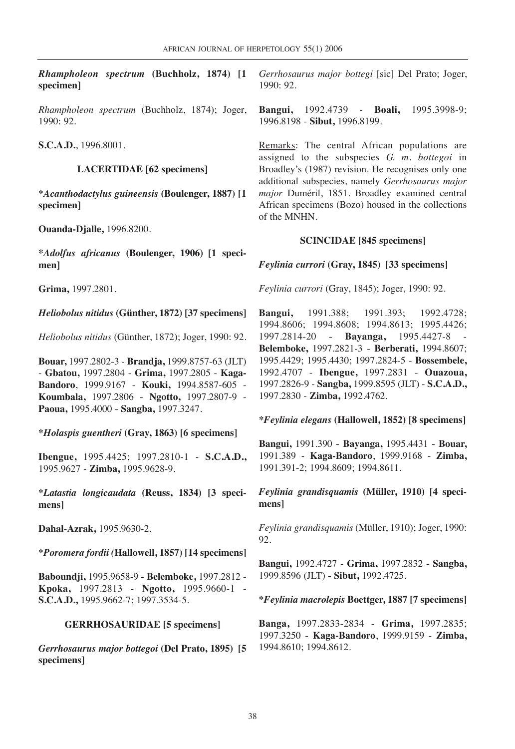***Rhampholeon spectrum* (Buchholz, 1874) [1 specimen]**

*Rhampholeon spectrum* (Buchholz, 1874); Joger, 1990: 92.

**S.C.A.D.**, 1996.8001.

**LACERTIDAE [62 specimens]**

***Acanthodactylus guineensis* (Boulenger, 1887) [1 specimen]**

**Ouanda-Djalle,** 1996.8200.

***Adolfus africanus* (Boulenger, 1906) [1 specimen]**

**Grima,** 1997.2801.

***Heliobolus nitidus* (Günther, 1872) [37 specimens]**

*Heliobolus nitidus* (Günther, 1872); Joger, 1990: 92.

**Bouar,** 1997.2802-3 - **Brandja,** 1999.8757-63 (JLT) - **Gbatou,** 1997.2804 - **Grima,** 1997.2805 - **Kaga-Bandoro**, 1999.9167 - **Kouki,** 1994.8587-605 - **Koumbala,** 1997.2806 - **Ngotto,** 1997.2807-9 - **Paoua,** 1995.4000 - **Sangba,** 1997.3247.

***Holaspis guentheri* (Gray, 1863) [6 specimens]**

**Ibengue,** 1995.4425; 1997.2810-1 - **S.C.A.D.,** 1995.9627 - **Zimba,** 1995.9628-9.

***Latastia longicaudata* (Reuss, 1834) [3 specimens]**

**Dahal-Azrak,** 1995.9630-2.

***Poromera fordii (*Hallowell, 1857) [14 specimens]**

**Baboundji,** 1995.9658-9 - **Belemboke,** 1997.2812 - **Kpoka,** 1997.2813 - **Ngotto,** 1995.9660-1 - **S.C.A.D.,** 1995.9662-7; 1997.3534-5.

**GERRHOSAURIDAE [5 specimens]**

***Gerrhosaurus major bottegoi* (Del Prato, 1895) [5 specimens]**

*Gerrhosaurus major bottegi* [sic] Del Prato; Joger, 1990: 92.

**Bangui,** 1992.4739 - **Boali,** 1995.3998-9; 1996.8198 - **Sibut,** 1996.8199.

Remarks: The central African populations are assigned to the subspecies *G. m. bottegoi* in Broadley's (1987) revision. He recognises only one additional subspecies, namely *Gerrhosaurus major major* Duméril, 1851. Broadley examined central African specimens (Bozo) housed in the collections of the MNHN.

**SCINCIDAE [845 specimens]**

***Feylinia currori* (Gray, 1845) [33 specimens]**

*Feylinia currori* (Gray, 1845); Joger, 1990: 92.

**Bangui,** 1991.388; 1991.393; 1992.4728; 1994.8606; 1994.8608; 1994.8613; 1995.4426; 1997.2814-20 - **Bayanga,** 1995.4427-8 - **Belemboke,** 1997.2821-3 - **Berberati,** 1994.8607; 1995.4429; 1995.4430; 1997.2824-5 - **Bossembele,** 1992.4707 - **Ibengue,** 1997.2831 - **Ouazoua,** 1997.2826-9 - **Sangba,** 1999.8595 (JLT) - **S.C.A.D.,** 1997.2830 - **Zimba,** 1992.4762.

***Feylinia elegans* (Hallowell, 1852) [8 specimens]**

**Bangui,** 1991.390 - **Bayanga,** 1995.4431 - **Bouar,** 1991.389 - **Kaga-Bandoro**, 1999.9168 - **Zimba,** 1991.391-2; 1994.8609; 1994.8611.

***Feylinia grandisquamis* (Müller, 1910) [4 specimens]**

*Feylinia grandisquamis* (Müller, 1910); Joger, 1990: 92.

**Bangui,** 1992.4727 - **Grima,** 1997.2832 - **Sangba,** 1999.8596 (JLT) - **Sibut,** 1992.4725.

***Feylinia macrolepis* Boettger, 1887 [7 specimens]**

**Banga,** 1997.2833-2834 - **Grima,** 1997.2835; 1997.3250 - **Kaga-Bandoro**, 1999.9159 - **Zimba,** 1994.8610; 1994.8612.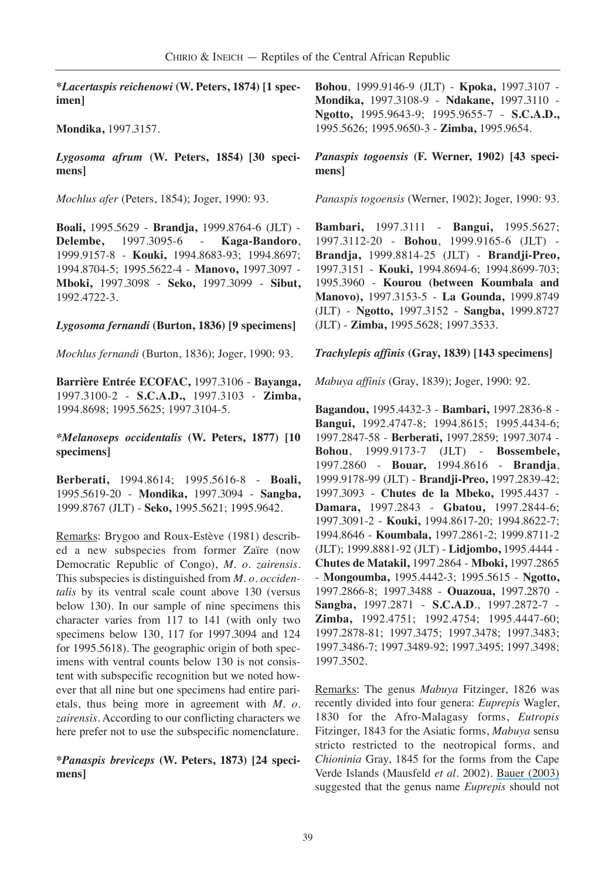***Lacertaspis reichenowi* (W. Peters, 1874) [1 specimen]**

**Mondika,** 1997.3157.

***Lygosoma afrum* (W. Peters, 1854) [30 specimens]**

*Mochlus afer* (Peters, 1854); Joger, 1990: 93.

**Boali,** 1995.5629 - **Brandja,** 1999.8764-6 (JLT) - **Delembe,** 1997.3095-6 - **Kaga-Bandoro**, 1999.9157-8 - **Kouki,** 1994.8683-93; 1994.8697; 1994.8704-5; 1995.5622-4 - **Manovo,** 1997.3097 - **Mboki,** 1997.3098 - **Seko,** 1997.3099 - **Sibut,** 1992.4722-3.

***Lygosoma fernandi* (Burton, 1836) [9 specimens]**

*Mochlus fernandi* (Burton, 1836); Joger, 1990: 93.

**Barrière Entrée ECOFAC,** 1997.3106 - **Bayanga,** 1997.3100-2 - **S.C.A.D.,** 1997.3103 - **Zimba,** 1994.8698; 1995.5625; 1997.3104-5.

***Melanoseps occidentalis* (W. Peters, 1877) [10 specimens]**

**Berberati,** 1994.8614; 1995.5616-8 - **Boali,** 1995.5619-20 - **Mondika,** 1997.3094 - **Sangba,** 1999.8767 (JLT) - **Seko,** 1995.5621; 1995.9642.

Remarks: Brygoo and Roux-Estève (1981) described a new subspecies from former Zaïre (now Democratic Republic of Congo), *M. o. zairensis*. This subspecies is distinguished from *M. o. occidentalis* by its ventral scale count above 130 (versus below 130). In our sample of nine specimens this character varies from 117 to 141 (with only two specimens below 130, 117 for 1997.3094 and 124 for 1995.5618). The geographic origin of both specimens with ventral counts below 130 is not consistent with subspecific recognition but we noted however that all nine but one specimens had entire parietals, thus being more in agreement with *M. o. zairensis*. According to our conflicting characters we here prefer not to use the subspecific nomenclature.

***Panaspis breviceps* (W. Peters, 1873) [24 specimens]**

**Bohou**, 1999.9146-9 (JLT) - **Kpoka,** 1997.3107 - **Mondika,** 1997.3108-9 - **Ndakane,** 1997.3110 - **Ngotto,** 1995.9643-9; 1995.9655-7 - **S.C.A.D.,** 1995.5626; 1995.9650-3 - **Zimba,** 1995.9654.

***Panaspis togoensis* (F. Werner, 1902) [43 specimens]**

*Panaspis togoensis* (Werner, 1902); Joger, 1990: 93.

**Bambari,** 1997.3111 - **Bangui,** 1995.5627; 1997.3112-20 - **Bohou**, 1999.9165-6 (JLT) - **Brandja,** 1999.8814-25 (JLT) - **Brandji-Preo,** 1997.3151 - **Kouki,** 1994.8694-6; 1994.8699-703; 1995.3960 - **Kourou (between Koumbala and Manovo),** 1997.3153-5 - **La Gounda,** 1999.8749 (JLT) - **Ngotto,** 1997.3152 - **Sangba,** 1999.8727 (JLT) - **Zimba,** 1995.5628; 1997.3533.

***Trachylepis affinis* (Gray, 1839) [143 specimens]**

*Mabuya affinis* (Gray, 1839); Joger, 1990: 92.

**Bagandou,** 1995.4432-3 - **Bambari,** 1997.2836-8 - **Bangui,** 1992.4747-8; 1994.8615; 1995.4434-6; 1997.2847-58 - **Berberati,** 1997.2859; 1997.3074 - **Bohou**, 1999.9173-7 (JLT) - **Bossembele,** 1997.2860 - **Bouar,** 1994.8616 - **Brandja**, 1999.9178-99 (JLT) - **Brandji-Preo,** 1997.2839-42; 1997.3093 - **Chutes de la Mbeko,** 1995.4437 - **Damara,** 1997.2843 - **Gbatou,** 1997.2844-6; 1997.3091-2 - **Kouki,** 1994.8617-20; 1994.8622-7; 1994.8646 - **Koumbala,** 1997.2861-2; 1999.8711-2 (JLT); 1999.8881-92 (JLT) - **Lidjombo,** 1995.4444 - **Chutes de Matakil,** 1997.2864 - **Mboki,** 1997.2865 - **Mongoumba,** 1995.4442-3; 1995.5615 - **Ngotto,** 1997.2866-8; 1997.3488 - **Ouazoua,** 1997.2870 - **Sangba,** 1997.2871 - **S.C.A.D**., 1997.2872-7 - **Zimba,** 1992.4751; 1992.4754; 1995.4447-60; 1997.2878-81; 1997.3475; 1997.3478; 1997.3483; 1997.3486-7; 1997.3489-92; 1997.3495; 1997.3498; 1997.3502.

Remarks: The genus *Mabuya* Fitzinger, 1826 was recently divided into four genera: *Euprepis* Wagler, 1830 for the Afro-Malagasy forms, *Eutropis* Fitzinger, 1843 for the Asiatic forms, *Mabuya* sensu stricto restricted to the neotropical forms, and *Chioninia* Gray, 1845 for the forms from the Cape Verde Islands (Mausfeld *et al*. 2002). Bauer (2003) suggested that the genus name *Euprepis* should not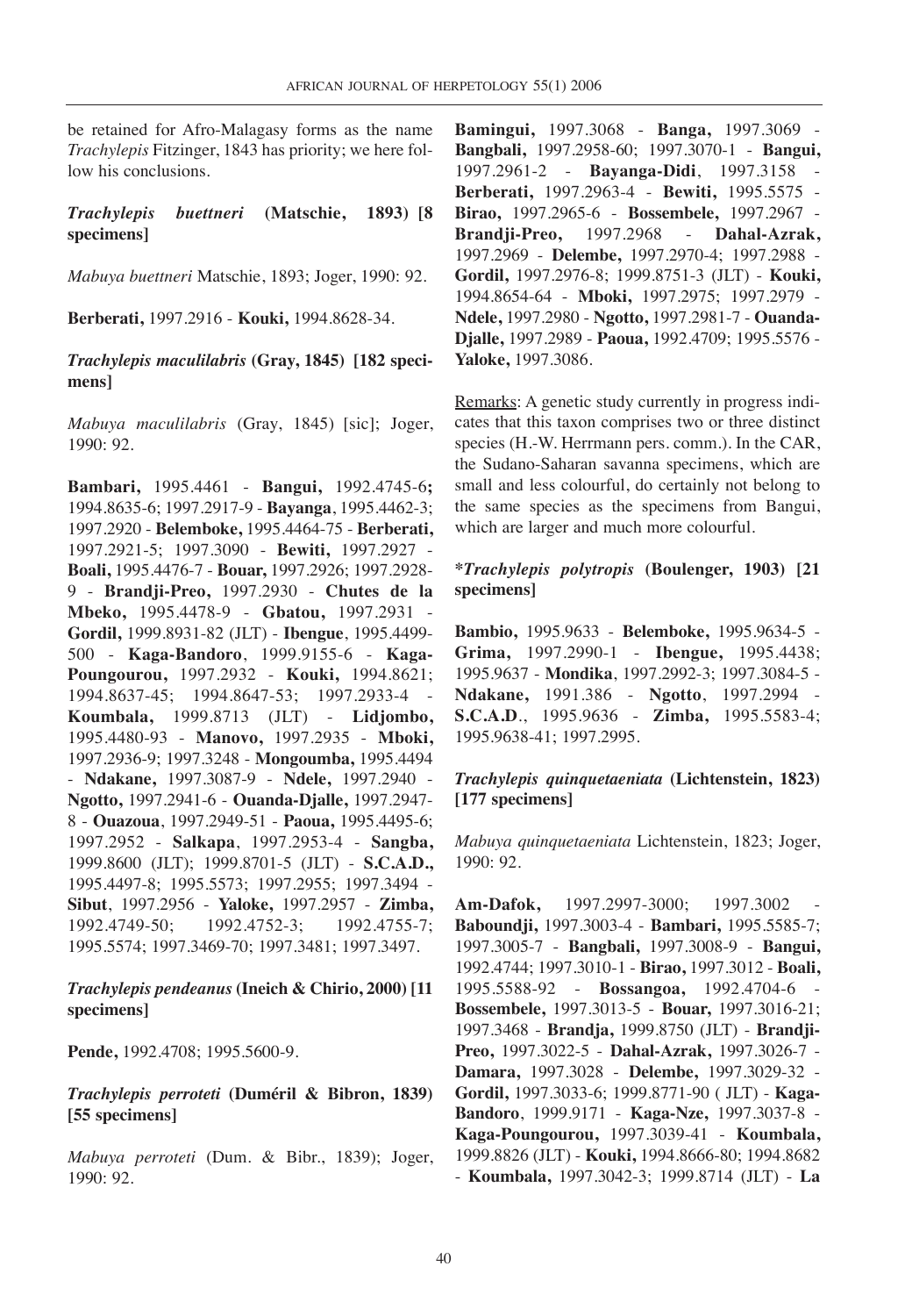be retained for Afro-Malagasy forms as the name *Trachylepis* Fitzinger, 1843 has priority; we here follow his conclusions.

***Trachylepis buettneri* (Matschie, 1893) [8 specimens]**

*Mabuya buettneri* Matschie, 1893; Joger, 1990: 92.

**Berberati,** 1997.2916 - **Kouki,** 1994.8628-34.

***Trachylepis maculilabris* (Gray, 1845) [182 specimens]**

*Mabuya maculilabris* (Gray, 1845) [sic]; Joger, 1990: 92.

**Bambari,** 1995.4461 - **Bangui,** 1992.4745-6**;** 1994.8635-6; 1997.2917-9 - **Bayanga**, 1995.4462-3; 1997.2920 - **Belemboke,** 1995.4464-75 - **Berberati,** 1997.2921-5; 1997.3090 - **Bewiti,** 1997.2927 - **Boali,** 1995.4476-7 - **Bouar,** 1997.2926; 1997.2928-9 - **Brandji-Preo,** 1997.2930 - **Chutes de la Mbeko,** 1995.4478-9 - **Gbatou,** 1997.2931 - **Gordil,** 1999.8931-82 (JLT) - **Ibengue**, 1995.4499-500 - **Kaga-Bandoro**, 1999.9155-6 - **Kaga-Poungourou,** 1997.2932 - **Kouki,** 1994.8621; 1994.8637-45; 1994.8647-53; 1997.2933-4 - **Koumbala,** 1999.8713 (JLT) - **Lidjombo,** 1995.4480-93 - **Manovo,** 1997.2935 - **Mboki,** 1997.2936-9; 1997.3248 - **Mongoumba,** 1995.4494 - **Ndakane,** 1997.3087-9 - **Ndele,** 1997.2940 - **Ngotto,** 1997.2941-6 - **Ouanda-Djalle,** 1997.2947-8 - **Ouazoua**, 1997.2949-51 - **Paoua,** 1995.4495-6; 1997.2952 - **Salkapa**, 1997.2953-4 - **Sangba,** 1999.8600 (JLT); 1999.8701-5 (JLT) - **S.C.A.D.,** 1995.4497-8; 1995.5573; 1997.2955; 1997.3494 - **Sibut**, 1997.2956 - **Yaloke,** 1997.2957 - **Zimba,** 1992.4749-50; 1992.4752-3; 1992.4755-7; 1995.5574; 1997.3469-70; 1997.3481; 1997.3497.

***Trachylepis pendeanus* (Ineich & Chirio, 2000) [11 specimens]**

**Pende,** 1992.4708; 1995.5600-9.

***Trachylepis perroteti* (Duméril & Bibron, 1839) [55 specimens]**

*Mabuya perroteti* (Dum. & Bibr., 1839); Joger, 1990: 92.

**Bamingui,** 1997.3068 - **Banga,** 1997.3069 - **Bangbali,** 1997.2958-60; 1997.3070-1 - **Bangui,** 1997.2961-2 - **Bayanga-Didi**, 1997.3158 - **Berberati,** 1997.2963-4 - **Bewiti,** 1995.5575 - **Birao,** 1997.2965-6 - **Bossembele,** 1997.2967 - **Brandji-Preo,** 1997.2968 - **Dahal-Azrak,** 1997.2969 - **Delembe,** 1997.2970-4; 1997.2988 - **Gordil,** 1997.2976-8; 1999.8751-3 (JLT) - **Kouki,** 1994.8654-64 - **Mboki,** 1997.2975; 1997.2979 - **Ndele,** 1997.2980 - **Ngotto,** 1997.2981-7 - **Ouanda-Djalle,** 1997.2989 - **Paoua,** 1992.4709; 1995.5576 - **Yaloke,** 1997.3086.

Remarks: A genetic study currently in progress indicates that this taxon comprises two or three distinct species (H.-W. Herrmann pers. comm.). In the CAR, the Sudano-Saharan savanna specimens, which are small and less colourful, do certainly not belong to the same species as the specimens from Bangui, which are larger and much more colourful.

**\*_Trachylepis polytropis_ (Boulenger, 1903) [21 specimens]**

**Bambio,** 1995.9633 - **Belemboke,** 1995.9634-5 - **Grima,** 1997.2990-1 - **Ibengue,** 1995.4438; 1995.9637 - **Mondika**, 1997.2992-3; 1997.3084-5 - **Ndakane,** 1991.386 - **Ngotto**, 1997.2994 - **S.C.A.D**., 1995.9636 - **Zimba,** 1995.5583-4; 1995.9638-41; 1997.2995.

***Trachylepis quinquetaeniata* (Lichtenstein, 1823) [177 specimens]**

*Mabuya quinquetaeniata* Lichtenstein, 1823; Joger, 1990: 92.

**Am-Dafok,** 1997.2997-3000; 1997.3002 - **Baboundji,** 1997.3003-4 - **Bambari,** 1995.5585-7; 1997.3005-7 - **Bangbali,** 1997.3008-9 - **Bangui,** 1992.4744; 1997.3010-1 - **Birao,** 1997.3012 - **Boali,** 1995.5588-92 - **Bossangoa,** 1992.4704-6 - **Bossembele,** 1997.3013-5 - **Bouar,** 1997.3016-21; 1997.3468 - **Brandja,** 1999.8750 (JLT) - **Brandji-Preo,** 1997.3022-5 - **Dahal-Azrak,** 1997.3026-7 - **Damara,** 1997.3028 - **Delembe,** 1997.3029-32 - **Gordil,** 1997.3033-6; 1999.8771-90 ( JLT) - **Kaga-Bandoro**, 1999.9171 - **Kaga-Nze,** 1997.3037-8 - **Kaga-Poungourou,** 1997.3039-41 - **Koumbala,** 1999.8826 (JLT) - **Kouki,** 1994.8666-80; 1994.8682 - **Koumbala,** 1997.3042-3; 1999.8714 (JLT) - **La**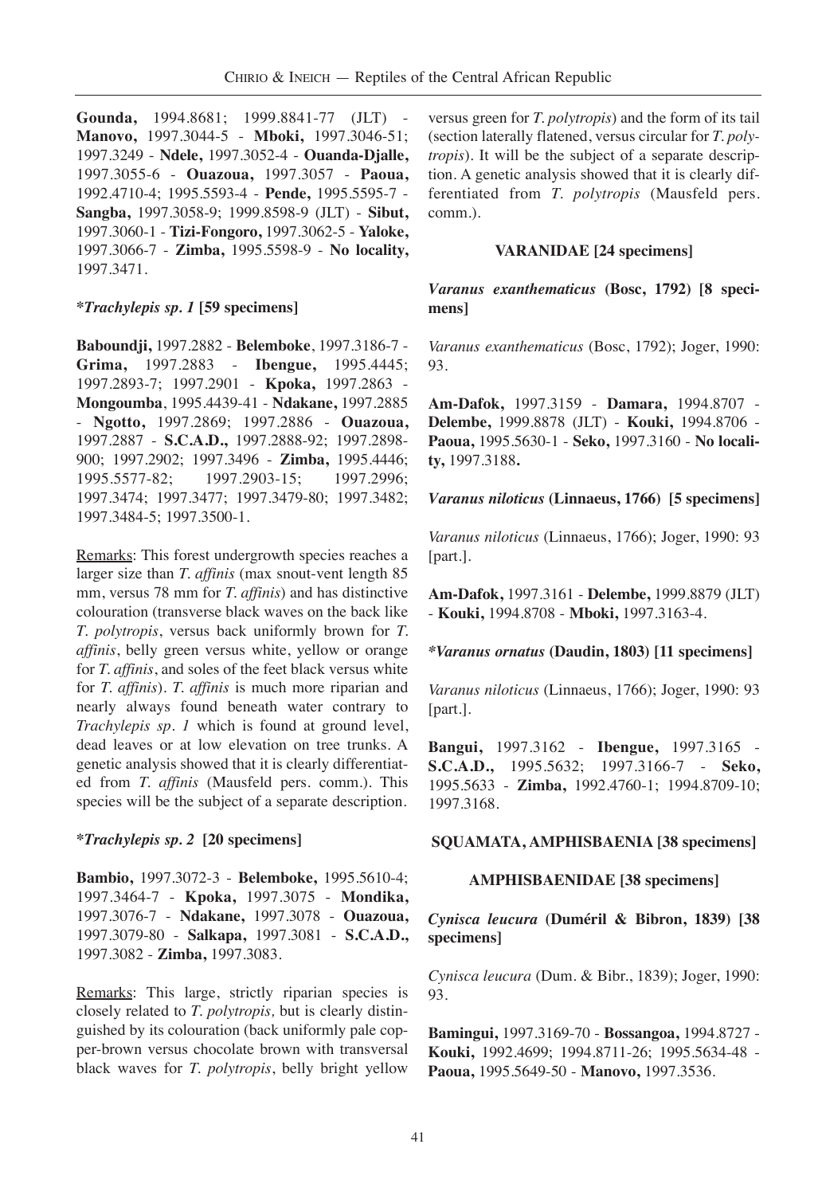**Gounda,** 1994.8681; 1999.8841-77 (JLT) - **Manovo,** 1997.3044-5 - **Mboki,** 1997.3046-51; 1997.3249 - **Ndele,** 1997.3052-4 - **Ouanda-Djalle,** 1997.3055-6 - **Ouazoua,** 1997.3057 - **Paoua,** 1992.4710-4; 1995.5593-4 - **Pende,** 1995.5595-7 - **Sangba,** 1997.3058-9; 1999.8598-9 (JLT) - **Sibut,** 1997.3060-1 - **Tizi-Fongoro,** 1997.3062-5 - **Yaloke,** 1997.3066-7 - **Zimba,** 1995.5598-9 - **No locality,** 1997.3471.

**\****Trachylepis sp. 1*** **[59 specimens]**

**Baboundji,** 1997.2882 - **Belemboke**, 1997.3186-7 - **Grima,** 1997.2883 - **Ibengue,** 1995.4445; 1997.2893-7; 1997.2901 - **Kpoka,** 1997.2863 - **Mongoumba**, 1995.4439-41 - **Ndakane,** 1997.2885 - **Ngotto,** 1997.2869; 1997.2886 - **Ouazoua,** 1997.2887 - **S.C.A.D.,** 1997.2888-92; 1997.2898-900; 1997.2902; 1997.3496 - **Zimba,** 1995.4446; 1995.5577-82; 1997.2903-15; 1997.2996; 1997.3474; 1997.3477; 1997.3479-80; 1997.3482; 1997.3484-5; 1997.3500-1.

Remarks: This forest undergrowth species reaches a larger size than *T. affinis* (max snout-vent length 85 mm, versus 78 mm for *T. affinis*) and has distinctive colouration (transverse black waves on the back like *T. polytropis*, versus back uniformly brown for *T. affinis*, belly green versus white, yellow or orange for *T. affinis*, and soles of the feet black versus white for *T. affinis*). *T. affinis* is much more riparian and nearly always found beneath water contrary to *Trachylepis sp. 1* which is found at ground level, dead leaves or at low elevation on tree trunks. A genetic analysis showed that it is clearly differentiated from *T. affinis* (Mausfeld pers. comm.). This species will be the subject of a separate description.

**\****Trachylepis sp. 2*** **[20 specimens]**

**Bambio,** 1997.3072-3 - **Belemboke,** 1995.5610-4; 1997.3464-7 - **Kpoka,** 1997.3075 - **Mondika,** 1997.3076-7 - **Ndakane,** 1997.3078 - **Ouazoua,** 1997.3079-80 - **Salkapa,** 1997.3081 - **S.C.A.D.,** 1997.3082 - **Zimba,** 1997.3083.

Remarks: This large, strictly riparian species is closely related to *T. polytropis,* but is clearly distinguished by its colouration (back uniformly pale copper-brown versus chocolate brown with transversal black waves for *T. polytropis*, belly bright yellow versus green for *T. polytropis*) and the form of its tail (section laterally flatened, versus circular for *T. polytropis*). It will be the subject of a separate description. A genetic analysis showed that it is clearly differentiated from *T. polytropis* (Mausfeld pers. comm.).

### VARANIDAE [24 specimens]

***Varanus exanthematicus*** **(Bosc, 1792) [8 specimens]**

*Varanus exanthematicus* (Bosc, 1792); Joger, 1990: 93.

**Am-Dafok,** 1997.3159 - **Damara,** 1994.8707 - **Delembe,** 1999.8878 (JLT) - **Kouki,** 1994.8706 - **Paoua,** 1995.5630-1 - **Seko,** 1997.3160 - **No locality,** 1997.3188**.**

***Varanus niloticus*** **(Linnaeus, 1766) [5 specimens]**

*Varanus niloticus* (Linnaeus, 1766); Joger, 1990: 93 [part.].

**Am-Dafok,** 1997.3161 - **Delembe,** 1999.8879 (JLT) - **Kouki,** 1994.8708 - **Mboki,** 1997.3163-4.

**\****Varanus ornatus*** **(Daudin, 1803) [11 specimens]**

*Varanus niloticus* (Linnaeus, 1766); Joger, 1990: 93 [part.].

**Bangui,** 1997.3162 - **Ibengue,** 1997.3165 - **S.C.A.D.,** 1995.5632; 1997.3166-7 - **Seko,** 1995.5633 - **Zimba,** 1992.4760-1; 1994.8709-10; 1997.3168.

## SQUAMATA, AMPHISBAENIA [38 specimens]

### AMPHISBAENIDAE [38 specimens]

***Cynisca leucura*** **(Duméril & Bibron, 1839) [38 specimens]**

*Cynisca leucura* (Dum. & Bibr., 1839); Joger, 1990: 93.

**Bamingui,** 1997.3169-70 - **Bossangoa,** 1994.8727 - **Kouki,** 1992.4699; 1994.8711-26; 1995.5634-48 - **Paoua,** 1995.5649-50 - **Manovo,** 1997.3536.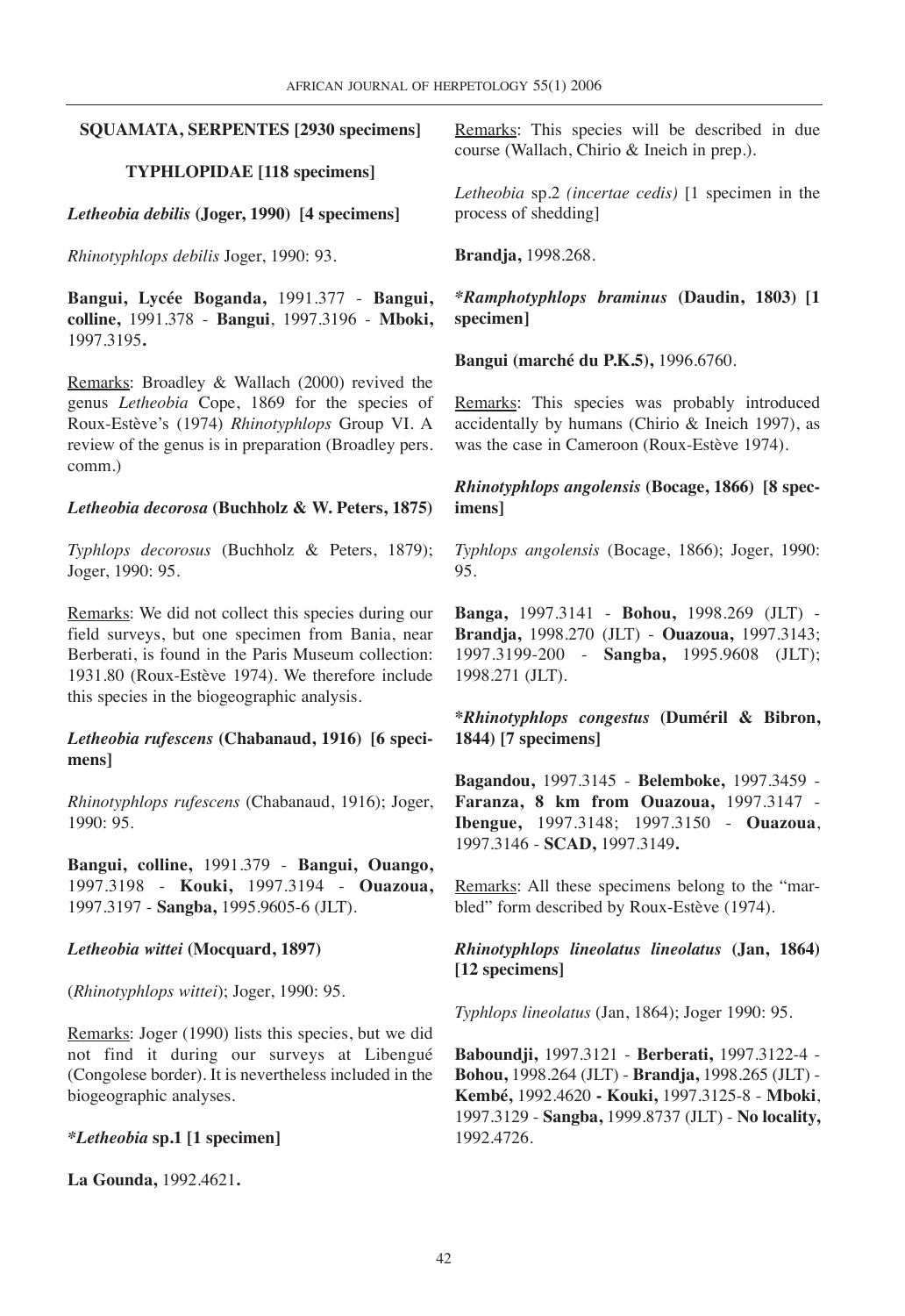## SQUAMATA, SERPENTES [2930 specimens]

### TYPHLOPIDAE [118 specimens]

***Letheobia debilis* (Joger, 1990) [4 specimens]**

*Rhinotyphlops debilis* Joger, 1990: 93.

**Bangui, Lycée Boganda,** 1991.377 - **Bangui, colline,** 1991.378 - **Bangui**, 1997.3196 - **Mboki,** 1997.3195**.**

Remarks: Broadley & Wallach (2000) revived the genus *Letheobia* Cope, 1869 for the species of Roux-Estève's (1974) *Rhinotyphlops* Group VI. A review of the genus is in preparation (Broadley pers. comm.)

***Letheobia decorosa* (Buchholz & W. Peters, 1875)**

*Typhlops decorosus* (Buchholz & Peters, 1879); Joger, 1990: 95.

Remarks: We did not collect this species during our field surveys, but one specimen from Bania, near Berberati, is found in the Paris Museum collection: 1931.80 (Roux-Estève 1974). We therefore include this species in the biogeographic analysis.

***Letheobia rufescens* (Chabanaud, 1916) [6 specimens]**

*Rhinotyphlops rufescens* (Chabanaud, 1916); Joger, 1990: 95.

**Bangui, colline,** 1991.379 - **Bangui, Ouango,** 1997.3198 - **Kouki,** 1997.3194 - **Ouazoua,** 1997.3197 - **Sangba,** 1995.9605-6 (JLT).

***Letheobia wittei* (Mocquard, 1897)**

(*Rhinotyphlops wittei*); Joger, 1990: 95.

Remarks: Joger (1990) lists this species, but we did not find it during our surveys at Libengué (Congolese border). It is nevertheless included in the biogeographic analyses.

***Letheobia* sp.1 [1 specimen]**

**La Gounda,** 1992.4621**.**

Remarks: This species will be described in due course (Wallach, Chirio & Ineich in prep.).

*Letheobia* sp.2 *(incertae cedis)* [1 specimen in the process of shedding]

**Brandja,** 1998.268.

***Ramphotyphlops braminus* (Daudin, 1803) [1 specimen]**

**Bangui (marché du P.K.5),** 1996.6760.

Remarks: This species was probably introduced accidentally by humans (Chirio & Ineich 1997), as was the case in Cameroon (Roux-Estève 1974).

***Rhinotyphlops angolensis* (Bocage, 1866) [8 specimens]**

*Typhlops angolensis* (Bocage, 1866); Joger, 1990: 95.

**Banga,** 1997.3141 - **Bohou,** 1998.269 (JLT) - **Brandja,** 1998.270 (JLT) - **Ouazoua,** 1997.3143; 1997.3199-200 - **Sangba,** 1995.9608 (JLT); 1998.271 (JLT).

***Rhinotyphlops congestus* (Duméril & Bibron, 1844) [7 specimens]**

**Bagandou,** 1997.3145 - **Belemboke,** 1997.3459 - **Faranza, 8 km from Ouazoua,** 1997.3147 - **Ibengue,** 1997.3148; 1997.3150 - **Ouazoua**, 1997.3146 - **SCAD,** 1997.3149**.**

Remarks: All these specimens belong to the "marbled" form described by Roux-Estève (1974).

***Rhinotyphlops lineolatus lineolatus* (Jan, 1864) [12 specimens]**

*Typhlops lineolatus* (Jan, 1864); Joger 1990: 95.

**Baboundji,** 1997.3121 - **Berberati,** 1997.3122-4 - **Bohou,** 1998.264 (JLT) - **Brandja,** 1998.265 (JLT) - **Kembé,** 1992.4620 **- Kouki,** 1997.3125-8 - **Mboki**, 1997.3129 - **Sangba,** 1999.8737 (JLT) - **No locality,** 1992.4726.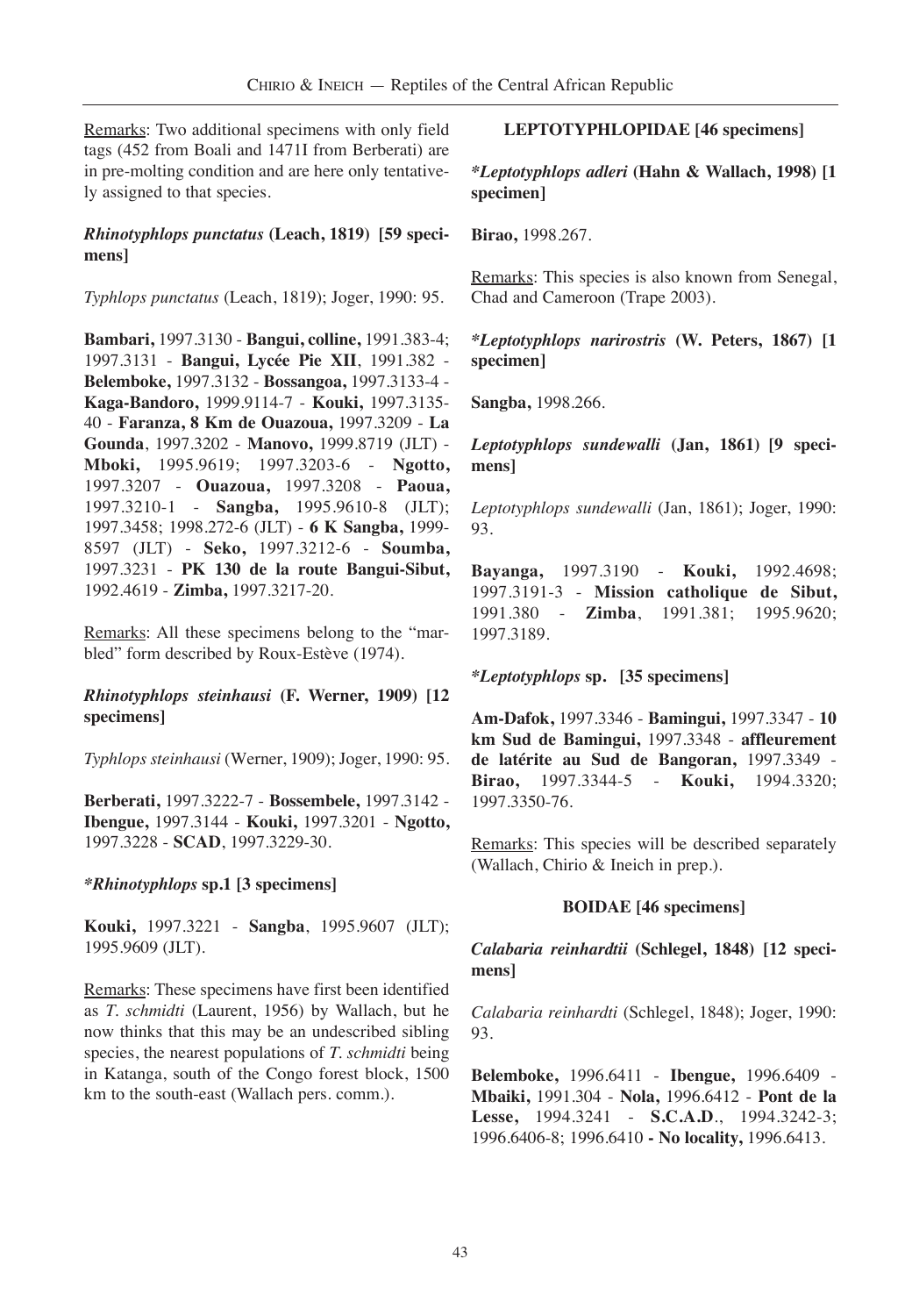Remarks: Two additional specimens with only field tags (452 from Boali and 1471I from Berberati) are in pre-molting condition and are here only tentatively assigned to that species.

***Rhinotyphlops punctatus* (Leach, 1819) [59 specimens]**

*Typhlops punctatus* (Leach, 1819); Joger, 1990: 95.

**Bambari,** 1997.3130 - **Bangui, colline,** 1991.383-4; 1997.3131 - **Bangui, Lycée Pie XII**, 1991.382 - **Belemboke,** 1997.3132 - **Bossangoa,** 1997.3133-4 - **Kaga-Bandoro,** 1999.9114-7 - **Kouki,** 1997.3135-40 - **Faranza, 8 Km de Ouazoua,** 1997.3209 - **La Gounda**, 1997.3202 - **Manovo,** 1999.8719 (JLT) - **Mboki,** 1995.9619; 1997.3203-6 - **Ngotto,** 1997.3207 - **Ouazoua,** 1997.3208 - **Paoua,** 1997.3210-1 - **Sangba,** 1995.9610-8 (JLT); 1997.3458; 1998.272-6 (JLT) - **6 K Sangba,** 1999-8597 (JLT) - **Seko,** 1997.3212-6 - **Soumba,** 1997.3231 - **PK 130 de la route Bangui-Sibut,** 1992.4619 - **Zimba,** 1997.3217-20.

Remarks: All these specimens belong to the "marbled" form described by Roux-Estève (1974).

***Rhinotyphlops steinhausi* (F. Werner, 1909) [12 specimens]**

*Typhlops steinhausi* (Werner, 1909); Joger, 1990: 95.

**Berberati,** 1997.3222-7 - **Bossembele,** 1997.3142 - **Ibengue,** 1997.3144 - **Kouki,** 1997.3201 - **Ngotto,** 1997.3228 - **SCAD**, 1997.3229-30.

**\*_Rhinotyphlops_ sp.1 [3 specimens]**

**Kouki,** 1997.3221 - **Sangba**, 1995.9607 (JLT); 1995.9609 (JLT).

Remarks: These specimens have first been identified as *T. schmidti* (Laurent, 1956) by Wallach, but he now thinks that this may be an undescribed sibling species, the nearest populations of *T. schmidti* being in Katanga, south of the Congo forest block, 1500 km to the south-east (Wallach pers. comm.).

**LEPTOTYPHLOPIDAE [46 specimens]**

**\*_Leptotyphlops adleri_ (Hahn & Wallach, 1998) [1 specimen]**

**Birao,** 1998.267.

Remarks: This species is also known from Senegal, Chad and Cameroon (Trape 2003).

**\*_Leptotyphlops narirostris_ (W. Peters, 1867) [1 specimen]**

**Sangba,** 1998.266.

***Leptotyphlops sundewalli* (Jan, 1861) [9 specimens]**

*Leptotyphlops sundewalli* (Jan, 1861); Joger, 1990: 93.

**Bayanga,** 1997.3190 - **Kouki,** 1992.4698; 1997.3191-3 - **Mission catholique de Sibut,** 1991.380 - **Zimba**, 1991.381; 1995.9620; 1997.3189.

**\*_Leptotyphlops_ sp. [35 specimens]**

**Am-Dafok,** 1997.3346 - **Bamingui,** 1997.3347 - **10 km Sud de Bamingui,** 1997.3348 - **affleurement de latérite au Sud de Bangoran,** 1997.3349 - **Birao,** 1997.3344-5 - **Kouki,** 1994.3320; 1997.3350-76.

Remarks: This species will be described separately (Wallach, Chirio & Ineich in prep.).

**BOIDAE [46 specimens]**

***Calabaria reinhardtii* (Schlegel, 1848) [12 specimens]**

*Calabaria reinhardti* (Schlegel, 1848); Joger, 1990: 93.

**Belemboke,** 1996.6411 - **Ibengue,** 1996.6409 - **Mbaiki,** 1991.304 - **Nola,** 1996.6412 - **Pont de la Lesse,** 1994.3241 - **S.C.A.D**., 1994.3242-3; 1996.6406-8; 1996.6410 **- No locality,** 1996.6413.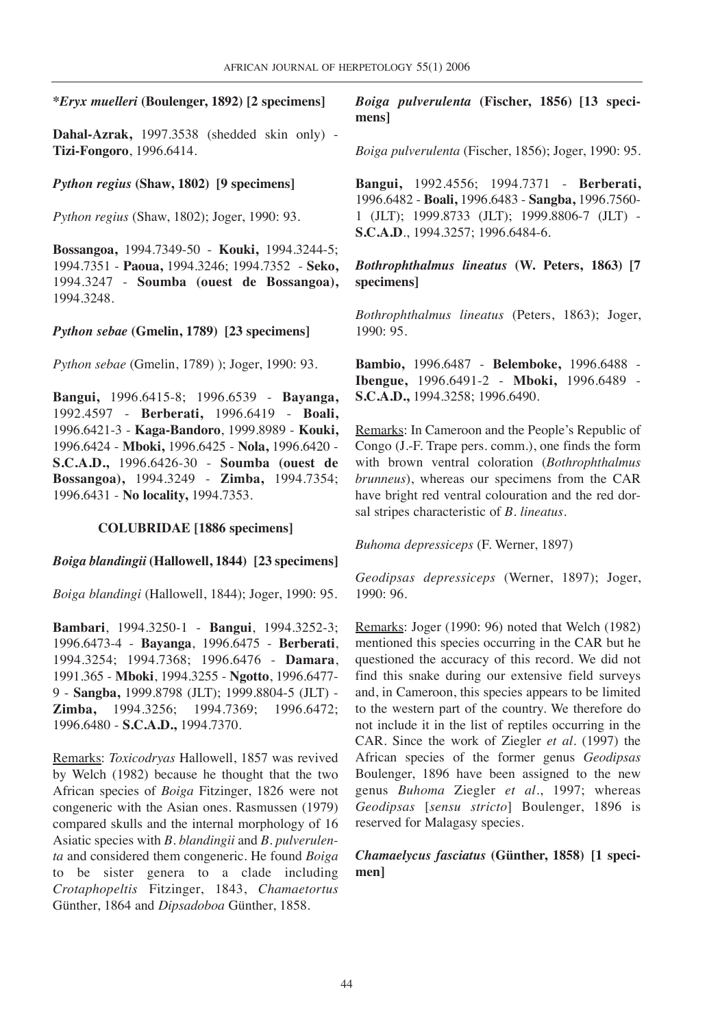**\*_Eryx muelleri_ (Boulenger, 1892) [2 specimens]**

**Dahal-Azrak,** 1997.3538 (shedded skin only) - **Tizi-Fongoro**, 1996.6414.

***Python regius* (Shaw, 1802) [9 specimens]**

*Python regius* (Shaw, 1802); Joger, 1990: 93.

**Bossangoa,** 1994.7349-50 - **Kouki,** 1994.3244-5; 1994.7351 - **Paoua,** 1994.3246; 1994.7352 - **Seko,** 1994.3247 - **Soumba (ouest de Bossangoa),** 1994.3248.

***Python sebae* (Gmelin, 1789) [23 specimens]**

*Python sebae* (Gmelin, 1789) ); Joger, 1990: 93.

**Bangui,** 1996.6415-8; 1996.6539 - **Bayanga,** 1992.4597 - **Berberati,** 1996.6419 - **Boali,** 1996.6421-3 - **Kaga-Bandoro**, 1999.8989 - **Kouki,** 1996.6424 - **Mboki,** 1996.6425 - **Nola,** 1996.6420 - **S.C.A.D.,** 1996.6426-30 - **Soumba (ouest de Bossangoa),** 1994.3249 - **Zimba,** 1994.7354; 1996.6431 - **No locality,** 1994.7353.

## COLUBRIDAE [1886 specimens]

***Boiga blandingii* (Hallowell, 1844) [23 specimens]**

*Boiga blandingi* (Hallowell, 1844); Joger, 1990: 95.

**Bambari**, 1994.3250-1 - **Bangui**, 1994.3252-3; 1996.6473-4 - **Bayanga**, 1996.6475 - **Berberati**, 1994.3254; 1994.7368; 1996.6476 - **Damara**, 1991.365 - **Mboki**, 1994.3255 - **Ngotto**, 1996.6477-9 - **Sangba,** 1999.8798 (JLT); 1999.8804-5 (JLT) - **Zimba,** 1994.3256; 1994.7369; 1996.6472; 1996.6480 - **S.C.A.D.,** 1994.7370.

Remarks: *Toxicodryas* Hallowell, 1857 was revived by Welch (1982) because he thought that the two African species of *Boiga* Fitzinger, 1826 were not congeneric with the Asian ones. Rasmussen (1979) compared skulls and the internal morphology of 16 Asiatic species with *B. blandingii* and *B. pulverulenta* and considered them congeneric. He found *Boiga* to be sister genera to a clade including *Crotaphopeltis* Fitzinger, 1843, *Chamaetortus* Günther, 1864 and *Dipsadoboa* Günther, 1858.

***Boiga pulverulenta* (Fischer, 1856) [13 specimens]**

*Boiga pulverulenta* (Fischer, 1856); Joger, 1990: 95.

**Bangui,** 1992.4556; 1994.7371 - **Berberati,** 1996.6482 - **Boali,** 1996.6483 - **Sangba,** 1996.7560-1 (JLT); 1999.8733 (JLT); 1999.8806-7 (JLT) - **S.C.A.D**., 1994.3257; 1996.6484-6.

***Bothrophthalmus lineatus* (W. Peters, 1863) [7 specimens]**

*Bothrophthalmus lineatus* (Peters, 1863); Joger, 1990: 95.

**Bambio,** 1996.6487 - **Belemboke,** 1996.6488 - **Ibengue,** 1996.6491-2 - **Mboki,** 1996.6489 - **S.C.A.D.,** 1994.3258; 1996.6490.

Remarks: In Cameroon and the People's Republic of Congo (J.-F. Trape pers. comm.), one finds the form with brown ventral coloration (*Bothrophthalmus brunneus*), whereas our specimens from the CAR have bright red ventral colouration and the red dorsal stripes characteristic of *B. lineatus*.

*Buhoma depressiceps* (F. Werner, 1897)

*Geodipsas depressiceps* (Werner, 1897); Joger, 1990: 96.

Remarks: Joger (1990: 96) noted that Welch (1982) mentioned this species occurring in the CAR but he questioned the accuracy of this record. We did not find this snake during our extensive field surveys and, in Cameroon, this species appears to be limited to the western part of the country. We therefore do not include it in the list of reptiles occurring in the CAR. Since the work of Ziegler *et al*. (1997) the African species of the former genus *Geodipsas* Boulenger, 1896 have been assigned to the new genus *Buhoma* Ziegler *et al*., 1997; whereas *Geodipsas* [*sensu stricto*] Boulenger, 1896 is reserved for Malagasy species.

***Chamaelycus fasciatus* (Günther, 1858) [1 specimen]**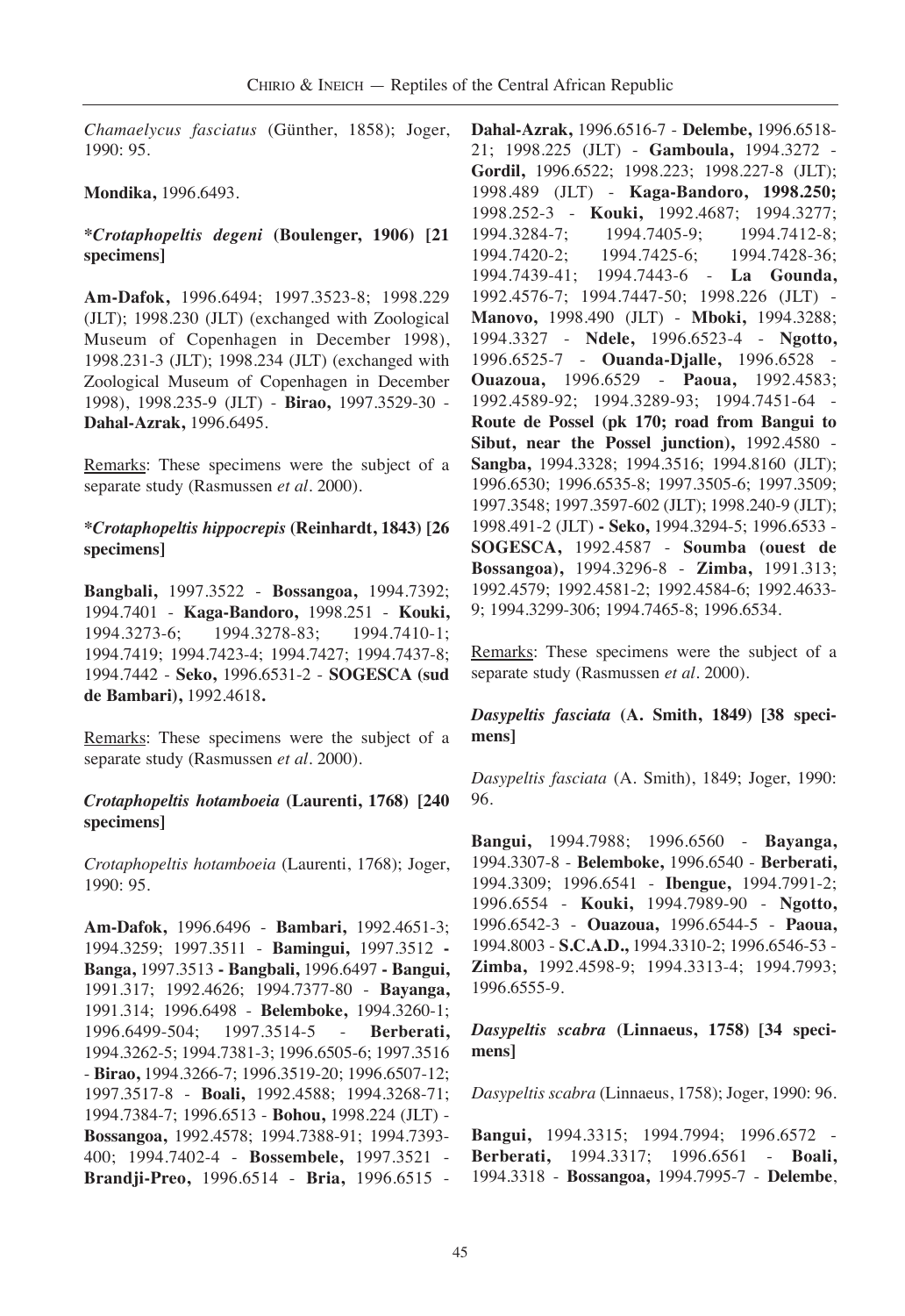*Chamaelycus fasciatus* (Günther, 1858); Joger, 1990: 95.

**Mondika,** 1996.6493.

**\*Crotaphopeltis degeni* (Boulenger, 1906) [21 specimens]**

**Am-Dafok,** 1996.6494; 1997.3523-8; 1998.229 (JLT); 1998.230 (JLT) (exchanged with Zoological Museum of Copenhagen in December 1998), 1998.231-3 (JLT); 1998.234 (JLT) (exchanged with Zoological Museum of Copenhagen in December 1998), 1998.235-9 (JLT) - **Birao,** 1997.3529-30 - **Dahal-Azrak,** 1996.6495.

Remarks: These specimens were the subject of a separate study (Rasmussen *et al*. 2000).

**\*Crotaphopeltis hippocrepis* (Reinhardt, 1843) [26 specimens]**

**Bangbali,** 1997.3522 - **Bossangoa,** 1994.7392; 1994.7401 - **Kaga-Bandoro,** 1998.251 - **Kouki,** 1994.3273-6; 1994.3278-83; 1994.7410-1; 1994.7419; 1994.7423-4; 1994.7427; 1994.7437-8; 1994.7442 - **Seko,** 1996.6531-2 - **SOGESCA (sud de Bambari),** 1992.4618**.**

Remarks: These specimens were the subject of a separate study (Rasmussen *et al*. 2000).

***Crotaphopeltis hotamboeia* (Laurenti, 1768) [240 specimens]**

*Crotaphopeltis hotamboeia* (Laurenti, 1768); Joger, 1990: 95.

**Am-Dafok,** 1996.6496 - **Bambari,** 1992.4651-3; 1994.3259; 1997.3511 - **Bamingui,** 1997.3512 **- Banga,** 1997.3513 **- Bangbali,** 1996.6497 **- Bangui,** 1991.317; 1992.4626; 1994.7377-80 - **Bayanga,** 1991.314; 1996.6498 - **Belemboke,** 1994.3260-1; 1996.6499-504; 1997.3514-5 - **Berberati,** 1994.3262-5; 1994.7381-3; 1996.6505-6; 1997.3516 - **Birao,** 1994.3266-7; 1996.3519-20; 1996.6507-12; 1997.3517-8 - **Boali,** 1992.4588; 1994.3268-71; 1994.7384-7; 1996.6513 - **Bohou,** 1998.224 (JLT) - **Bossangoa,** 1992.4578; 1994.7388-91; 1994.7393-400; 1994.7402-4 - **Bossembele,** 1997.3521 - **Brandji-Preo,** 1996.6514 - **Bria,** 1996.6515 - **Dahal-Azrak,** 1996.6516-7 - **Delembe,** 1996.6518-21; 1998.225 (JLT) - **Gamboula,** 1994.3272 - **Gordil,** 1996.6522; 1998.223; 1998.227-8 (JLT); 1998.489 (JLT) - **Kaga-Bandoro, 1998.250;** 1998.252-3 - **Kouki,** 1992.4687; 1994.3277; 1994.3284-7; 1994.7405-9; 1994.7412-8; 1994.7420-2; 1994.7425-6; 1994.7428-36; 1994.7439-41; 1994.7443-6 - **La Gounda,** 1992.4576-7; 1994.7447-50; 1998.226 (JLT) - **Manovo,** 1998.490 (JLT) - **Mboki,** 1994.3288; 1994.3327 - **Ndele,** 1996.6523-4 - **Ngotto,** 1996.6525-7 - **Ouanda-Djalle,** 1996.6528 - **Ouazoua,** 1996.6529 - **Paoua,** 1992.4583; 1992.4589-92; 1994.3289-93; 1994.7451-64 - **Route de Possel (pk 170; road from Bangui to Sibut, near the Possel junction),** 1992.4580 - **Sangba,** 1994.3328; 1994.3516; 1994.8160 (JLT); 1996.6530; 1996.6535-8; 1997.3505-6; 1997.3509; 1997.3548; 1997.3597-602 (JLT); 1998.240-9 (JLT); 1998.491-2 (JLT) **- Seko,** 1994.3294-5; 1996.6533 - **SOGESCA,** 1992.4587 - **Soumba (ouest de Bossangoa),** 1994.3296-8 - **Zimba,** 1991.313; 1992.4579; 1992.4581-2; 1992.4584-6; 1992.4633-9; 1994.3299-306; 1994.7465-8; 1996.6534.

Remarks: These specimens were the subject of a separate study (Rasmussen *et al*. 2000).

***Dasypeltis fasciata* (A. Smith, 1849) [38 specimens]**

*Dasypeltis fasciata* (A. Smith), 1849; Joger, 1990: 96.

**Bangui,** 1994.7988; 1996.6560 - **Bayanga,** 1994.3307-8 - **Belemboke,** 1996.6540 - **Berberati,** 1994.3309; 1996.6541 - **Ibengue,** 1994.7991-2; 1996.6554 - **Kouki,** 1994.7989-90 - **Ngotto,** 1996.6542-3 - **Ouazoua,** 1996.6544-5 - **Paoua,** 1994.8003 - **S.C.A.D.,** 1994.3310-2; 1996.6546-53 - **Zimba,** 1992.4598-9; 1994.3313-4; 1994.7993; 1996.6555-9.

***Dasypeltis scabra* (Linnaeus, 1758) [34 specimens]**

*Dasypeltis scabra* (Linnaeus, 1758); Joger, 1990: 96.

**Bangui,** 1994.3315; 1994.7994; 1996.6572 - **Berberati,** 1994.3317; 1996.6561 - **Boali,** 1994.3318 - **Bossangoa,** 1994.7995-7 - **Delembe**,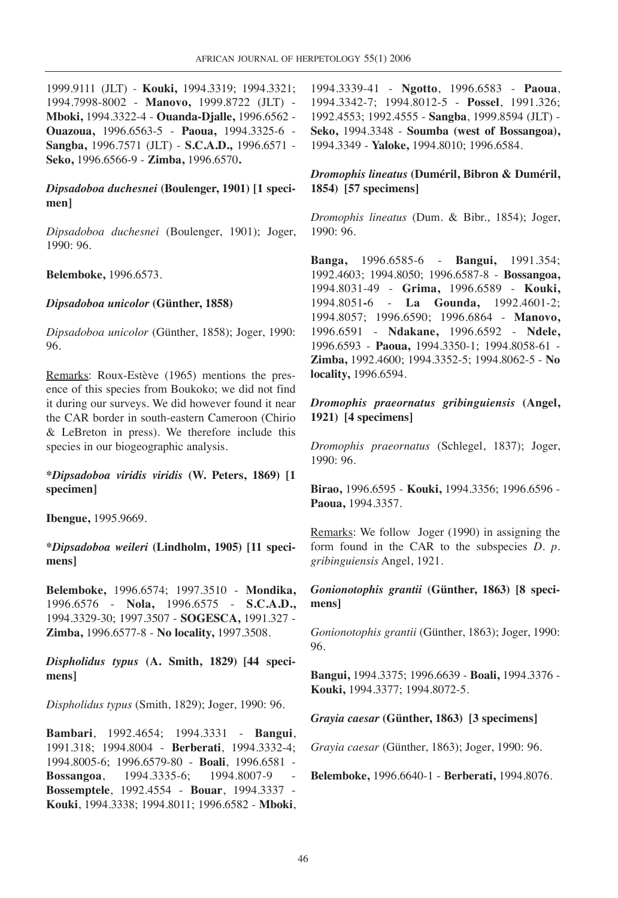1999.9111 (JLT) - **Kouki,** 1994.3319; 1994.3321; 1994.7998-8002 - **Manovo,** 1999.8722 (JLT) - **Mboki,** 1994.3322-4 - **Ouanda-Djalle,** 1996.6562 - **Ouazoua,** 1996.6563-5 - **Paoua,** 1994.3325-6 - **Sangba,** 1996.7571 (JLT) - **S.C.A.D.,** 1996.6571 - **Seko,** 1996.6566-9 - **Zimba,** 1996.6570**.**

***Dipsadoboa duchesnei* (Boulenger, 1901) [1 specimen]**

*Dipsadoboa duchesnei* (Boulenger, 1901); Joger, 1990: 96.

**Belemboke,** 1996.6573.

***Dipsadoboa unicolor* (Günther, 1858)**

*Dipsadoboa unicolor* (Günther, 1858); Joger, 1990: 96.

Remarks: Roux-Estève (1965) mentions the presence of this species from Boukoko; we did not find it during our surveys. We did however found it near the CAR border in south-eastern Cameroon (Chirio & LeBreton in press). We therefore include this species in our biogeographic analysis.

***Dipsadoboa viridis viridis* (W. Peters, 1869) [1 specimen]**

**Ibengue,** 1995.9669.

***Dipsadoboa weileri* (Lindholm, 1905) [11 specimens]**

**Belemboke,** 1996.6574; 1997.3510 - **Mondika,** 1996.6576 - **Nola,** 1996.6575 - **S.C.A.D.,** 1994.3329-30; 1997.3507 - **SOGESCA,** 1991.327 - **Zimba,** 1996.6577-8 - **No locality,** 1997.3508.

***Dispholidus typus* (A. Smith, 1829) [44 specimens]**

*Dispholidus typus* (Smith, 1829); Joger, 1990: 96.

**Bambari**, 1992.4654; 1994.3331 - **Bangui**, 1991.318; 1994.8004 - **Berberati**, 1994.3332-4; 1994.8005-6; 1996.6579-80 - **Boali**, 1996.6581 - **Bossangoa**, 1994.3335-6; 1994.8007-9 - **Bossemptele**, 1992.4554 - **Bouar**, 1994.3337 - **Kouki**, 1994.3338; 1994.8011; 1996.6582 - **Mboki**, 1994.3339-41 - **Ngotto**, 1996.6583 - **Paoua**, 1994.3342-7; 1994.8012-5 - **Possel**, 1991.326; 1992.4553; 1992.4555 - **Sangba**, 1999.8594 (JLT) - **Seko,** 1994.3348 - **Soumba (west of Bossangoa),** 1994.3349 - **Yaloke,** 1994.8010; 1996.6584.

***Dromophis lineatus* (Duméril, Bibron & Duméril, 1854) [57 specimens]**

*Dromophis lineatus* (Dum. & Bibr., 1854); Joger, 1990: 96.

**Banga,** 1996.6585-6 - **Bangui,** 1991.354; 1992.4603; 1994.8050; 1996.6587-8 - **Bossangoa,** 1994.8031-49 - **Grima,** 1996.6589 - **Kouki,** 1994.8051-6 - **La Gounda,** 1992.4601-2; 1994.8057; 1996.6590; 1996.6864 - **Manovo,** 1996.6591 - **Ndakane,** 1996.6592 - **Ndele,** 1996.6593 - **Paoua,** 1994.3350-1; 1994.8058-61 - **Zimba,** 1992.4600; 1994.3352-5; 1994.8062-5 - **No locality,** 1996.6594.

***Dromophis praeornatus gribinguiensis* (Angel, 1921) [4 specimens]**

*Dromophis praeornatus* (Schlegel, 1837); Joger, 1990: 96.

**Birao,** 1996.6595 - **Kouki,** 1994.3356; 1996.6596 - **Paoua,** 1994.3357.

Remarks: We follow Joger (1990) in assigning the form found in the CAR to the subspecies *D. p. gribinguiensis* Angel, 1921.

***Gonionotophis grantii* (Günther, 1863) [8 specimens]**

*Gonionotophis grantii* (Günther, 1863); Joger, 1990: 96.

**Bangui,** 1994.3375; 1996.6639 - **Boali,** 1994.3376 - **Kouki,** 1994.3377; 1994.8072-5.

***Grayia caesar* (Günther, 1863) [3 specimens]**

*Grayia caesar* (Günther, 1863); Joger, 1990: 96.

**Belemboke,** 1996.6640-1 - **Berberati,** 1994.8076.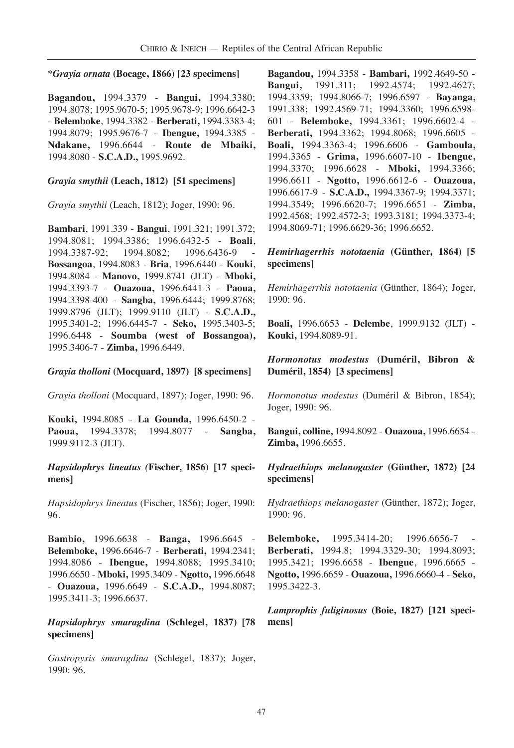***Grayia ornata* (Bocage, 1866) [23 specimens]**

**Bagandou,** 1994.3379 - **Bangui,** 1994.3380; 1994.8078; 1995.9670-5; 1995.9678-9; 1996.6642-3 - **Belemboke**, 1994.3382 - **Berberati,** 1994.3383-4; 1994.8079; 1995.9676-7 - **Ibengue,** 1994.3385 - **Ndakane,** 1996.6644 - **Route de Mbaiki,** 1994.8080 - **S.C.A.D.,** 1995.9692.

***Grayia smythii* (Leach, 1812) [51 specimens]**

*Grayia smythii* (Leach, 1812); Joger, 1990: 96.

**Bambari**, 1991.339 - **Bangui**, 1991.321; 1991.372; 1994.8081; 1994.3386; 1996.6432-5 - **Boali**, 1994.3387-92; 1994.8082; 1996.6436-9 - **Bossangoa**, 1994.8083 - **Bria**, 1996.6440 - **Kouki**, 1994.8084 - **Manovo,** 1999.8741 (JLT) - **Mboki,** 1994.3393-7 - **Ouazoua,** 1996.6441-3 - **Paoua,** 1994.3398-400 - **Sangba,** 1996.6444; 1999.8768; 1999.8796 (JLT); 1999.9110 (JLT) - **S.C.A.D.,** 1995.3401-2; 1996.6445-7 - **Seko,** 1995.3403-5; 1996.6448 - **Soumba (west of Bossangoa),** 1995.3406-7 - **Zimba,** 1996.6449.

***Grayia tholloni* (Mocquard, 1897) [8 specimens]**

*Grayia tholloni* (Mocquard, 1897); Joger, 1990: 96.

**Kouki,** 1994.8085 - **La Gounda,** 1996.6450-2 - **Paoua,** 1994.3378; 1994.8077 - **Sangba,** 1999.9112-3 (JLT).

***Hapsidophrys lineatus* (Fischer, 1856) [17 specimens]**

*Hapsidophrys lineatus* (Fischer, 1856); Joger, 1990: 96.

**Bambio,** 1996.6638 - **Banga,** 1996.6645 - **Belemboke,** 1996.6646-7 - **Berberati,** 1994.2341; 1994.8086 - **Ibengue,** 1994.8088; 1995.3410; 1996.6650 - **Mboki,** 1995.3409 - **Ngotto,** 1996.6648 - **Ouazoua,** 1996.6649 - **S.C.A.D.,** 1994.8087; 1995.3411-3; 1996.6637.

***Hapsidophrys smaragdina* (Schlegel, 1837) [78 specimens]**

*Gastropyxis smaragdina* (Schlegel, 1837); Joger, 1990: 96.

**Bagandou,** 1994.3358 - **Bambari,** 1992.4649-50 - **Bangui,** 1991.311; 1992.4574; 1992.4627; 1994.3359; 1994.8066-7; 1996.6597 - **Bayanga,** 1991.338; 1992.4569-71; 1994.3360; 1996.6598-601 - **Belemboke,** 1994.3361; 1996.6602-4 - **Berberati,** 1994.3362; 1994.8068; 1996.6605 - **Boali,** 1994.3363-4; 1996.6606 - **Gamboula,** 1994.3365 - **Grima,** 1996.6607-10 - **Ibengue,** 1994.3370; 1996.6628 - **Mboki,** 1994.3366; 1996.6611 - **Ngotto,** 1996.6612-6 - **Ouazoua,** 1996.6617-9 - **S.C.A.D.,** 1994.3367-9; 1994.3371; 1994.3549; 1996.6620-7; 1996.6651 - **Zimba,** 1992.4568; 1992.4572-3; 1993.3181; 1994.3373-4; 1994.8069-71; 1996.6629-36; 1996.6652.

***Hemirhagerrhis nototaenia* (Günther, 1864) [5 specimens]**

*Hemirhagerrhis nototaenia* (Günther, 1864); Joger, 1990: 96.

**Boali,** 1996.6653 - **Delembe**, 1999.9132 (JLT) - **Kouki,** 1994.8089-91.

***Hormonotus modestus* (Duméril, Bibron & Duméril, 1854) [3 specimens]**

*Hormonotus modestus* (Duméril & Bibron, 1854); Joger, 1990: 96.

**Bangui, colline,** 1994.8092 - **Ouazoua,** 1996.6654 - **Zimba,** 1996.6655.

***Hydraethiops melanogaster* (Günther, 1872) [24 specimens]**

*Hydraethiops melanogaster* (Günther, 1872); Joger, 1990: 96.

**Belemboke,** 1995.3414-20; 1996.6656-7 - **Berberati,** 1994.8; 1994.3329-30; 1994.8093; 1995.3421; 1996.6658 - **Ibengue**, 1996.6665 - **Ngotto,** 1996.6659 - **Ouazoua,** 1996.6660-4 - **Seko,** 1995.3422-3.

***Lamprophis fuliginosus* (Boie, 1827) [121 specimens]**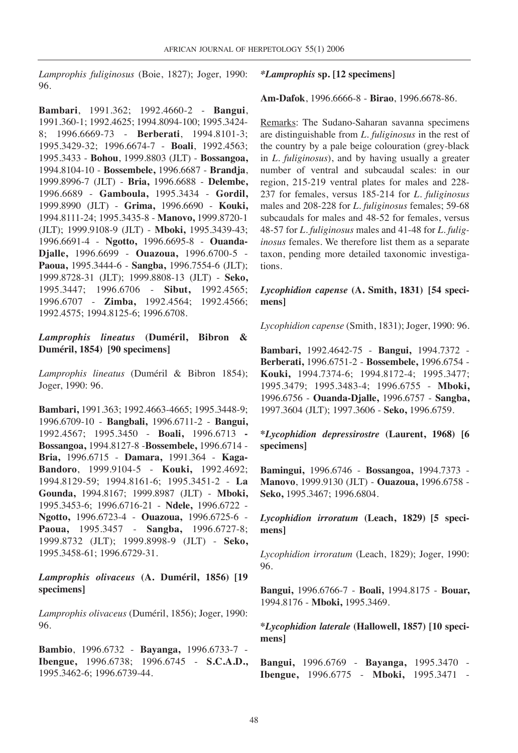*Lamprophis fuliginosus* (Boie, 1827); Joger, 1990: 96.

**Bambari**, 1991.362; 1992.4660-2 - **Bangui**, 1991.360-1; 1992.4625; 1994.8094-100; 1995.3424-8; 1996.6669-73 - **Berberati**, 1994.8101-3; 1995.3429-32; 1996.6674-7 - **Boali**, 1992.4563; 1995.3433 - **Bohou**, 1999.8803 (JLT) - **Bossangoa,** 1994.8104-10 - **Bossembele,** 1996.6687 - **Brandja**, 1999.8996-7 (JLT) - **Bria,** 1996.6688 - **Delembe,** 1996.6689 - **Gamboula,** 1995.3434 - **Gordil,** 1999.8990 (JLT) - **Grima,** 1996.6690 - **Kouki,** 1994.8111-24; 1995.3435-8 - **Manovo,** 1999.8720-1 (JLT); 1999.9108-9 (JLT) - **Mboki,** 1995.3439-43; 1996.6691-4 - **Ngotto,** 1996.6695-8 - **Ouanda-Djalle,** 1996.6699 - **Ouazoua,** 1996.6700-5 - **Paoua,** 1995.3444-6 - **Sangba,** 1996.7554-6 (JLT); 1999.8728-31 (JLT); 1999.8808-13 (JLT) - **Seko,** 1995.3447; 1996.6706 - **Sibut,** 1992.4565; 1996.6707 - **Zimba,** 1992.4564; 1992.4566; 1992.4575; 1994.8125-6; 1996.6708.

***Lamprophis lineatus* (Duméril, Bibron & Duméril, 1854) [90 specimens]**

*Lamprophis lineatus* (Duméril & Bibron 1854); Joger, 1990: 96.

**Bambari,** 1991.363; 1992.4663-4665; 1995.3448-9; 1996.6709-10 - **Bangbali,** 1996.6711-2 - **Bangui,** 1992.4567; 1995.3450 - **Boali,** 1996.6713 - **Bossangoa,** 1994.8127-8 -**Bossembele,** 1996.6714 - **Bria,** 1996.6715 - **Damara,** 1991.364 - **Kaga-Bandoro**, 1999.9104-5 - **Kouki,** 1992.4692; 1994.8129-59; 1994.8161-6; 1995.3451-2 - **La Gounda,** 1994.8167; 1999.8987 (JLT) - **Mboki,** 1995.3453-6; 1996.6716-21 - **Ndele,** 1996.6722 - **Ngotto,** 1996.6723-4 - **Ouazoua,** 1996.6725-6 - **Paoua,** 1995.3457 - **Sangba,** 1996.6727-8; 1999.8732 (JLT); 1999.8998-9 (JLT) - **Seko,** 1995.3458-61; 1996.6729-31.

***Lamprophis olivaceus* (A. Duméril, 1856) [19 specimens]**

*Lamprophis olivaceus* (Duméril, 1856); Joger, 1990: 96.

**Bambio**, 1996.6732 - **Bayanga,** 1996.6733-7 - **Ibengue,** 1996.6738; 1996.6745 - **S.C.A.D.,** 1995.3462-6; 1996.6739-44.

***Lamprophis* sp. [12 specimens]**

**Am-Dafok**, 1996.6666-8 - **Birao**, 1996.6678-86.

Remarks: The Sudano-Saharan savanna specimens are distinguishable from *L. fuliginosus* in the rest of the country by a pale beige colouration (grey-black in *L. fuliginosus*), and by having usually a greater number of ventral and subcaudal scales: in our region, 215-219 ventral plates for males and 228-237 for females, versus 185-214 for *L. fuliginosus* males and 208-228 for *L. fuliginosus* females; 59-68 subcaudals for males and 48-52 for females, versus 48-57 for *L. fuliginosus* males and 41-48 for *L. fuliginosus* females. We therefore list them as a separate taxon, pending more detailed taxonomic investigations.

***Lycophidion capense* (A. Smith, 1831) [54 specimens]**

*Lycophidion capense* (Smith, 1831); Joger, 1990: 96.

**Bambari,** 1992.4642-75 - **Bangui,** 1994.7372 - **Berberati,** 1996.6751-2 - **Bossembele,** 1996.6754 - **Kouki,** 1994.7374-6; 1994.8172-4; 1995.3477; 1995.3479; 1995.3483-4; 1996.6755 - **Mboki,** 1996.6756 - **Ouanda-Djalle,** 1996.6757 - **Sangba,** 1997.3604 (JLT); 1997.3606 - **Seko,** 1996.6759.

***Lycophidion depressirostre* (Laurent, 1968) [6 specimens]**

**Bamingui,** 1996.6746 - **Bossangoa,** 1994.7373 - **Manovo**, 1999.9130 (JLT) - **Ouazoua,** 1996.6758 - **Seko,** 1995.3467; 1996.6804.

***Lycophidion irroratum* (Leach, 1829) [5 specimens]**

*Lycophidion irroratum* (Leach, 1829); Joger, 1990: 96.

**Bangui,** 1996.6766-7 - **Boali,** 1994.8175 - **Bouar,** 1994.8176 - **Mboki,** 1995.3469.

***Lycophidion laterale* (Hallowell, 1857) [10 specimens]**

**Bangui,** 1996.6769 - **Bayanga,** 1995.3470 - **Ibengue,** 1996.6775 - **Mboki,** 1995.3471 -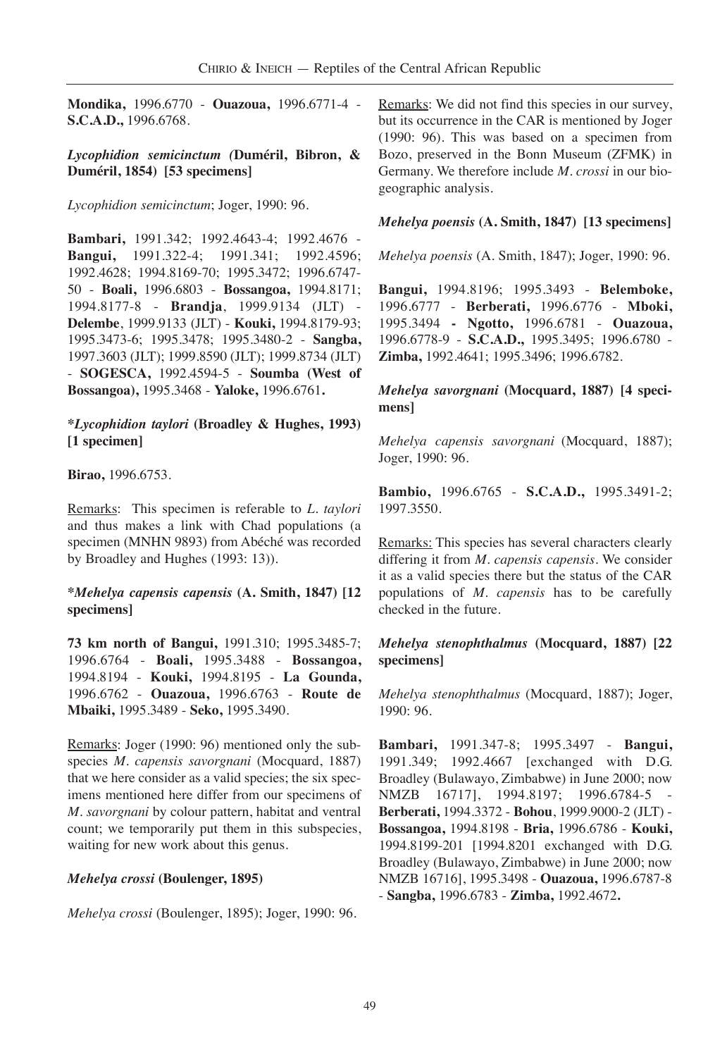**Mondika,** 1996.6770 - **Ouazoua,** 1996.6771-4 - **S.C.A.D.,** 1996.6768.

***Lycophidion semicinctum* (Duméril, Bibron, & Duméril, 1854) [53 specimens]**

*Lycophidion semicinctum*; Joger, 1990: 96.

**Bambari,** 1991.342; 1992.4643-4; 1992.4676 - **Bangui,** 1991.322-4; 1991.341; 1992.4596; 1992.4628; 1994.8169-70; 1995.3472; 1996.6747-50 - **Boali,** 1996.6803 - **Bossangoa,** 1994.8171; 1994.8177-8 - **Brandja**, 1999.9134 (JLT) - **Delembe**, 1999.9133 (JLT) - **Kouki,** 1994.8179-93; 1995.3473-6; 1995.3478; 1995.3480-2 - **Sangba,** 1997.3603 (JLT); 1999.8590 (JLT); 1999.8734 (JLT) - **SOGESCA,** 1992.4594-5 - **Soumba (West of Bossangoa),** 1995.3468 - **Yaloke,** 1996.6761**.**

***Lycophidion taylori* (Broadley & Hughes, 1993) [1 specimen]**

**Birao,** 1996.6753.

Remarks: This specimen is referable to *L. taylori* and thus makes a link with Chad populations (a specimen (MNHN 9893) from Abéché was recorded by Broadley and Hughes (1993: 13)).

***Mehelya capensis capensis* (A. Smith, 1847) [12 specimens]**

**73 km north of Bangui,** 1991.310; 1995.3485-7; 1996.6764 - **Boali,** 1995.3488 - **Bossangoa,** 1994.8194 - **Kouki,** 1994.8195 - **La Gounda,** 1996.6762 - **Ouazoua,** 1996.6763 - **Route de Mbaiki,** 1995.3489 - **Seko,** 1995.3490.

Remarks: Joger (1990: 96) mentioned only the subspecies *M. capensis savorgnani* (Mocquard, 1887) that we here consider as a valid species; the six specimens mentioned here differ from our specimens of *M. savorgnani* by colour pattern, habitat and ventral count; we temporarily put them in this subspecies, waiting for new work about this genus.

***Mehelya crossi* (Boulenger, 1895)**

*Mehelya crossi* (Boulenger, 1895); Joger, 1990: 96.

Remarks: We did not find this species in our survey, but its occurrence in the CAR is mentioned by Joger (1990: 96). This was based on a specimen from Bozo, preserved in the Bonn Museum (ZFMK) in Germany. We therefore include *M. crossi* in our biogeographic analysis.

***Mehelya poensis* (A. Smith, 1847) [13 specimens]**

*Mehelya poensis* (A. Smith, 1847); Joger, 1990: 96.

**Bangui,** 1994.8196; 1995.3493 - **Belemboke,** 1996.6777 - **Berberati,** 1996.6776 - **Mboki,** 1995.3494 **- Ngotto,** 1996.6781 - **Ouazoua,** 1996.6778-9 - **S.C.A.D.,** 1995.3495; 1996.6780 - **Zimba,** 1992.4641; 1995.3496; 1996.6782.

***Mehelya savorgnani* (Mocquard, 1887) [4 specimens]**

*Mehelya capensis savorgnani* (Mocquard, 1887); Joger, 1990: 96.

**Bambio,** 1996.6765 - **S.C.A.D.,** 1995.3491-2; 1997.3550.

Remarks: This species has several characters clearly differing it from *M. capensis capensis*. We consider it as a valid species there but the status of the CAR populations of *M. capensis* has to be carefully checked in the future.

***Mehelya stenophthalmus* (Mocquard, 1887) [22 specimens]**

*Mehelya stenophthalmus* (Mocquard, 1887); Joger, 1990: 96.

**Bambari,** 1991.347-8; 1995.3497 - **Bangui,** 1991.349; 1992.4667 [exchanged with D.G. Broadley (Bulawayo, Zimbabwe) in June 2000; now NMZB 16717], 1994.8197; 1996.6784-5 - **Berberati,** 1994.3372 - **Bohou**, 1999.9000-2 (JLT) - **Bossangoa,** 1994.8198 - **Bria,** 1996.6786 - **Kouki,** 1994.8199-201 [1994.8201 exchanged with D.G. Broadley (Bulawayo, Zimbabwe) in June 2000; now NMZB 16716], 1995.3498 - **Ouazoua,** 1996.6787-8 - **Sangba,** 1996.6783 - **Zimba,** 1992.4672**.**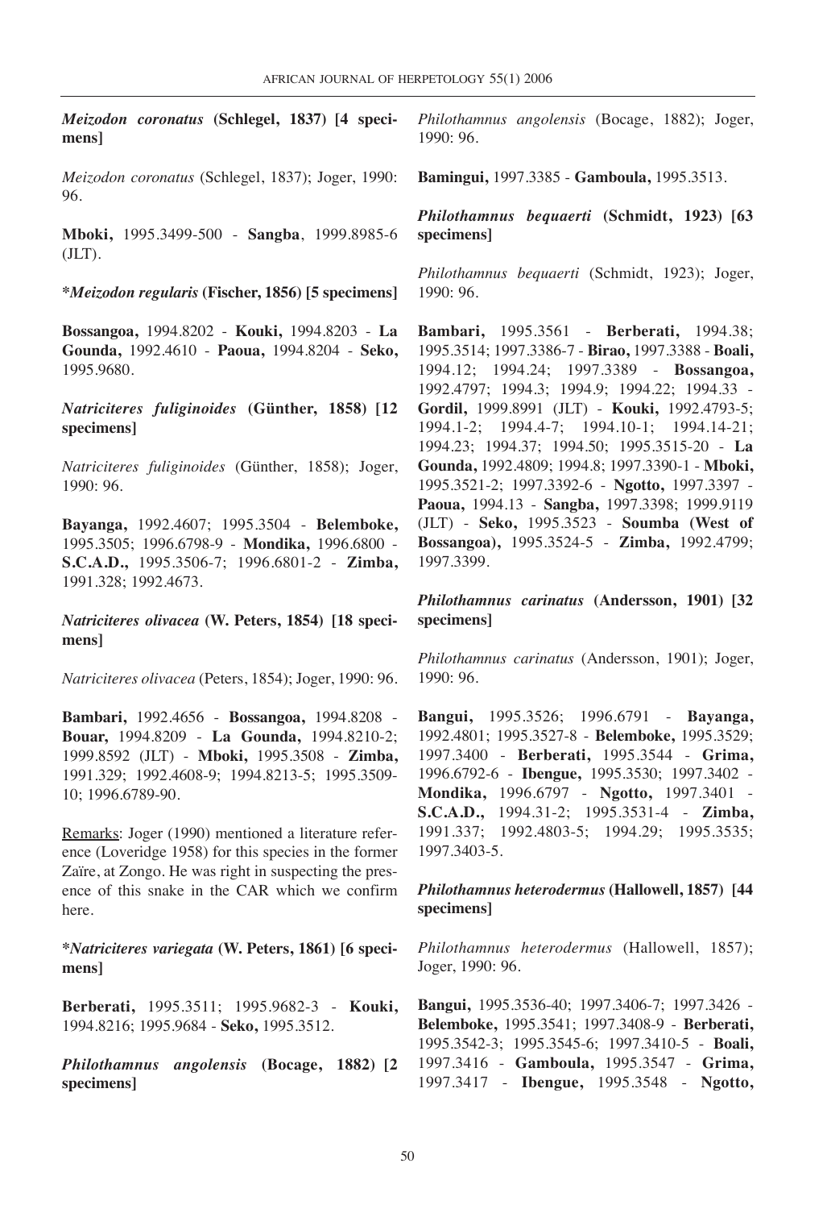***Meizodon coronatus* (Schlegel, 1837) [4 specimens]**

*Meizodon coronatus* (Schlegel, 1837); Joger, 1990: 96.

**Mboki,** 1995.3499-500 - **Sangba**, 1999.8985-6 (JLT).

**\*Meizodon regularis* (Fischer, 1856) [5 specimens]**

**Bossangoa,** 1994.8202 - **Kouki,** 1994.8203 - **La Gounda,** 1992.4610 - **Paoua,** 1994.8204 - **Seko,** 1995.9680.

***Natriciteres fuliginoides* (Günther, 1858) [12 specimens]**

*Natriciteres fuliginoides* (Günther, 1858); Joger, 1990: 96.

**Bayanga,** 1992.4607; 1995.3504 - **Belemboke,** 1995.3505; 1996.6798-9 - **Mondika,** 1996.6800 - **S.C.A.D.,** 1995.3506-7; 1996.6801-2 - **Zimba,** 1991.328; 1992.4673.

***Natriciteres olivacea* (W. Peters, 1854) [18 specimens]**

*Natriciteres olivacea* (Peters, 1854); Joger, 1990: 96.

**Bambari,** 1992.4656 - **Bossangoa,** 1994.8208 - **Bouar,** 1994.8209 - **La Gounda,** 1994.8210-2; 1999.8592 (JLT) - **Mboki,** 1995.3508 - **Zimba,** 1991.329; 1992.4608-9; 1994.8213-5; 1995.3509-10; 1996.6789-90.

Remarks: Joger (1990) mentioned a literature reference (Loveridge 1958) for this species in the former Zaïre, at Zongo. He was right in suspecting the presence of this snake in the CAR which we confirm here.

**\*Natriciteres variegata* (W. Peters, 1861) [6 specimens]**

**Berberati,** 1995.3511; 1995.9682-3 - **Kouki,** 1994.8216; 1995.9684 - **Seko,** 1995.3512.

***Philothamnus angolensis* (Bocage, 1882) [2 specimens]**

*Philothamnus angolensis* (Bocage, 1882); Joger, 1990: 96.

**Bamingui,** 1997.3385 - **Gamboula,** 1995.3513.

***Philothamnus bequaerti* (Schmidt, 1923) [63 specimens]**

*Philothamnus bequaerti* (Schmidt, 1923); Joger, 1990: 96.

**Bambari,** 1995.3561 - **Berberati,** 1994.38; 1995.3514; 1997.3386-7 - **Birao,** 1997.3388 - **Boali,** 1994.12; 1994.24; 1997.3389 - **Bossangoa,** 1992.4797; 1994.3; 1994.9; 1994.22; 1994.33 - **Gordil,** 1999.8991 (JLT) - **Kouki,** 1992.4793-5; 1994.1-2; 1994.4-7; 1994.10-1; 1994.14-21; 1994.23; 1994.37; 1994.50; 1995.3515-20 - **La Gounda,** 1992.4809; 1994.8; 1997.3390-1 - **Mboki,** 1995.3521-2; 1997.3392-6 - **Ngotto,** 1997.3397 - **Paoua,** 1994.13 - **Sangba,** 1997.3398; 1999.9119 (JLT) - **Seko,** 1995.3523 - **Soumba (West of Bossangoa),** 1995.3524-5 - **Zimba,** 1992.4799; 1997.3399.

***Philothamnus carinatus* (Andersson, 1901) [32 specimens]**

*Philothamnus carinatus* (Andersson, 1901); Joger, 1990: 96.

**Bangui,** 1995.3526; 1996.6791 - **Bayanga,** 1992.4801; 1995.3527-8 - **Belemboke,** 1995.3529; 1997.3400 - **Berberati,** 1995.3544 - **Grima,** 1996.6792-6 - **Ibengue,** 1995.3530; 1997.3402 - **Mondika,** 1996.6797 - **Ngotto,** 1997.3401 - **S.C.A.D.,** 1994.31-2; 1995.3531-4 - **Zimba,** 1991.337; 1992.4803-5; 1994.29; 1995.3535; 1997.3403-5.

***Philothamnus heterodermus* (Hallowell, 1857) [44 specimens]**

*Philothamnus heterodermus* (Hallowell, 1857); Joger, 1990: 96.

**Bangui,** 1995.3536-40; 1997.3406-7; 1997.3426 - **Belemboke,** 1995.3541; 1997.3408-9 - **Berberati,** 1995.3542-3; 1995.3545-6; 1997.3410-5 - **Boali,** 1997.3416 - **Gamboula,** 1995.3547 - **Grima,** 1997.3417 - **Ibengue,** 1995.3548 - **Ngotto,**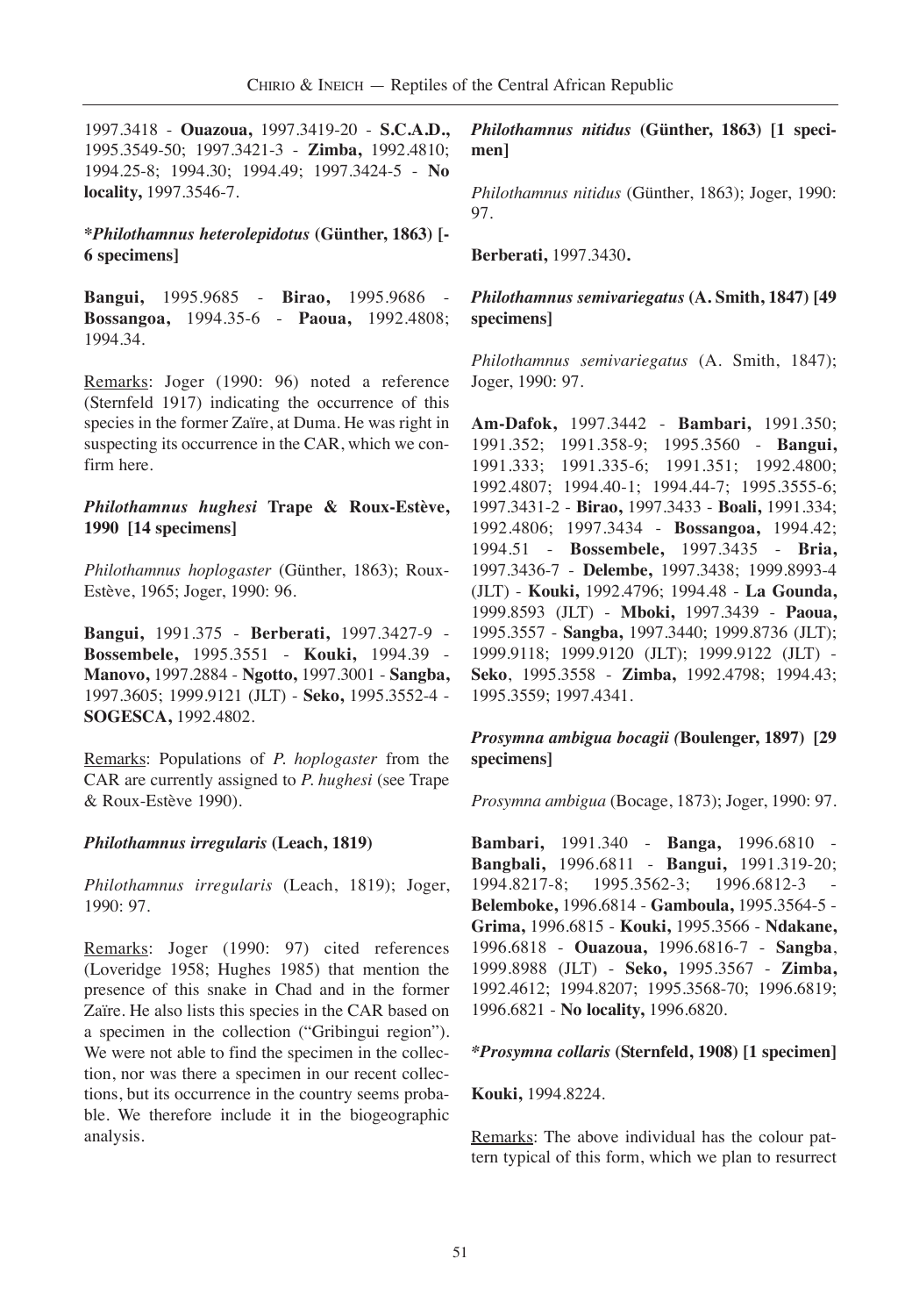1997.3418 - **Ouazoua,** 1997.3419-20 - **S.C.A.D.,** 1995.3549-50; 1997.3421-3 - **Zimba,** 1992.4810; 1994.25-8; 1994.30; 1994.49; 1997.3424-5 - **No locality,** 1997.3546-7.

**\*_Philothamnus heterolepidotus_ (Günther, 1863) [-6 specimens]**

**Bangui,** 1995.9685 - **Birao,** 1995.9686 - **Bossangoa,** 1994.35-6 - **Paoua,** 1992.4808; 1994.34.

Remarks: Joger (1990: 96) noted a reference (Sternfeld 1917) indicating the occurrence of this species in the former Zaïre, at Duma. He was right in suspecting its occurrence in the CAR, which we confirm here.

***Philothamnus hughesi* Trape & Roux-Estève, 1990 [14 specimens]**

*Philothamnus hoplogaster* (Günther, 1863); Roux-Estève, 1965; Joger, 1990: 96.

**Bangui,** 1991.375 - **Berberati,** 1997.3427-9 - **Bossembele,** 1995.3551 - **Kouki,** 1994.39 - **Manovo,** 1997.2884 - **Ngotto,** 1997.3001 - **Sangba,** 1997.3605; 1999.9121 (JLT) - **Seko,** 1995.3552-4 - **SOGESCA,** 1992.4802.

Remarks: Populations of *P. hoplogaster* from the CAR are currently assigned to *P. hughesi* (see Trape & Roux-Estève 1990).

***Philothamnus irregularis* (Leach, 1819)**

*Philothamnus irregularis* (Leach, 1819); Joger, 1990: 97.

Remarks: Joger (1990: 97) cited references (Loveridge 1958; Hughes 1985) that mention the presence of this snake in Chad and in the former Zaïre. He also lists this species in the CAR based on a specimen in the collection ("Gribingui region"). We were not able to find the specimen in the collection, nor was there a specimen in our recent collections, but its occurrence in the country seems probable. We therefore include it in the biogeographic analysis.

***Philothamnus nitidus* (Günther, 1863) [1 specimen]**

*Philothamnus nitidus* (Günther, 1863); Joger, 1990: 97.

**Berberati,** 1997.3430**.**

***Philothamnus semivariegatus* (A. Smith, 1847) [49 specimens]**

*Philothamnus semivariegatus* (A. Smith, 1847); Joger, 1990: 97.

**Am-Dafok,** 1997.3442 - **Bambari,** 1991.350; 1991.352; 1991.358-9; 1995.3560 - **Bangui,** 1991.333; 1991.335-6; 1991.351; 1992.4800; 1992.4807; 1994.40-1; 1994.44-7; 1995.3555-6; 1997.3431-2 - **Birao,** 1997.3433 - **Boali,** 1991.334; 1992.4806; 1997.3434 - **Bossangoa,** 1994.42; 1994.51 - **Bossembele,** 1997.3435 - **Bria,** 1997.3436-7 - **Delembe,** 1997.3438; 1999.8993-4 (JLT) - **Kouki,** 1992.4796; 1994.48 - **La Gounda,** 1999.8593 (JLT) - **Mboki,** 1997.3439 - **Paoua,** 1995.3557 - **Sangba,** 1997.3440; 1999.8736 (JLT); 1999.9118; 1999.9120 (JLT); 1999.9122 (JLT) - **Seko**, 1995.3558 - **Zimba,** 1992.4798; 1994.43; 1995.3559; 1997.4341.

***Prosymna ambigua bocagii* (Boulenger, 1897) [29 specimens]**

*Prosymna ambigua* (Bocage, 1873); Joger, 1990: 97.

**Bambari,** 1991.340 - **Banga,** 1996.6810 - **Bangbali,** 1996.6811 - **Bangui,** 1991.319-20; 1994.8217-8; 1995.3562-3; 1996.6812-3 - **Belemboke,** 1996.6814 - **Gamboula,** 1995.3564-5 - **Grima,** 1996.6815 - **Kouki,** 1995.3566 - **Ndakane,** 1996.6818 - **Ouazoua,** 1996.6816-7 - **Sangba**, 1999.8988 (JLT) - **Seko,** 1995.3567 - **Zimba,** 1992.4612; 1994.8207; 1995.3568-70; 1996.6819; 1996.6821 - **No locality,** 1996.6820.

**\*_Prosymna collaris_ (Sternfeld, 1908) [1 specimen]**

**Kouki,** 1994.8224.

Remarks: The above individual has the colour pattern typical of this form, which we plan to resurrect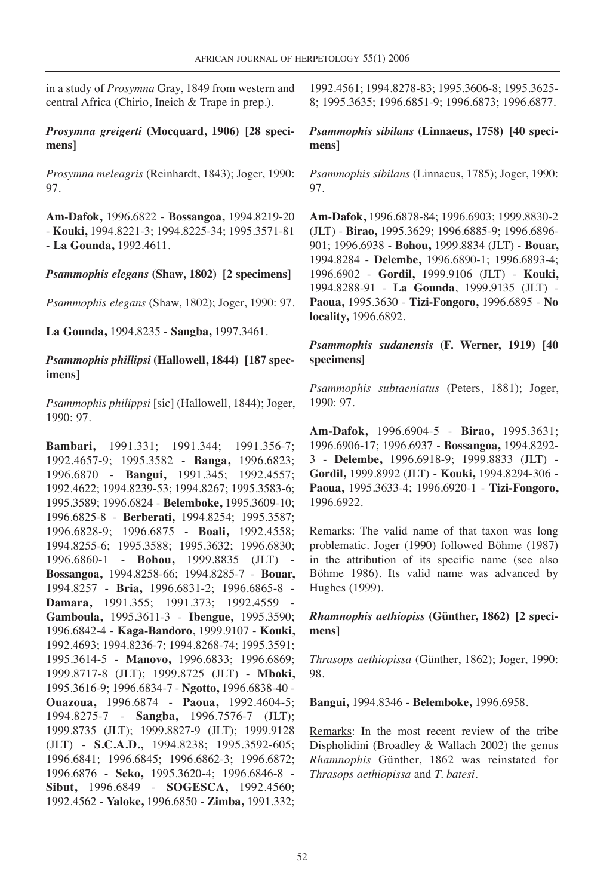in a study of *Prosymna* Gray, 1849 from western and central Africa (Chirio, Ineich & Trape in prep.).

### *Prosymna greigerti* (Mocquard, 1906) [28 specimens]

*Prosymna meleagris* (Reinhardt, 1843); Joger, 1990: 97.

**Am-Dafok,** 1996.6822 - **Bossangoa,** 1994.8219-20 - **Kouki,** 1994.8221-3; 1994.8225-34; 1995.3571-81 - **La Gounda,** 1992.4611.

### *Psammophis elegans* (Shaw, 1802) [2 specimens]

*Psammophis elegans* (Shaw, 1802); Joger, 1990: 97.

**La Gounda,** 1994.8235 - **Sangba,** 1997.3461.

### *Psammophis phillipsi* (Hallowell, 1844) [187 specimens]

*Psammophis philippsi* [sic] (Hallowell, 1844); Joger, 1990: 97.

**Bambari,** 1991.331; 1991.344; 1991.356-7; 1992.4657-9; 1995.3582 - **Banga,** 1996.6823; 1996.6870 - **Bangui,** 1991.345; 1992.4557; 1992.4622; 1994.8239-53; 1994.8267; 1995.3583-6; 1995.3589; 1996.6824 - **Belemboke,** 1995.3609-10; 1996.6825-8 - **Berberati,** 1994.8254; 1995.3587; 1996.6828-9; 1996.6875 - **Boali,** 1992.4558; 1994.8255-6; 1995.3588; 1995.3632; 1996.6830; 1996.6860-1 - **Bohou,** 1999.8835 (JLT) - **Bossangoa,** 1994.8258-66; 1994.8285-7 - **Bouar,** 1994.8257 - **Bria,** 1996.6831-2; 1996.6865-8 - **Damara,** 1991.355; 1991.373; 1992.4559 - **Gamboula,** 1995.3611-3 - **Ibengue,** 1995.3590; 1996.6842-4 - **Kaga-Bandoro**, 1999.9107 - **Kouki,** 1992.4693; 1994.8236-7; 1994.8268-74; 1995.3591; 1995.3614-5 - **Manovo,** 1996.6833; 1996.6869; 1999.8717-8 (JLT); 1999.8725 (JLT) - **Mboki,** 1995.3616-9; 1996.6834-7 - **Ngotto,** 1996.6838-40 - **Ouazoua,** 1996.6874 - **Paoua,** 1992.4604-5; 1994.8275-7 - **Sangba,** 1996.7576-7 (JLT); 1999.8735 (JLT); 1999.8827-9 (JLT); 1999.9128 (JLT) - **S.C.A.D.,** 1994.8238; 1995.3592-605; 1996.6841; 1996.6845; 1996.6862-3; 1996.6872; 1996.6876 - **Seko,** 1995.3620-4; 1996.6846-8 - **Sibut,** 1996.6849 - **SOGESCA,** 1992.4560; 1992.4562 - **Yaloke,** 1996.6850 - **Zimba,** 1991.332; 1992.4561; 1994.8278-83; 1995.3606-8; 1995.3625-8; 1995.3635; 1996.6851-9; 1996.6873; 1996.6877.

### *Psammophis sibilans* (Linnaeus, 1758) [40 specimens]

*Psammophis sibilans* (Linnaeus, 1785); Joger, 1990: 97.

**Am-Dafok,** 1996.6878-84; 1996.6903; 1999.8830-2 (JLT) - **Birao,** 1995.3629; 1996.6885-9; 1996.6896-901; 1996.6938 - **Bohou,** 1999.8834 (JLT) - **Bouar,** 1994.8284 - **Delembe,** 1996.6890-1; 1996.6893-4; 1996.6902 - **Gordil,** 1999.9106 (JLT) - **Kouki,** 1994.8288-91 - **La Gounda**, 1999.9135 (JLT) - **Paoua,** 1995.3630 - **Tizi-Fongoro,** 1996.6895 - **No locality,** 1996.6892.

### *Psammophis sudanensis* (F. Werner, 1919) [40 specimens]

*Psammophis subtaeniatus* (Peters, 1881); Joger, 1990: 97.

**Am-Dafok,** 1996.6904-5 - **Birao,** 1995.3631; 1996.6906-17; 1996.6937 - **Bossangoa,** 1994.8292-3 - **Delembe,** 1996.6918-9; 1999.8833 (JLT) - **Gordil,** 1999.8992 (JLT) - **Kouki,** 1994.8294-306 - **Paoua,** 1995.3633-4; 1996.6920-1 - **Tizi-Fongoro,** 1996.6922.

Remarks: The valid name of that taxon was long problematic. Joger (1990) followed Böhme (1987) in the attribution of its specific name (see also Böhme 1986). Its valid name was advanced by Hughes (1999).

### *Rhamnophis aethiopiss* (Günther, 1862) [2 specimens]

*Thrasops aethiopissa* (Günther, 1862); Joger, 1990: 98.

**Bangui,** 1994.8346 - **Belemboke,** 1996.6958.

Remarks: In the most recent review of the tribe Dispholidini (Broadley & Wallach 2002) the genus *Rhamnophis* Günther, 1862 was reinstated for *Thrasops aethiopissa* and *T. batesi*.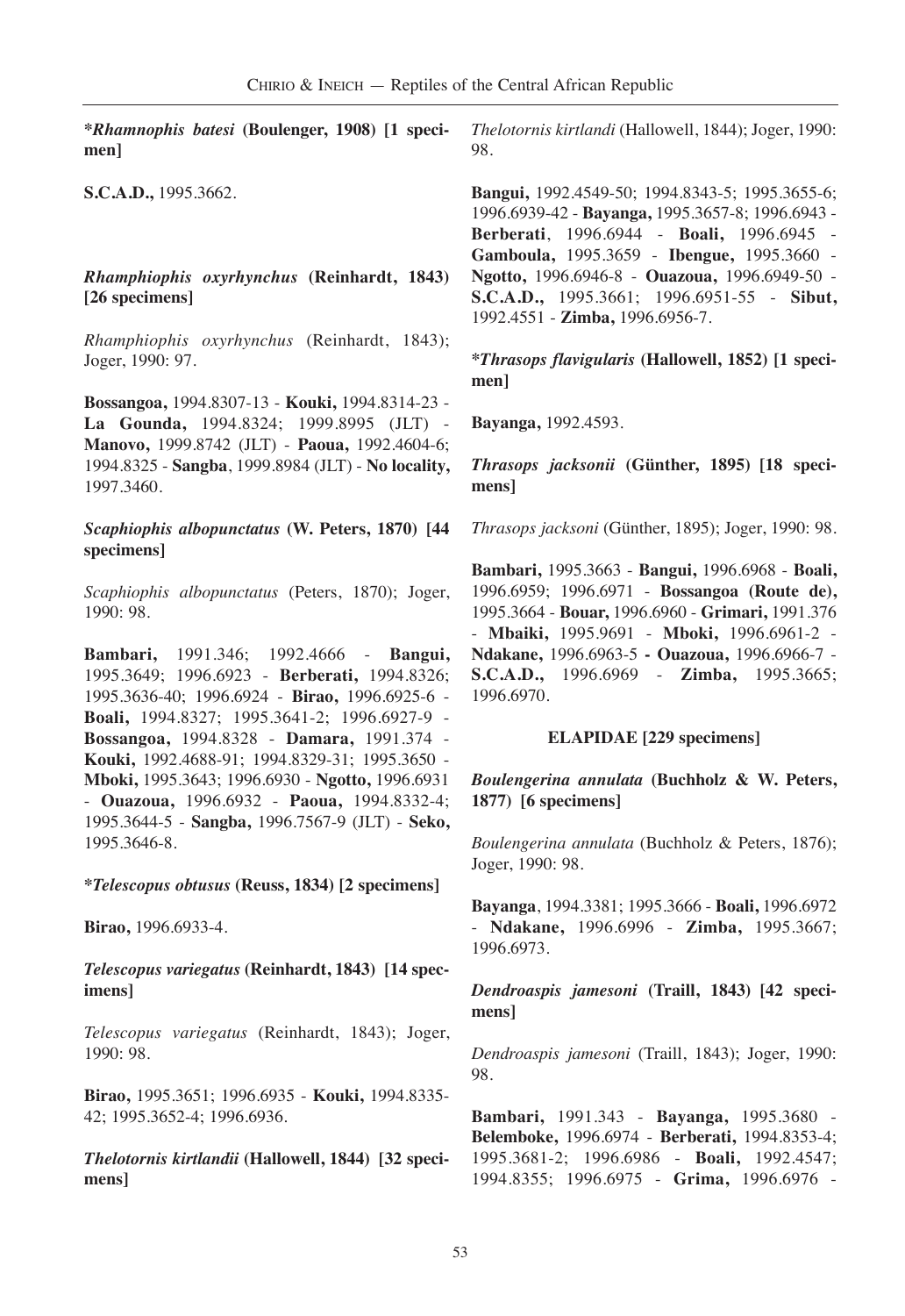**\*_Rhamnophis batesi_ (Boulenger, 1908) [1 specimen]**

**S.C.A.D.,** 1995.3662.

***Rhamphiophis oxyrhynchus* (Reinhardt, 1843) [26 specimens]**

*Rhamphiophis oxyrhynchus* (Reinhardt, 1843); Joger, 1990: 97.

**Bossangoa,** 1994.8307-13 - **Kouki,** 1994.8314-23 - **La Gounda,** 1994.8324; 1999.8995 (JLT) - **Manovo,** 1999.8742 (JLT) - **Paoua,** 1992.4604-6; 1994.8325 - **Sangba**, 1999.8984 (JLT) - **No locality,** 1997.3460.

***Scaphiophis albopunctatus* (W. Peters, 1870) [44 specimens]**

*Scaphiophis albopunctatus* (Peters, 1870); Joger, 1990: 98.

**Bambari,** 1991.346; 1992.4666 - **Bangui,** 1995.3649; 1996.6923 - **Berberati,** 1994.8326; 1995.3636-40; 1996.6924 - **Birao,** 1996.6925-6 - **Boali,** 1994.8327; 1995.3641-2; 1996.6927-9 - **Bossangoa,** 1994.8328 - **Damara,** 1991.374 - **Kouki,** 1992.4688-91; 1994.8329-31; 1995.3650 - **Mboki,** 1995.3643; 1996.6930 - **Ngotto,** 1996.6931 - **Ouazoua,** 1996.6932 - **Paoua,** 1994.8332-4; 1995.3644-5 - **Sangba,** 1996.7567-9 (JLT) - **Seko,** 1995.3646-8.

**\*_Telescopus obtusus_ (Reuss, 1834) [2 specimens]**

**Birao,** 1996.6933-4.

***Telescopus variegatus* (Reinhardt, 1843) [14 specimens]**

*Telescopus variegatus* (Reinhardt, 1843); Joger, 1990: 98.

**Birao,** 1995.3651; 1996.6935 - **Kouki,** 1994.8335-42; 1995.3652-4; 1996.6936.

***Thelotornis kirtlandii* (Hallowell, 1844) [32 specimens]**

*Thelotornis kirtlandi* (Hallowell, 1844); Joger, 1990: 98.

**Bangui,** 1992.4549-50; 1994.8343-5; 1995.3655-6; 1996.6939-42 - **Bayanga,** 1995.3657-8; 1996.6943 - **Berberati**, 1996.6944 - **Boali,** 1996.6945 - **Gamboula,** 1995.3659 - **Ibengue,** 1995.3660 - **Ngotto,** 1996.6946-8 - **Ouazoua,** 1996.6949-50 - **S.C.A.D.,** 1995.3661; 1996.6951-55 - **Sibut,** 1992.4551 - **Zimba,** 1996.6956-7.

**\*_Thrasops flavigularis_ (Hallowell, 1852) [1 specimen]**

**Bayanga,** 1992.4593.

***Thrasops jacksonii* (Günther, 1895) [18 specimens]**

*Thrasops jacksoni* (Günther, 1895); Joger, 1990: 98.

**Bambari,** 1995.3663 - **Bangui,** 1996.6968 - **Boali,** 1996.6959; 1996.6971 - **Bossangoa (Route de),** 1995.3664 - **Bouar,** 1996.6960 - **Grimari,** 1991.376 - **Mbaiki,** 1995.9691 - **Mboki,** 1996.6961-2 - **Ndakane,** 1996.6963-5 **- Ouazoua,** 1996.6966-7 - **S.C.A.D.,** 1996.6969 - **Zimba,** 1995.3665; 1996.6970.

## ELAPIDAE [229 specimens]

***Boulengerina annulata* (Buchholz & W. Peters, 1877) [6 specimens]**

*Boulengerina annulata* (Buchholz & Peters, 1876); Joger, 1990: 98.

**Bayanga**, 1994.3381; 1995.3666 - **Boali,** 1996.6972 - **Ndakane,** 1996.6996 - **Zimba,** 1995.3667; 1996.6973.

***Dendroaspis jamesoni* (Traill, 1843) [42 specimens]**

*Dendroaspis jamesoni* (Traill, 1843); Joger, 1990: 98.

**Bambari,** 1991.343 - **Bayanga,** 1995.3680 - **Belemboke,** 1996.6974 - **Berberati,** 1994.8353-4; 1995.3681-2; 1996.6986 - **Boali,** 1992.4547; 1994.8355; 1996.6975 - **Grima,** 1996.6976 -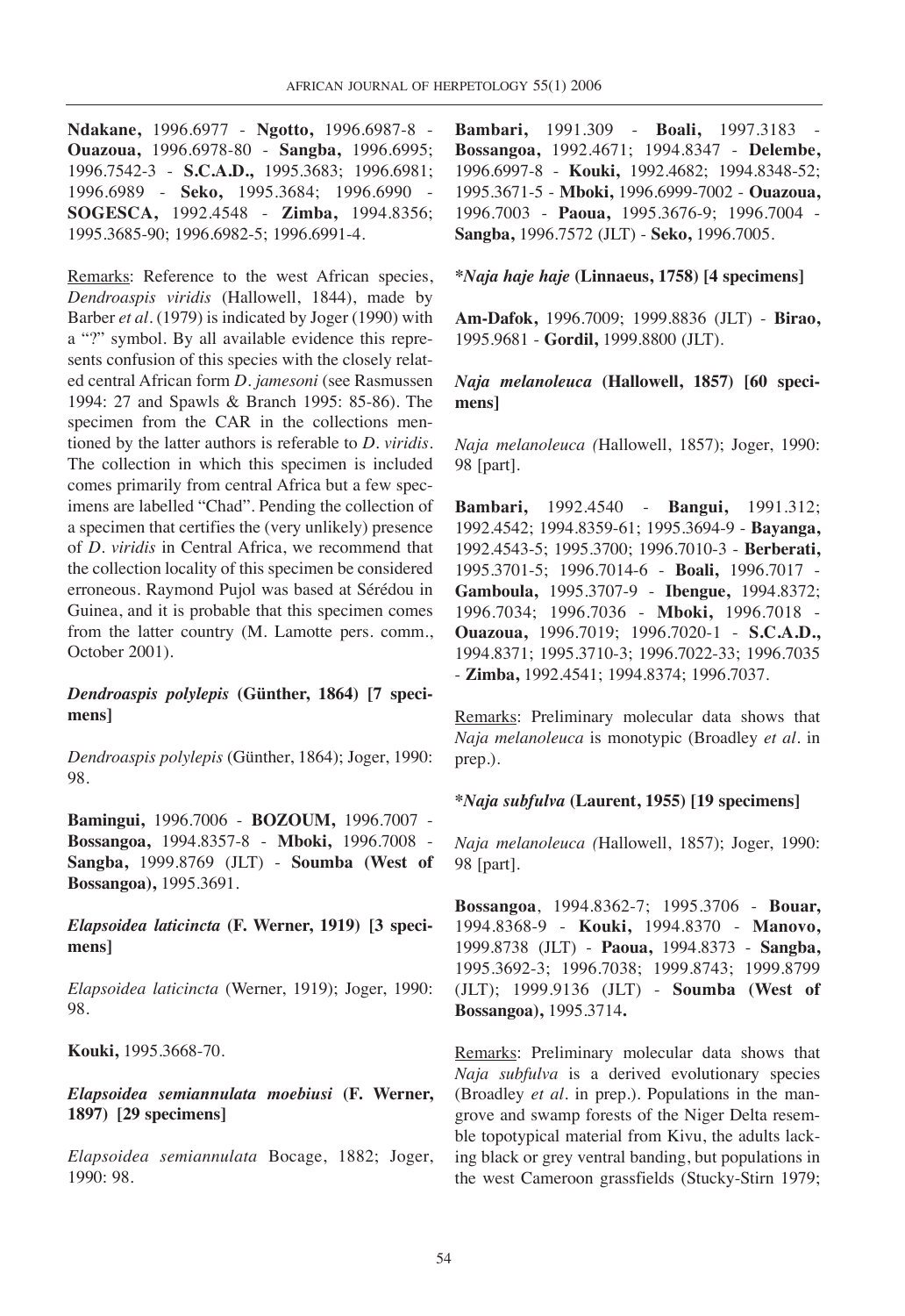**Ndakane,** 1996.6977 - **Ngotto,** 1996.6987-8 - **Ouazoua,** 1996.6978-80 - **Sangba,** 1996.6995; 1996.7542-3 - **S.C.A.D.,** 1995.3683; 1996.6981; 1996.6989 - **Seko,** 1995.3684; 1996.6990 - **SOGESCA,** 1992.4548 - **Zimba,** 1994.8356; 1995.3685-90; 1996.6982-5; 1996.6991-4.

Remarks: Reference to the west African species, *Dendroaspis viridis* (Hallowell, 1844), made by Barber *et al*. (1979) is indicated by Joger (1990) with a "?" symbol. By all available evidence this represents confusion of this species with the closely related central African form *D. jamesoni* (see Rasmussen 1994: 27 and Spawls & Branch 1995: 85-86). The specimen from the CAR in the collections mentioned by the latter authors is referable to *D. viridis*. The collection in which this specimen is included comes primarily from central Africa but a few specimens are labelled "Chad". Pending the collection of a specimen that certifies the (very unlikely) presence of *D. viridis* in Central Africa, we recommend that the collection locality of this specimen be considered erroneous. Raymond Pujol was based at Sérédou in Guinea, and it is probable that this specimen comes from the latter country (M. Lamotte pers. comm., October 2001).

### *Dendroaspis polylepis* (Günther, 1864) [7 specimens]

*Dendroaspis polylepis* (Günther, 1864); Joger, 1990: 98.

**Bamingui,** 1996.7006 - **BOZOUM,** 1996.7007 - **Bossangoa,** 1994.8357-8 - **Mboki,** 1996.7008 - **Sangba,** 1999.8769 (JLT) - **Soumba (West of Bossangoa),** 1995.3691.

### *Elapsoidea laticincta* (F. Werner, 1919) [3 specimens]

*Elapsoidea laticincta* (Werner, 1919); Joger, 1990: 98.

**Kouki,** 1995.3668-70.

### *Elapsoidea semiannulata moebiusi* (F. Werner, 1897) [29 specimens]

*Elapsoidea semiannulata* Bocage, 1882; Joger, 1990: 98.

**Bambari,** 1991.309 - **Boali,** 1997.3183 - **Bossangoa,** 1992.4671; 1994.8347 - **Delembe,** 1996.6997-8 - **Kouki,** 1992.4682; 1994.8348-52; 1995.3671-5 - **Mboki,** 1996.6999-7002 - **Ouazoua,** 1996.7003 - **Paoua,** 1995.3676-9; 1996.7004 - **Sangba,** 1996.7572 (JLT) - **Seko,** 1996.7005.

### **Naja haje haje* (Linnaeus, 1758) [4 specimens]

**Am-Dafok,** 1996.7009; 1999.8836 (JLT) - **Birao,** 1995.9681 - **Gordil,** 1999.8800 (JLT).

### *Naja melanoleuca* (Hallowell, 1857) [60 specimens]

*Naja melanoleuca (*Hallowell, 1857); Joger, 1990: 98 [part].

**Bambari,** 1992.4540 - **Bangui,** 1991.312; 1992.4542; 1994.8359-61; 1995.3694-9 - **Bayanga,** 1992.4543-5; 1995.3700; 1996.7010-3 - **Berberati,** 1995.3701-5; 1996.7014-6 - **Boali,** 1996.7017 - **Gamboula,** 1995.3707-9 - **Ibengue,** 1994.8372; 1996.7034; 1996.7036 - **Mboki,** 1996.7018 - **Ouazoua,** 1996.7019; 1996.7020-1 - **S.C.A.D.,** 1994.8371; 1995.3710-3; 1996.7022-33; 1996.7035 - **Zimba,** 1992.4541; 1994.8374; 1996.7037.

Remarks: Preliminary molecular data shows that *Naja melanoleuca* is monotypic (Broadley *et al*. in prep.).

### **Naja subfulva* (Laurent, 1955) [19 specimens]

*Naja melanoleuca (*Hallowell, 1857); Joger, 1990: 98 [part].

**Bossangoa**, 1994.8362-7; 1995.3706 - **Bouar,** 1994.8368-9 - **Kouki,** 1994.8370 - **Manovo,** 1999.8738 (JLT) - **Paoua,** 1994.8373 - **Sangba,** 1995.3692-3; 1996.7038; 1999.8743; 1999.8799 (JLT); 1999.9136 (JLT) - **Soumba (West of Bossangoa),** 1995.3714**.**

Remarks: Preliminary molecular data shows that *Naja subfulva* is a derived evolutionary species (Broadley *et al*. in prep.). Populations in the mangrove and swamp forests of the Niger Delta resemble topotypical material from Kivu, the adults lacking black or grey ventral banding, but populations in the west Cameroon grassfields (Stucky-Stirn 1979;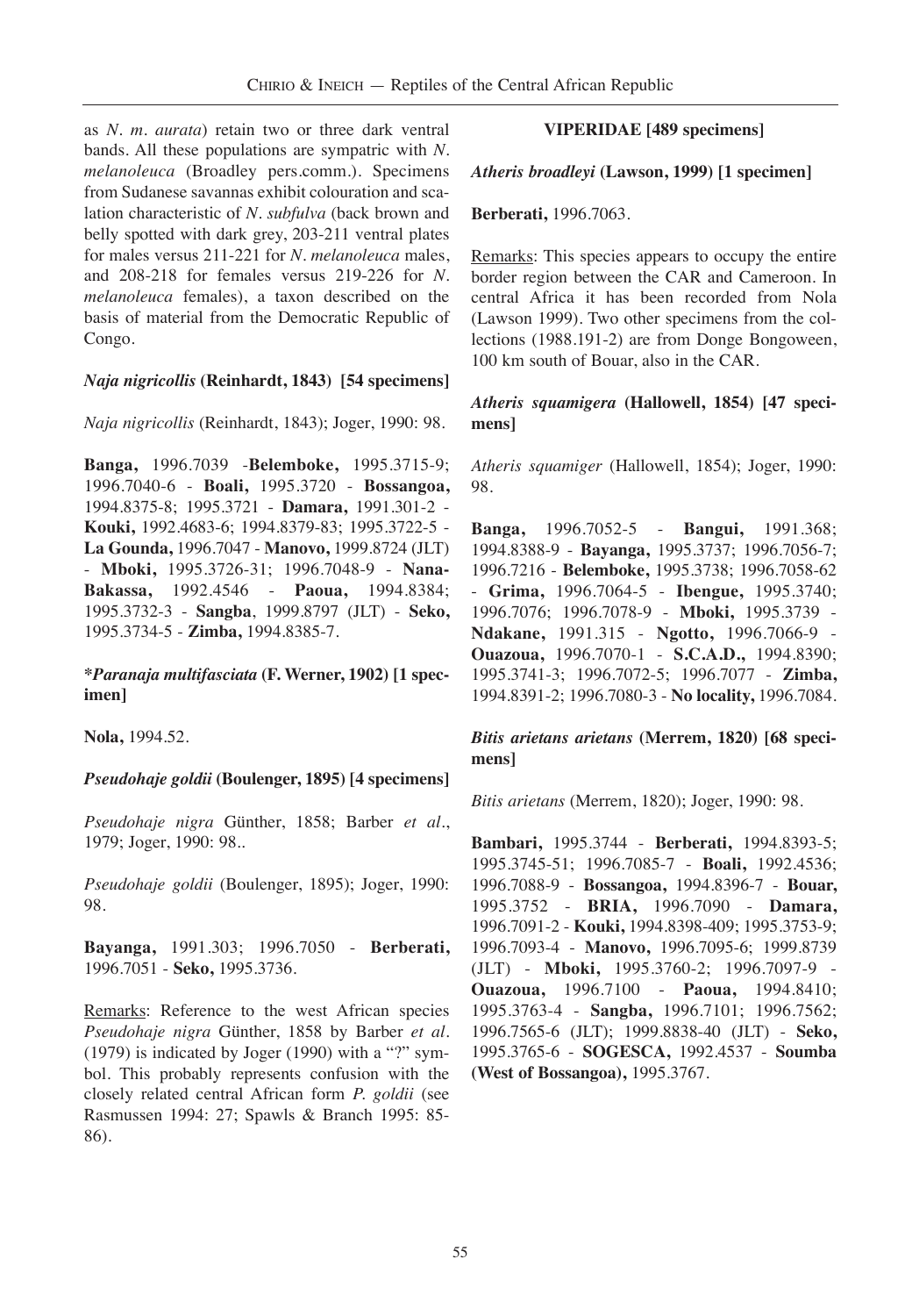as *N. m. aurata*) retain two or three dark ventral bands. All these populations are sympatric with *N. melanoleuca* (Broadley pers.comm.). Specimens from Sudanese savannas exhibit colouration and scalation characteristic of *N. subfulva* (back brown and belly spotted with dark grey, 203-211 ventral plates for males versus 211-221 for *N. melanoleuca* males, and 208-218 for females versus 219-226 for *N. melanoleuca* females), a taxon described on the basis of material from the Democratic Republic of Congo.

***Naja nigricollis* (Reinhardt, 1843) [54 specimens]**

*Naja nigricollis* (Reinhardt, 1843); Joger, 1990: 98.

**Banga,** 1996.7039 -**Belemboke,** 1995.3715-9; 1996.7040-6 - **Boali,** 1995.3720 - **Bossangoa,** 1994.8375-8; 1995.3721 - **Damara,** 1991.301-2 - **Kouki,** 1992.4683-6; 1994.8379-83; 1995.3722-5 - **La Gounda,** 1996.7047 - **Manovo,** 1999.8724 (JLT) - **Mboki,** 1995.3726-31; 1996.7048-9 - **Nana-Bakassa,** 1992.4546 - **Paoua,** 1994.8384; 1995.3732-3 - **Sangba**, 1999.8797 (JLT) - **Seko,** 1995.3734-5 - **Zimba,** 1994.8385-7.

**\**Paranaja multifasciata* (F. Werner, 1902) [1 specimen]**

**Nola,** 1994.52.

***Pseudohaje goldii* (Boulenger, 1895) [4 specimens]**

*Pseudohaje nigra* Günther, 1858; Barber *et al*., 1979; Joger, 1990: 98..

*Pseudohaje goldii* (Boulenger, 1895); Joger, 1990: 98.

**Bayanga,** 1991.303; 1996.7050 - **Berberati,** 1996.7051 - **Seko,** 1995.3736.

Remarks: Reference to the west African species *Pseudohaje nigra* Günther, 1858 by Barber *et al*. (1979) is indicated by Joger (1990) with a "?" symbol. This probably represents confusion with the closely related central African form *P. goldii* (see Rasmussen 1994: 27; Spawls & Branch 1995: 85-86).

## VIPERIDAE [489 specimens]

***Atheris broadleyi* (Lawson, 1999) [1 specimen]**

**Berberati,** 1996.7063.

Remarks: This species appears to occupy the entire border region between the CAR and Cameroon. In central Africa it has been recorded from Nola (Lawson 1999). Two other specimens from the collections (1988.191-2) are from Donge Bongoween, 100 km south of Bouar, also in the CAR.

***Atheris squamigera* (Hallowell, 1854) [47 specimens]**

*Atheris squamiger* (Hallowell, 1854); Joger, 1990: 98.

**Banga,** 1996.7052-5 - **Bangui,** 1991.368; 1994.8388-9 - **Bayanga,** 1995.3737; 1996.7056-7; 1996.7216 - **Belemboke,** 1995.3738; 1996.7058-62 - **Grima,** 1996.7064-5 - **Ibengue,** 1995.3740; 1996.7076; 1996.7078-9 - **Mboki,** 1995.3739 - **Ndakane,** 1991.315 - **Ngotto,** 1996.7066-9 - **Ouazoua,** 1996.7070-1 - **S.C.A.D.,** 1994.8390; 1995.3741-3; 1996.7072-5; 1996.7077 - **Zimba,** 1994.8391-2; 1996.7080-3 - **No locality,** 1996.7084.

***Bitis arietans arietans* (Merrem, 1820) [68 specimens]**

*Bitis arietans* (Merrem, 1820); Joger, 1990: 98.

**Bambari,** 1995.3744 - **Berberati,** 1994.8393-5; 1995.3745-51; 1996.7085-7 - **Boali,** 1992.4536; 1996.7088-9 - **Bossangoa,** 1994.8396-7 - **Bouar,** 1995.3752 - **BRIA,** 1996.7090 - **Damara,** 1996.7091-2 - **Kouki,** 1994.8398-409; 1995.3753-9; 1996.7093-4 - **Manovo,** 1996.7095-6; 1999.8739 (JLT) - **Mboki,** 1995.3760-2; 1996.7097-9 - **Ouazoua,** 1996.7100 - **Paoua,** 1994.8410; 1995.3763-4 - **Sangba,** 1996.7101; 1996.7562; 1996.7565-6 (JLT); 1999.8838-40 (JLT) - **Seko,** 1995.3765-6 - **SOGESCA,** 1992.4537 - **Soumba (West of Bossangoa),** 1995.3767.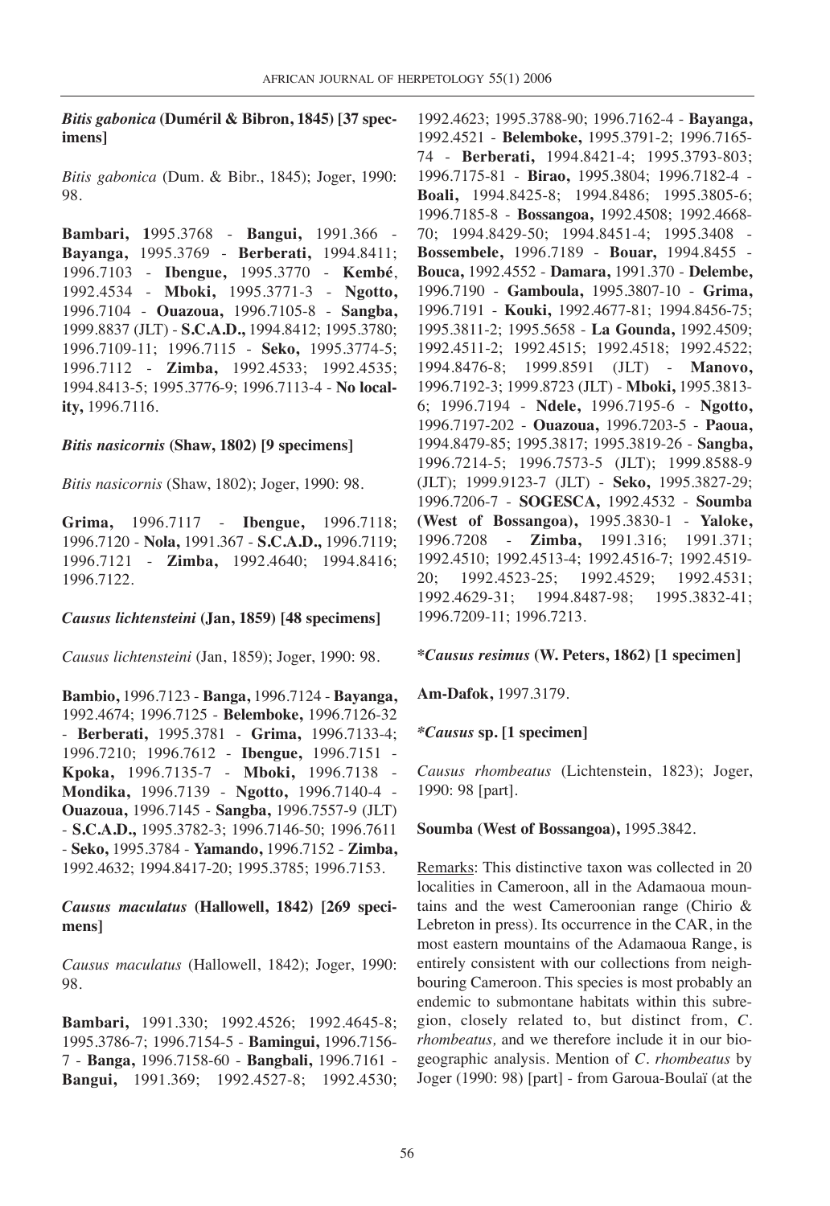***Bitis gabonica* (Duméril & Bibron, 1845) [37 specimens]**

*Bitis gabonica* (Dum. & Bibr., 1845); Joger, 1990: 98.

**Bambari, 1**995.3768 - **Bangui,** 1991.366 - **Bayanga,** 1995.3769 - **Berberati,** 1994.8411; 1996.7103 - **Ibengue,** 1995.3770 - **Kembé**, 1992.4534 - **Mboki,** 1995.3771-3 - **Ngotto,** 1996.7104 - **Ouazoua,** 1996.7105-8 - **Sangba,** 1999.8837 (JLT) - **S.C.A.D.,** 1994.8412; 1995.3780; 1996.7109-11; 1996.7115 - **Seko,** 1995.3774-5; 1996.7112 - **Zimba,** 1992.4533; 1992.4535; 1994.8413-5; 1995.3776-9; 1996.7113-4 - **No locality,** 1996.7116.

***Bitis nasicornis* (Shaw, 1802) [9 specimens]**

*Bitis nasicornis* (Shaw, 1802); Joger, 1990: 98.

**Grima,** 1996.7117 - **Ibengue,** 1996.7118; 1996.7120 - **Nola,** 1991.367 - **S.C.A.D.,** 1996.7119; 1996.7121 - **Zimba,** 1992.4640; 1994.8416; 1996.7122.

***Causus lichtensteini* (Jan, 1859) [48 specimens]**

*Causus lichtensteini* (Jan, 1859); Joger, 1990: 98.

**Bambio,** 1996.7123 - **Banga,** 1996.7124 - **Bayanga,** 1992.4674; 1996.7125 - **Belemboke,** 1996.7126-32 - **Berberati,** 1995.3781 - **Grima,** 1996.7133-4; 1996.7210; 1996.7612 - **Ibengue,** 1996.7151 - **Kpoka,** 1996.7135-7 - **Mboki,** 1996.7138 - **Mondika,** 1996.7139 - **Ngotto,** 1996.7140-4 - **Ouazoua,** 1996.7145 - **Sangba,** 1996.7557-9 (JLT) - **S.C.A.D.,** 1995.3782-3; 1996.7146-50; 1996.7611 - **Seko,** 1995.3784 - **Yamando,** 1996.7152 - **Zimba,** 1992.4632; 1994.8417-20; 1995.3785; 1996.7153.

***Causus maculatus* (Hallowell, 1842) [269 specimens]**

*Causus maculatus* (Hallowell, 1842); Joger, 1990: 98.

**Bambari,** 1991.330; 1992.4526; 1992.4645-8; 1995.3786-7; 1996.7154-5 - **Bamingui,** 1996.7156-7 - **Banga,** 1996.7158-60 - **Bangbali,** 1996.7161 - **Bangui,** 1991.369; 1992.4527-8; 1992.4530; 1992.4623; 1995.3788-90; 1996.7162-4 - **Bayanga,** 1992.4521 - **Belemboke,** 1995.3791-2; 1996.7165-74 - **Berberati,** 1994.8421-4; 1995.3793-803; 1996.7175-81 - **Birao,** 1995.3804; 1996.7182-4 - **Boali,** 1994.8425-8; 1994.8486; 1995.3805-6; 1996.7185-8 - **Bossangoa,** 1992.4508; 1992.4668-70; 1994.8429-50; 1994.8451-4; 1995.3408 - **Bossembele,** 1996.7189 - **Bouar,** 1994.8455 - **Bouca,** 1992.4552 - **Damara,** 1991.370 - **Delembe,** 1996.7190 - **Gamboula,** 1995.3807-10 - **Grima,** 1996.7191 - **Kouki,** 1992.4677-81; 1994.8456-75; 1995.3811-2; 1995.5658 - **La Gounda,** 1992.4509; 1992.4511-2; 1992.4515; 1992.4518; 1992.4522; 1994.8476-8; 1999.8591 (JLT) - **Manovo,** 1996.7192-3; 1999.8723 (JLT) - **Mboki,** 1995.3813-6; 1996.7194 - **Ndele,** 1996.7195-6 - **Ngotto,** 1996.7197-202 - **Ouazoua,** 1996.7203-5 - **Paoua,** 1994.8479-85; 1995.3817; 1995.3819-26 - **Sangba,** 1996.7214-5; 1996.7573-5 (JLT); 1999.8588-9 (JLT); 1999.9123-7 (JLT) - **Seko,** 1995.3827-29; 1996.7206-7 - **SOGESCA,** 1992.4532 - **Soumba (West of Bossangoa),** 1995.3830-1 - **Yaloke,** 1996.7208 - **Zimba,** 1991.316; 1991.371; 1992.4510; 1992.4513-4; 1992.4516-7; 1992.4519-20; 1992.4523-25; 1992.4529; 1992.4531; 1992.4629-31; 1994.8487-98; 1995.3832-41; 1996.7209-11; 1996.7213.

**\*_Causus resimus_ (W. Peters, 1862) [1 specimen]**

**Am-Dafok,** 1997.3179.

**\*_Causus_ sp. [1 specimen]**

*Causus rhombeatus* (Lichtenstein, 1823); Joger, 1990: 98 [part].

**Soumba (West of Bossangoa),** 1995.3842.

Remarks: This distinctive taxon was collected in 20 localities in Cameroon, all in the Adamaoua mountains and the west Cameroonian range (Chirio & Lebreton in press). Its occurrence in the CAR, in the most eastern mountains of the Adamaoua Range, is entirely consistent with our collections from neighbouring Cameroon. This species is most probably an endemic to submontane habitats within this subregion, closely related to, but distinct from, *C. rhombeatus,* and we therefore include it in our biogeographic analysis. Mention of *C. rhombeatus* by Joger (1990: 98) [part] - from Garoua-Boulaï (at the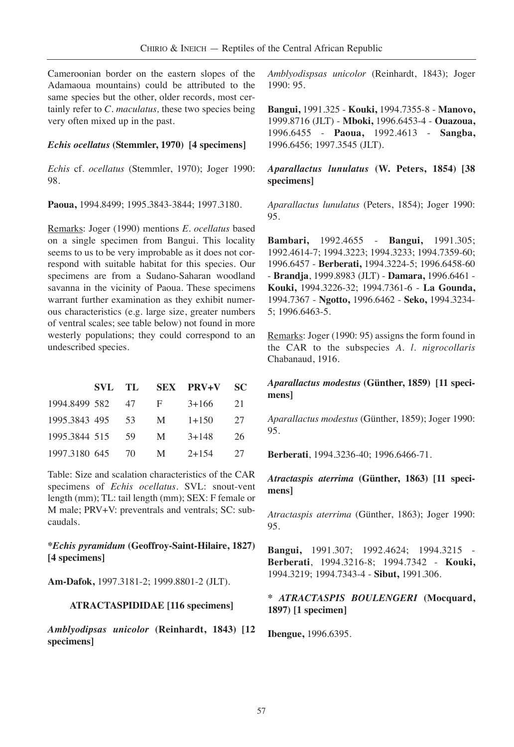Cameroonian border on the eastern slopes of the Adamaoua mountains) could be attributed to the same species but the other, older records, most certainly refer to *C. maculatus,* these two species being very often mixed up in the past.

***Echis ocellatus*** **(Stemmler, 1970) [4 specimens]**

*Echis* cf. *ocellatus* (Stemmler, 1970); Joger 1990: 98.

**Paoua,** 1994.8499; 1995.3843-3844; 1997.3180.

Remarks: Joger (1990) mentions *E. ocellatus* based on a single specimen from Bangui. This locality seems to us to be very improbable as it does not correspond with suitable habitat for this species. Our specimens are from a Sudano-Saharan woodland savanna in the vicinity of Paoua. These specimens warrant further examination as they exhibit numerous characteristics (e.g. large size, greater numbers of ventral scales; see table below) not found in more westerly populations; they could correspond to an undescribed species.

| | SVL | TL | SEX | PRV+V | SC |
|---|---|---|---|---|---|
| 1994.8499 | 582 | 47 | F | 3+166 | 21 |
| 1995.3843 | 495 | 53 | M | 1+150 | 27 |
| 1995.3844 | 515 | 59 | M | 3+148 | 26 |
| 1997.3180 | 645 | 70 | M | 2+154 | 27 |

Table: Size and scalation characteristics of the CAR specimens of *Echis ocellatus*. SVL: snout-vent length (mm); TL: tail length (mm); SEX: F female or M male; PRV+V: preventrals and ventrals; SC: subcaudals.

**\****Echis pyramidum*** **(Geoffroy-Saint-Hilaire, 1827) [4 specimens]**

**Am-Dafok,** 1997.3181-2; 1999.8801-2 (JLT).

**ATRACTASPIDIDAE [116 specimens]**

***Amblyodipsas unicolor*** **(Reinhardt, 1843) [12 specimens]**

*Amblyodispsas unicolor* (Reinhardt, 1843); Joger 1990: 95.

**Bangui,** 1991.325 - **Kouki,** 1994.7355-8 - **Manovo,** 1999.8716 (JLT) - **Mboki,** 1996.6453-4 - **Ouazoua,** 1996.6455 - **Paoua,** 1992.4613 - **Sangba,** 1996.6456; 1997.3545 (JLT).

***Aparallactus lunulatus*** **(W. Peters, 1854) [38 specimens]**

*Aparallactus lunulatus* (Peters, 1854); Joger 1990: 95.

**Bambari,** 1992.4655 - **Bangui,** 1991.305; 1992.4614-7; 1994.3223; 1994.3233; 1994.7359-60; 1996.6457 - **Berberati,** 1994.3224-5; 1996.6458-60 - **Brandja**, 1999.8983 (JLT) - **Damara,** 1996.6461 - **Kouki,** 1994.3226-32; 1994.7361-6 - **La Gounda,** 1994.7367 - **Ngotto,** 1996.6462 - **Seko,** 1994.3234-5; 1996.6463-5.

Remarks: Joger (1990: 95) assigns the form found in the CAR to the subspecies *A. l. nigrocollaris* Chabanaud, 1916.

***Aparallactus modestus*** **(Günther, 1859) [11 specimens]**

*Aparallactus modestus* (Günther, 1859); Joger 1990: 95.

**Berberati**, 1994.3236-40; 1996.6466-71.

***Atractaspis aterrima*** **(Günther, 1863) [11 specimens]**

*Atractaspis aterrima* (Günther, 1863); Joger 1990: 95.

**Bangui,** 1991.307; 1992.4624; 1994.3215 - **Berberati**, 1994.3216-8; 1994.7342 - **Kouki,** 1994.3219; 1994.7343-4 - **Sibut,** 1991.306.

**\* *ATRACTASPIS BOULENGERI*** **(Mocquard, 1897) [1 specimen]**

**Ibengue,** 1996.6395.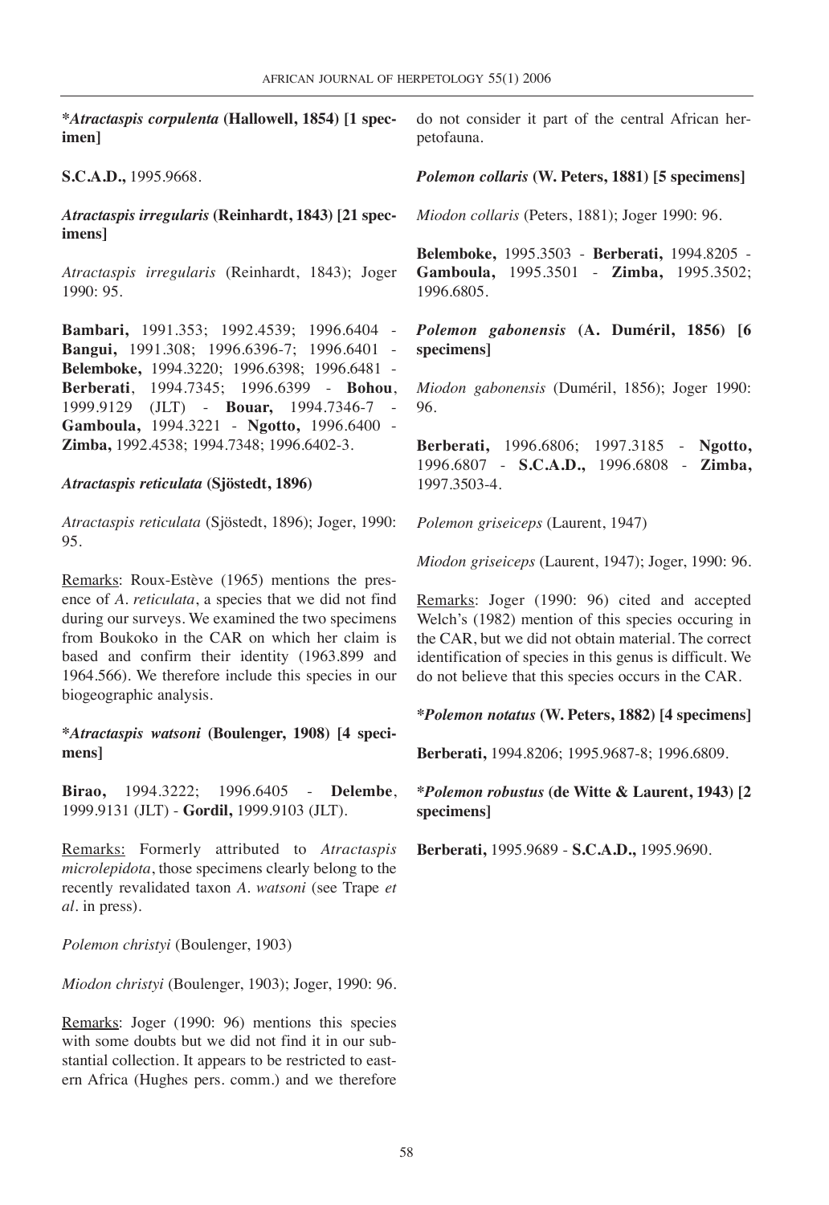***Atractaspis corpulenta* (Hallowell, 1854) [1 specimen]**

**S.C.A.D.,** 1995.9668.

***Atractaspis irregularis* (Reinhardt, 1843) [21 specimens]**

*Atractaspis irregularis* (Reinhardt, 1843); Joger 1990: 95.

**Bambari,** 1991.353; 1992.4539; 1996.6404 - **Bangui,** 1991.308; 1996.6396-7; 1996.6401 - **Belemboke,** 1994.3220; 1996.6398; 1996.6481 - **Berberati**, 1994.7345; 1996.6399 - **Bohou**, 1999.9129 (JLT) - **Bouar,** 1994.7346-7 - **Gamboula,** 1994.3221 - **Ngotto,** 1996.6400 - **Zimba,** 1992.4538; 1994.7348; 1996.6402-3.

***Atractaspis reticulata* (Sjöstedt, 1896)**

*Atractaspis reticulata* (Sjöstedt, 1896); Joger, 1990: 95.

Remarks: Roux-Estève (1965) mentions the presence of *A. reticulata*, a species that we did not find during our surveys. We examined the two specimens from Boukoko in the CAR on which her claim is based and confirm their identity (1963.899 and 1964.566). We therefore include this species in our biogeographic analysis.

***Atractaspis watsoni* (Boulenger, 1908) [4 specimens]**

**Birao,** 1994.3222; 1996.6405 - **Delembe**, 1999.9131 (JLT) - **Gordil,** 1999.9103 (JLT).

Remarks: Formerly attributed to *Atractaspis microlepidota*, those specimens clearly belong to the recently revalidated taxon *A. watsoni* (see Trape *et al*. in press).

*Polemon christyi* (Boulenger, 1903)

*Miodon christyi* (Boulenger, 1903); Joger, 1990: 96.

Remarks: Joger (1990: 96) mentions this species with some doubts but we did not find it in our substantial collection. It appears to be restricted to eastern Africa (Hughes pers. comm.) and we therefore do not consider it part of the central African herpetofauna.

***Polemon collaris* (W. Peters, 1881) [5 specimens]**

*Miodon collaris* (Peters, 1881); Joger 1990: 96.

**Belemboke,** 1995.3503 - **Berberati,** 1994.8205 - **Gamboula,** 1995.3501 - **Zimba,** 1995.3502; 1996.6805.

***Polemon gabonensis* (A. Duméril, 1856) [6 specimens]**

*Miodon gabonensis* (Duméril, 1856); Joger 1990: 96.

**Berberati,** 1996.6806; 1997.3185 - **Ngotto,** 1996.6807 - **S.C.A.D.,** 1996.6808 - **Zimba,** 1997.3503-4.

*Polemon griseiceps* (Laurent, 1947)

*Miodon griseiceps* (Laurent, 1947); Joger, 1990: 96.

Remarks: Joger (1990: 96) cited and accepted Welch's (1982) mention of this species occuring in the CAR, but we did not obtain material. The correct identification of species in this genus is difficult. We do not believe that this species occurs in the CAR.

***Polemon notatus* (W. Peters, 1882) [4 specimens]**

**Berberati,** 1994.8206; 1995.9687-8; 1996.6809.

***Polemon robustus* (de Witte & Laurent, 1943) [2 specimens]**

**Berberati,** 1995.9689 - **S.C.A.D.,** 1995.9690.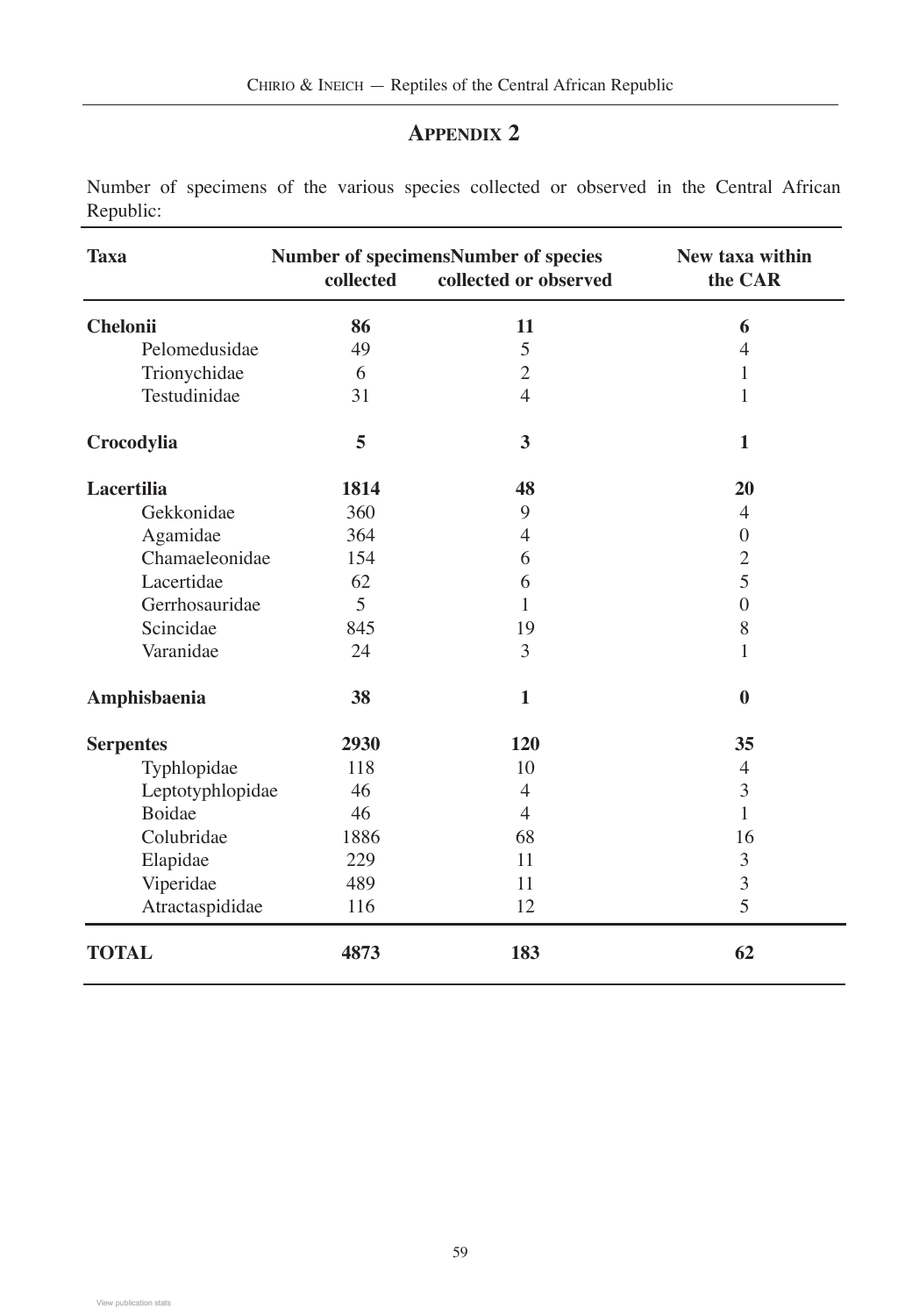## Appendix 2

Number of specimens of the various species collected or observed in the Central African Republic:

| Taxa | Number of specimens collected | Number of species collected or observed | New taxa within the CAR |
|---|---|---|---|
| **Chelonii** | **86** | **11** | **6** |
| Pelomedusidae | 49 | 5 | 4 |
| Trionychidae | 6 | 2 | 1 |
| Testudinidae | 31 | 4 | 1 |
| **Crocodylia** | **5** | **3** | **1** |
| **Lacertilia** | **1814** | **48** | **20** |
| Gekkonidae | 360 | 9 | 4 |
| Agamidae | 364 | 4 | 0 |
| Chamaeleonidae | 154 | 6 | 2 |
| Lacertidae | 62 | 6 | 5 |
| Gerrhosauridae | 5 | 1 | 0 |
| Scincidae | 845 | 19 | 8 |
| Varanidae | 24 | 3 | 1 |
| **Amphisbaenia** | **38** | **1** | **0** |
| **Serpentes** | **2930** | **120** | **35** |
| Typhlopidae | 118 | 10 | 4 |
| Leptotyphlopidae | 46 | 4 | 3 |
| Boidae | 46 | 4 | 1 |
| Colubridae | 1886 | 68 | 16 |
| Elapidae | 229 | 11 | 3 |
| Viperidae | 489 | 11 | 3 |
| Atractaspididae | 116 | 12 | 5 |
| **TOTAL** | **4873** | **183** | **62** |